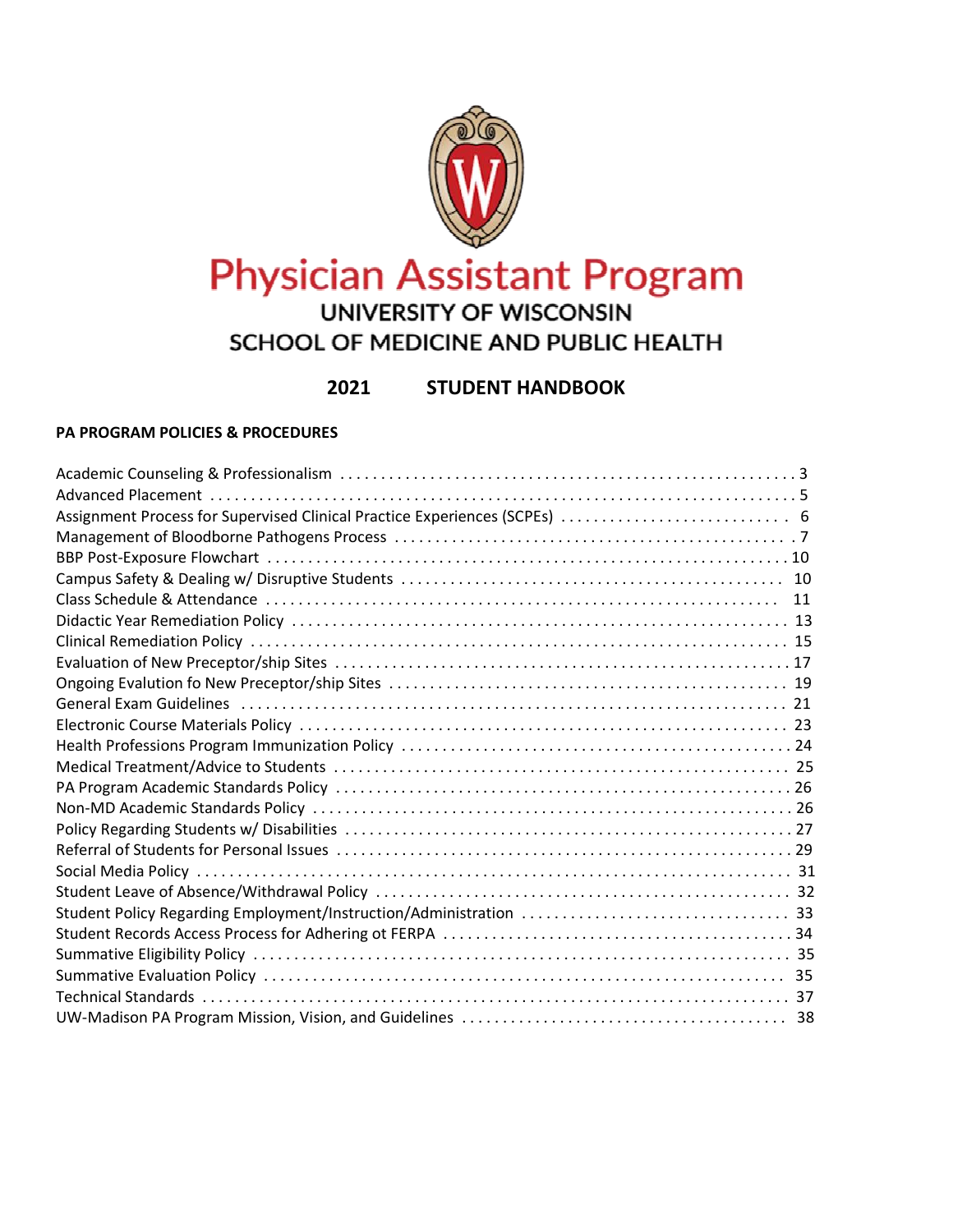# Physician Assistant Program

## UNIVERSITY OF WISCONSIN
## SCHOOL OF MEDICINE AND PUBLIC HEALTH

## 2021 STUDENT HANDBOOK

### PA PROGRAM POLICIES & PROCEDURES

| | |
|---|---|
| Academic Counseling & Professionalism | 3 |
| Advanced Placement | 5 |
| Assignment Process for Supervised Clinical Practice Experiences (SCPEs) | 6 |
| Management of Bloodborne Pathogens Process | 7 |
| BBP Post-Exposure Flowchart | 10 |
| Campus Safety & Dealing w/ Disruptive Students | 10 |
| Class Schedule & Attendance | 11 |
| Didactic Year Remediation Policy | 13 |
| Clinical Remediation Policy | 15 |
| Evaluation of New Preceptor/ship Sites | 17 |
| Ongoing Evalution fo New Preceptor/ship Sites | 19 |
| General Exam Guidelines | 21 |
| Electronic Course Materials Policy | 23 |
| Health Professions Program Immunization Policy | 24 |
| Medical Treatment/Advice to Students | 25 |
| PA Program Academic Standards Policy | 26 |
| Non-MD Academic Standards Policy | 26 |
| Policy Regarding Students w/ Disabilities | 27 |
| Referral of Students for Personal Issues | 29 |
| Social Media Policy | 31 |
| Student Leave of Absence/Withdrawal Policy | 32 |
| Student Policy Regarding Employment/Instruction/Administration | 33 |
| Student Records Access Process for Adhering ot FERPA | 34 |
| Summative Eligibility Policy | 35 |
| Summative Evaluation Policy | 35 |
| Technical Standards | 37 |
| UW-Madison PA Program Mission, Vision, and Guidelines | 38 |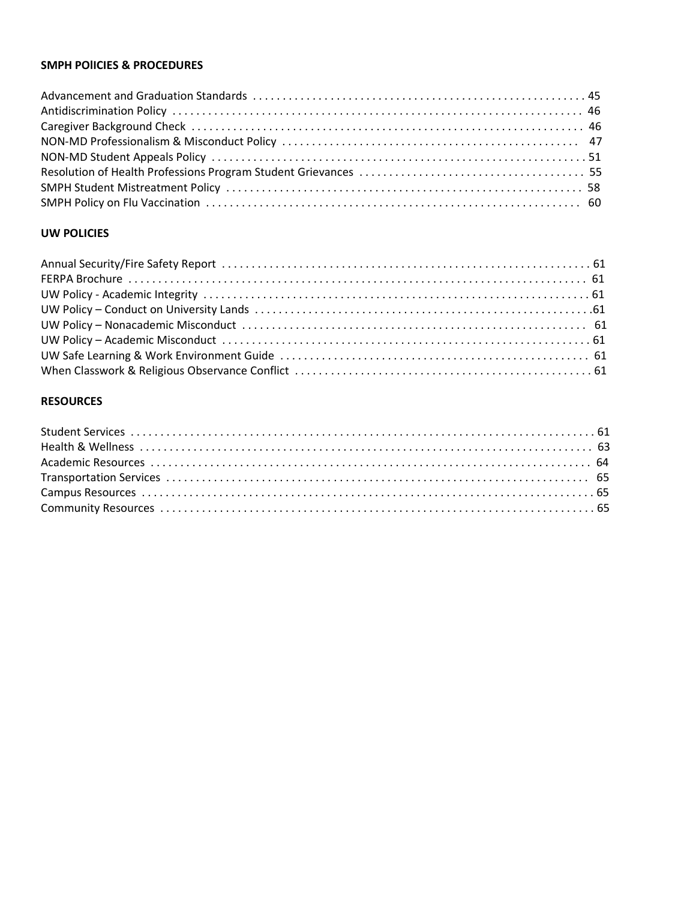**SMPH PolICIES & PROCEDURES**

Advancement and Graduation Standards . . . . . . . . . . . . . . . . . . . . . . . . . . . . . . . . . . . . . . . . . . . . . . . . . . . . . . . 45
Antidiscrimination Policy . . . . . . . . . . . . . . . . . . . . . . . . . . . . . . . . . . . . . . . . . . . . . . . . . . . . . . . . . . . . . . . . . . . 46
Caregiver Background Check . . . . . . . . . . . . . . . . . . . . . . . . . . . . . . . . . . . . . . . . . . . . . . . . . . . . . . . . . . . . . . . 46
NON-MD Professionalism & Misconduct Policy . . . . . . . . . . . . . . . . . . . . . . . . . . . . . . . . . . . . . . . . . . . . . . . . 47
NON-MD Student Appeals Policy . . . . . . . . . . . . . . . . . . . . . . . . . . . . . . . . . . . . . . . . . . . . . . . . . . . . . . . . . . . . . 51
Resolution of Health Professions Program Student Grievances . . . . . . . . . . . . . . . . . . . . . . . . . . . . . . . . . . . . 55
SMPH Student Mistreatment Policy . . . . . . . . . . . . . . . . . . . . . . . . . . . . . . . . . . . . . . . . . . . . . . . . . . . . . . . . . . . 58
SMPH Policy on Flu Vaccination . . . . . . . . . . . . . . . . . . . . . . . . . . . . . . . . . . . . . . . . . . . . . . . . . . . . . . . . . . . . . 60

**UW POLICIES**

Annual Security/Fire Safety Report . . . . . . . . . . . . . . . . . . . . . . . . . . . . . . . . . . . . . . . . . . . . . . . . . . . . . . . . . . . . 61
FERPA Brochure . . . . . . . . . . . . . . . . . . . . . . . . . . . . . . . . . . . . . . . . . . . . . . . . . . . . . . . . . . . . . . . . . . . . . . . . . . 61
UW Policy - Academic Integrity . . . . . . . . . . . . . . . . . . . . . . . . . . . . . . . . . . . . . . . . . . . . . . . . . . . . . . . . . . . . . . . 61
UW Policy – Conduct on University Lands . . . . . . . . . . . . . . . . . . . . . . . . . . . . . . . . . . . . . . . . . . . . . . . . . . . . . . .61
UW Policy – Nonacademic Misconduct . . . . . . . . . . . . . . . . . . . . . . . . . . . . . . . . . . . . . . . . . . . . . . . . . . . . . . . . 61
UW Policy – Academic Misconduct . . . . . . . . . . . . . . . . . . . . . . . . . . . . . . . . . . . . . . . . . . . . . . . . . . . . . . . . . . . . 61
UW Safe Learning & Work Environment Guide . . . . . . . . . . . . . . . . . . . . . . . . . . . . . . . . . . . . . . . . . . . . . . . . . . 61
When Classwork & Religious Observance Conflict . . . . . . . . . . . . . . . . . . . . . . . . . . . . . . . . . . . . . . . . . . . . . . . . 61

**RESOURCES**

Student Services . . . . . . . . . . . . . . . . . . . . . . . . . . . . . . . . . . . . . . . . . . . . . . . . . . . . . . . . . . . . . . . . . . . . . . . . . . 61
Health & Wellness . . . . . . . . . . . . . . . . . . . . . . . . . . . . . . . . . . . . . . . . . . . . . . . . . . . . . . . . . . . . . . . . . . . . . . . . 63
Academic Resources . . . . . . . . . . . . . . . . . . . . . . . . . . . . . . . . . . . . . . . . . . . . . . . . . . . . . . . . . . . . . . . . . . . . . . 64
Transportation Services . . . . . . . . . . . . . . . . . . . . . . . . . . . . . . . . . . . . . . . . . . . . . . . . . . . . . . . . . . . . . . . . . . . 65
Campus Resources . . . . . . . . . . . . . . . . . . . . . . . . . . . . . . . . . . . . . . . . . . . . . . . . . . . . . . . . . . . . . . . . . . . . . . . . 65
Community Resources . . . . . . . . . . . . . . . . . . . . . . . . . . . . . . . . . . . . . . . . . . . . . . . . . . . . . . . . . . . . . . . . . . . . . 65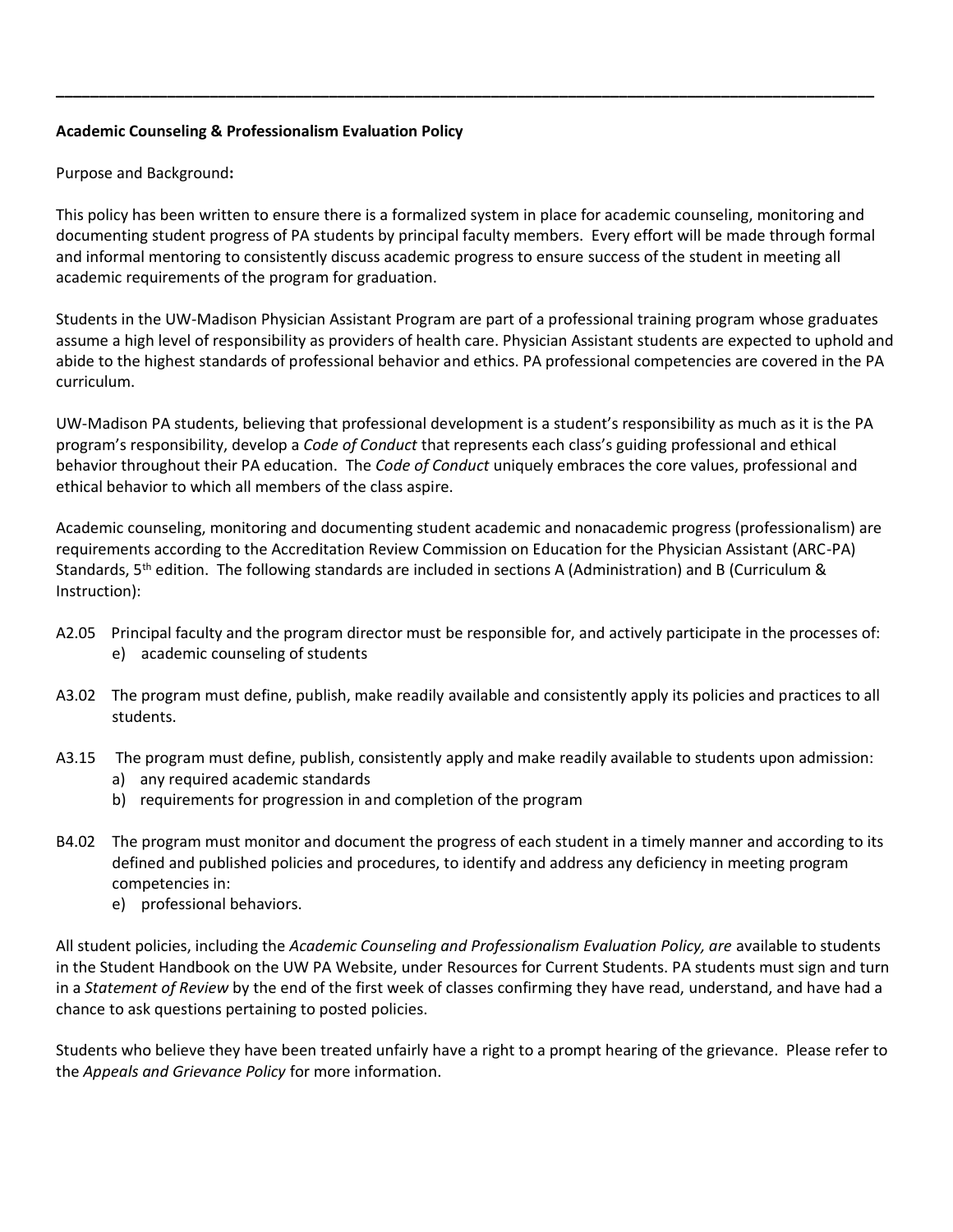**Academic Counseling & Professionalism Evaluation Policy**

Purpose and Background**:**

This policy has been written to ensure there is a formalized system in place for academic counseling, monitoring and documenting student progress of PA students by principal faculty members. Every effort will be made through formal and informal mentoring to consistently discuss academic progress to ensure success of the student in meeting all academic requirements of the program for graduation.

Students in the UW-Madison Physician Assistant Program are part of a professional training program whose graduates assume a high level of responsibility as providers of health care. Physician Assistant students are expected to uphold and abide to the highest standards of professional behavior and ethics. PA professional competencies are covered in the PA curriculum.

UW-Madison PA students, believing that professional development is a student's responsibility as much as it is the PA program's responsibility, develop a *Code of Conduct* that represents each class's guiding professional and ethical behavior throughout their PA education. The *Code of Conduct* uniquely embraces the core values, professional and ethical behavior to which all members of the class aspire.

Academic counseling, monitoring and documenting student academic and nonacademic progress (professionalism) are requirements according to the Accreditation Review Commission on Education for the Physician Assistant (ARC-PA) Standards, 5th edition. The following standards are included in sections A (Administration) and B (Curriculum & Instruction):

A2.05 Principal faculty and the program director must be responsible for, and actively participate in the processes of:
- e) academic counseling of students

A3.02 The program must define, publish, make readily available and consistently apply its policies and practices to all students.

A3.15 The program must define, publish, consistently apply and make readily available to students upon admission:
- a) any required academic standards
- b) requirements for progression in and completion of the program

B4.02 The program must monitor and document the progress of each student in a timely manner and according to its defined and published policies and procedures, to identify and address any deficiency in meeting program competencies in:
- e) professional behaviors.

All student policies, including the *Academic Counseling and Professionalism Evaluation Policy, are* available to students in the Student Handbook on the UW PA Website, under Resources for Current Students. PA students must sign and turn in a *Statement of Review* by the end of the first week of classes confirming they have read, understand, and have had a chance to ask questions pertaining to posted policies.

Students who believe they have been treated unfairly have a right to a prompt hearing of the grievance. Please refer to the *Appeals and Grievance Policy* for more information.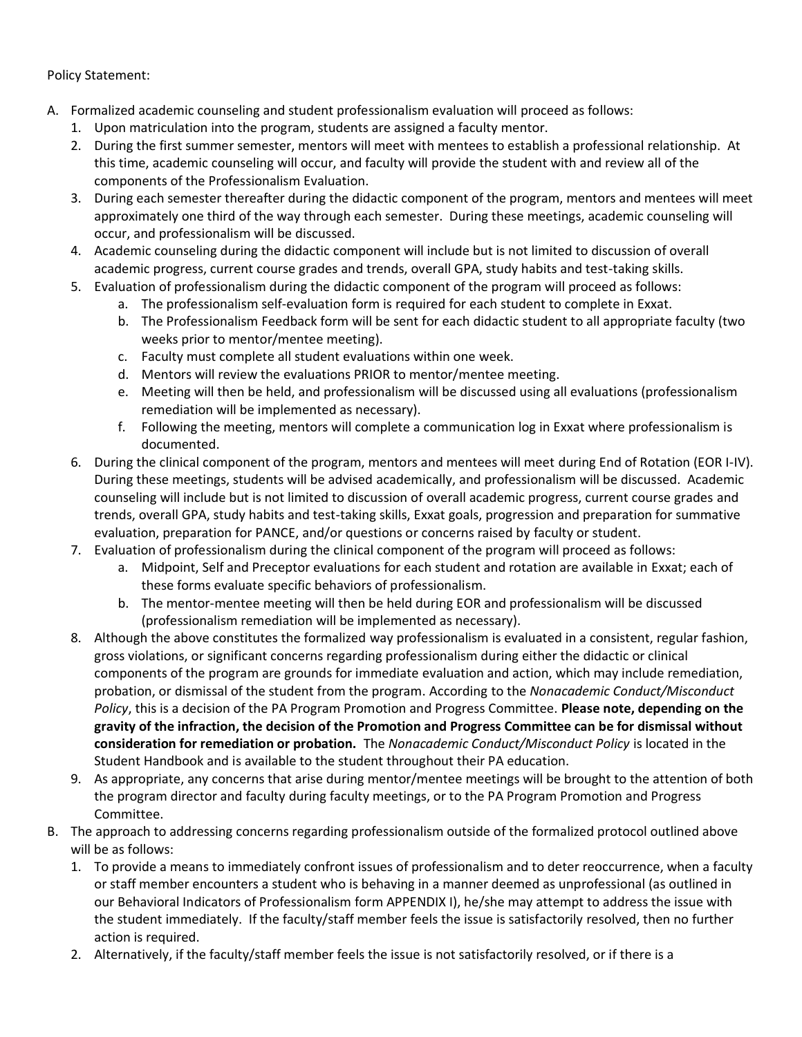Policy Statement:

A. Formalized academic counseling and student professionalism evaluation will proceed as follows:
   1. Upon matriculation into the program, students are assigned a faculty mentor.
   2. During the first summer semester, mentors will meet with mentees to establish a professional relationship. At this time, academic counseling will occur, and faculty will provide the student with and review all of the components of the Professionalism Evaluation.
   3. During each semester thereafter during the didactic component of the program, mentors and mentees will meet approximately one third of the way through each semester. During these meetings, academic counseling will occur, and professionalism will be discussed.
   4. Academic counseling during the didactic component will include but is not limited to discussion of overall academic progress, current course grades and trends, overall GPA, study habits and test-taking skills.
   5. Evaluation of professionalism during the didactic component of the program will proceed as follows:
      a. The professionalism self-evaluation form is required for each student to complete in Exxat.
      b. The Professionalism Feedback form will be sent for each didactic student to all appropriate faculty (two weeks prior to mentor/mentee meeting).
      c. Faculty must complete all student evaluations within one week.
      d. Mentors will review the evaluations PRIOR to mentor/mentee meeting.
      e. Meeting will then be held, and professionalism will be discussed using all evaluations (professionalism remediation will be implemented as necessary).
      f. Following the meeting, mentors will complete a communication log in Exxat where professionalism is documented.
   6. During the clinical component of the program, mentors and mentees will meet during End of Rotation (EOR I-IV). During these meetings, students will be advised academically, and professionalism will be discussed. Academic counseling will include but is not limited to discussion of overall academic progress, current course grades and trends, overall GPA, study habits and test-taking skills, Exxat goals, progression and preparation for summative evaluation, preparation for PANCE, and/or questions or concerns raised by faculty or student.
   7. Evaluation of professionalism during the clinical component of the program will proceed as follows:
      a. Midpoint, Self and Preceptor evaluations for each student and rotation are available in Exxat; each of these forms evaluate specific behaviors of professionalism.
      b. The mentor-mentee meeting will then be held during EOR and professionalism will be discussed (professionalism remediation will be implemented as necessary).
   8. Although the above constitutes the formalized way professionalism is evaluated in a consistent, regular fashion, gross violations, or significant concerns regarding professionalism during either the didactic or clinical components of the program are grounds for immediate evaluation and action, which may include remediation, probation, or dismissal of the student from the program. According to the *Nonacademic Conduct/Misconduct Policy*, this is a decision of the PA Program Promotion and Progress Committee. **Please note, depending on the gravity of the infraction, the decision of the Promotion and Progress Committee can be for dismissal without consideration for remediation or probation.** The *Nonacademic Conduct/Misconduct Policy* is located in the Student Handbook and is available to the student throughout their PA education.
   9. As appropriate, any concerns that arise during mentor/mentee meetings will be brought to the attention of both the program director and faculty during faculty meetings, or to the PA Program Promotion and Progress Committee.

B. The approach to addressing concerns regarding professionalism outside of the formalized protocol outlined above will be as follows:
   1. To provide a means to immediately confront issues of professionalism and to deter reoccurrence, when a faculty or staff member encounters a student who is behaving in a manner deemed as unprofessional (as outlined in our Behavioral Indicators of Professionalism form APPENDIX I), he/she may attempt to address the issue with the student immediately. If the faculty/staff member feels the issue is satisfactorily resolved, then no further action is required.
   2. Alternatively, if the faculty/staff member feels the issue is not satisfactorily resolved, or if there is a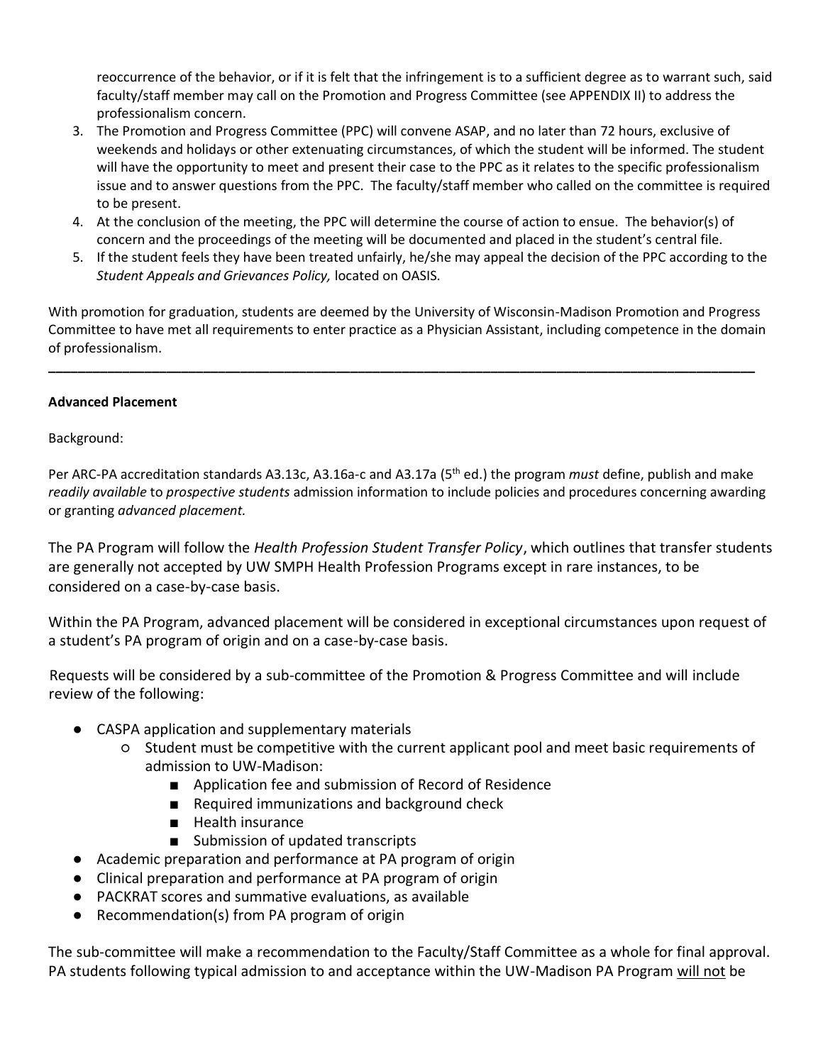reoccurrence of the behavior, or if it is felt that the infringement is to a sufficient degree as to warrant such, said faculty/staff member may call on the Promotion and Progress Committee (see APPENDIX II) to address the professionalism concern.

3. The Promotion and Progress Committee (PPC) will convene ASAP, and no later than 72 hours, exclusive of weekends and holidays or other extenuating circumstances, of which the student will be informed. The student will have the opportunity to meet and present their case to the PPC as it relates to the specific professionalism issue and to answer questions from the PPC. The faculty/staff member who called on the committee is required to be present.
4. At the conclusion of the meeting, the PPC will determine the course of action to ensue. The behavior(s) of concern and the proceedings of the meeting will be documented and placed in the student's central file.
5. If the student feels they have been treated unfairly, he/she may appeal the decision of the PPC according to the *Student Appeals and Grievances Policy,* located on OASIS.

With promotion for graduation, students are deemed by the University of Wisconsin-Madison Promotion and Progress Committee to have met all requirements to enter practice as a Physician Assistant, including competence in the domain of professionalism.

---

**Advanced Placement**

Background:

Per ARC-PA accreditation standards A3.13c, A3.16a-c and A3.17a (5th ed.) the program *must* define, publish and make *readily available* to *prospective students* admission information to include policies and procedures concerning awarding or granting *advanced placement.*

The PA Program will follow the *Health Profession Student Transfer Policy*, which outlines that transfer students are generally not accepted by UW SMPH Health Profession Programs except in rare instances, to be considered on a case-by-case basis.

Within the PA Program, advanced placement will be considered in exceptional circumstances upon request of a student's PA program of origin and on a case-by-case basis.

Requests will be considered by a sub-committee of the Promotion & Progress Committee and will include review of the following:

- CASPA application and supplementary materials
  - Student must be competitive with the current applicant pool and meet basic requirements of admission to UW-Madison:
    - Application fee and submission of Record of Residence
    - Required immunizations and background check
    - Health insurance
    - Submission of updated transcripts
- Academic preparation and performance at PA program of origin
- Clinical preparation and performance at PA program of origin
- PACKRAT scores and summative evaluations, as available
- Recommendation(s) from PA program of origin

The sub-committee will make a recommendation to the Faculty/Staff Committee as a whole for final approval. PA students following typical admission to and acceptance within the UW-Madison PA Program <u>will not</u> be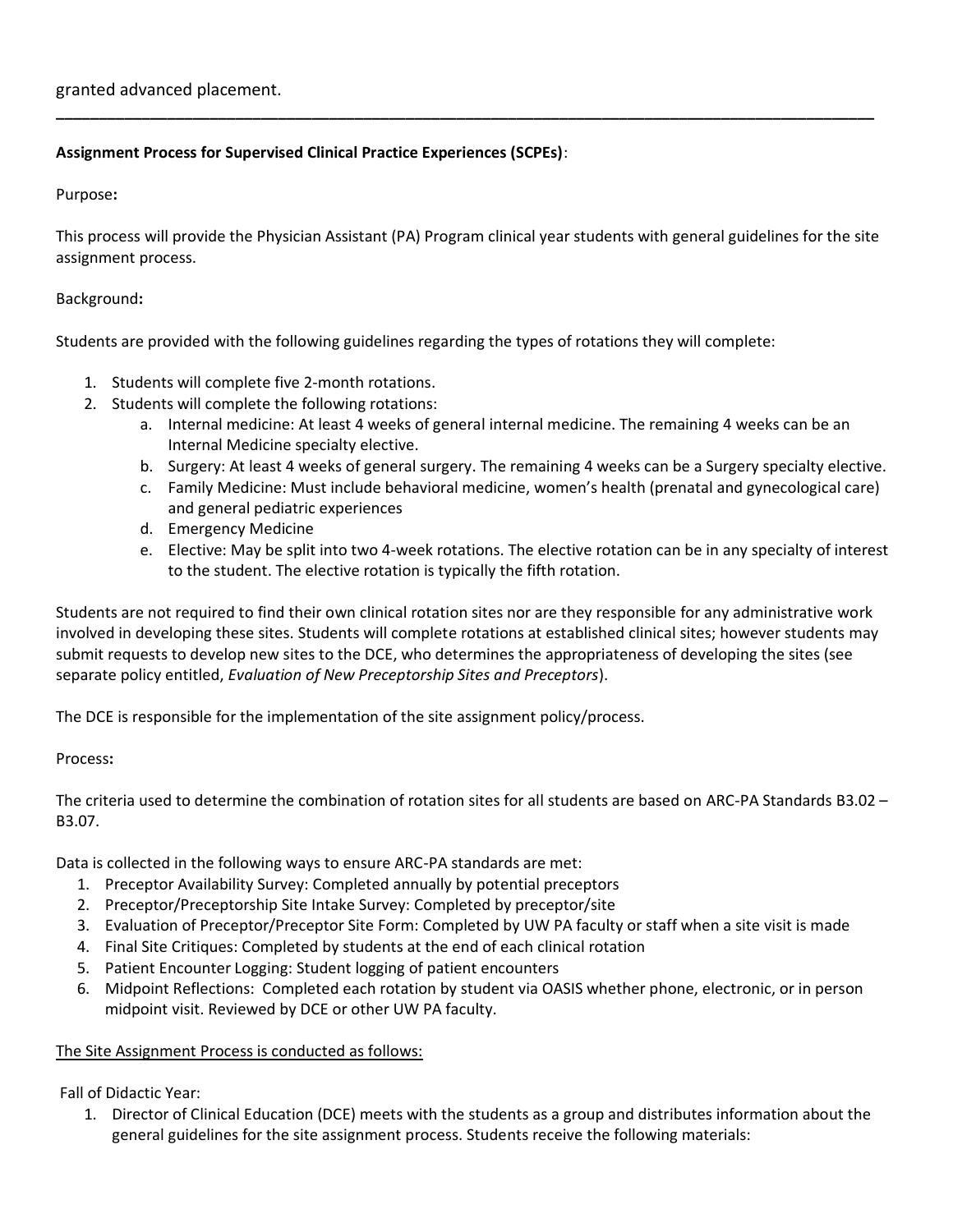granted advanced placement.

---

**Assignment Process for Supervised Clinical Practice Experiences (SCPEs)**:

Purpose**:**

This process will provide the Physician Assistant (PA) Program clinical year students with general guidelines for the site assignment process.

Background**:**

Students are provided with the following guidelines regarding the types of rotations they will complete:

1. Students will complete five 2-month rotations.
2. Students will complete the following rotations:
   a. Internal medicine: At least 4 weeks of general internal medicine. The remaining 4 weeks can be an Internal Medicine specialty elective.
   b. Surgery: At least 4 weeks of general surgery. The remaining 4 weeks can be a Surgery specialty elective.
   c. Family Medicine: Must include behavioral medicine, women's health (prenatal and gynecological care) and general pediatric experiences
   d. Emergency Medicine
   e. Elective: May be split into two 4-week rotations. The elective rotation can be in any specialty of interest to the student. The elective rotation is typically the fifth rotation.

Students are not required to find their own clinical rotation sites nor are they responsible for any administrative work involved in developing these sites. Students will complete rotations at established clinical sites; however students may submit requests to develop new sites to the DCE, who determines the appropriateness of developing the sites (see separate policy entitled, *Evaluation of New Preceptorship Sites and Preceptors*).

The DCE is responsible for the implementation of the site assignment policy/process.

Process**:**

The criteria used to determine the combination of rotation sites for all students are based on ARC-PA Standards B3.02 – B3.07.

Data is collected in the following ways to ensure ARC-PA standards are met:

1. Preceptor Availability Survey: Completed annually by potential preceptors
2. Preceptor/Preceptorship Site Intake Survey: Completed by preceptor/site
3. Evaluation of Preceptor/Preceptor Site Form: Completed by UW PA faculty or staff when a site visit is made
4. Final Site Critiques: Completed by students at the end of each clinical rotation
5. Patient Encounter Logging: Student logging of patient encounters
6. Midpoint Reflections: Completed each rotation by student via OASIS whether phone, electronic, or in person midpoint visit. Reviewed by DCE or other UW PA faculty.

<u>The Site Assignment Process is conducted as follows:</u>

Fall of Didactic Year:

1. Director of Clinical Education (DCE) meets with the students as a group and distributes information about the general guidelines for the site assignment process. Students receive the following materials: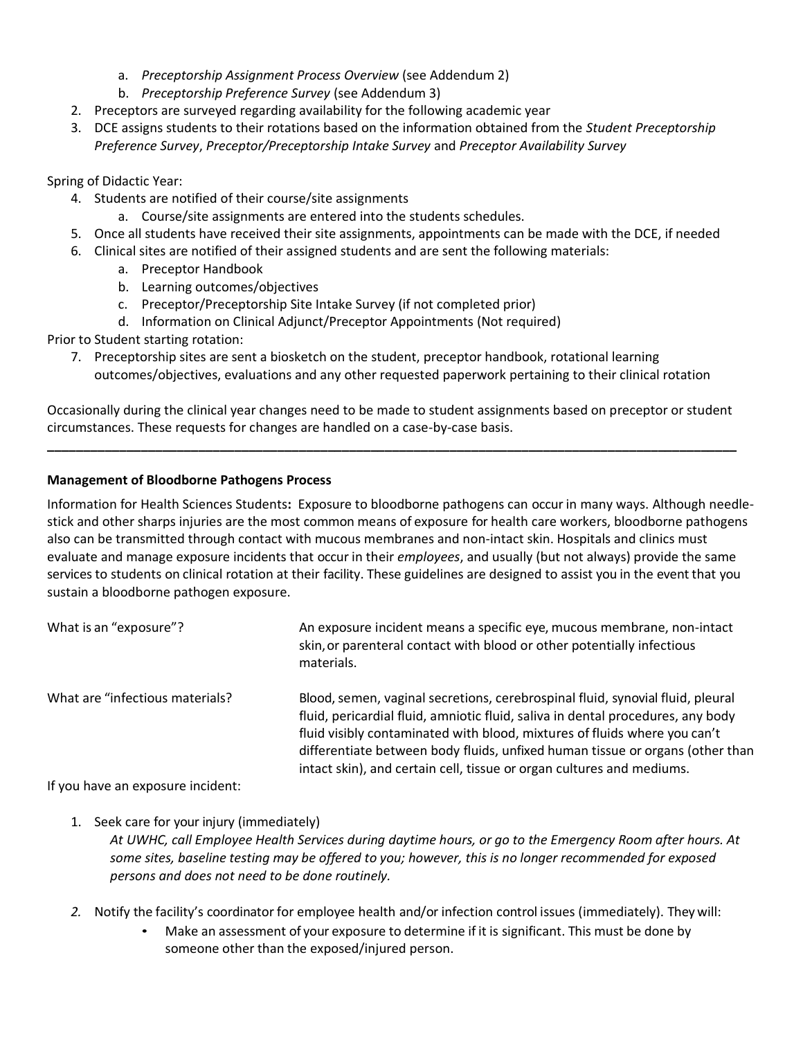a. *Preceptorship Assignment Process Overview* (see Addendum 2)
   b. *Preceptorship Preference Survey* (see Addendum 3)
2. Preceptors are surveyed regarding availability for the following academic year
3. DCE assigns students to their rotations based on the information obtained from the *Student Preceptorship Preference Survey*, *Preceptor/Preceptorship Intake Survey* and *Preceptor Availability Survey*

Spring of Didactic Year:

4. Students are notified of their course/site assignments
   a. Course/site assignments are entered into the students schedules.
5. Once all students have received their site assignments, appointments can be made with the DCE, if needed
6. Clinical sites are notified of their assigned students and are sent the following materials:
   a. Preceptor Handbook
   b. Learning outcomes/objectives
   c. Preceptor/Preceptorship Site Intake Survey (if not completed prior)
   d. Information on Clinical Adjunct/Preceptor Appointments (Not required)

Prior to Student starting rotation:

7. Preceptorship sites are sent a biosketch on the student, preceptor handbook, rotational learning outcomes/objectives, evaluations and any other requested paperwork pertaining to their clinical rotation

Occasionally during the clinical year changes need to be made to student assignments based on preceptor or student circumstances. These requests for changes are handled on a case-by-case basis.

---

**Management of Bloodborne Pathogens Process**

Information for Health Sciences Students**:** Exposure to bloodborne pathogens can occur in many ways. Although needle-stick and other sharps injuries are the most common means of exposure for health care workers, bloodborne pathogens also can be transmitted through contact with mucous membranes and non-intact skin. Hospitals and clinics must evaluate and manage exposure incidents that occur in their *employees*, and usually (but not always) provide the same services to students on clinical rotation at their facility. These guidelines are designed to assist you in the event that you sustain a bloodborne pathogen exposure.

| | |
|---|---|
| What is an "exposure"? | An exposure incident means a specific eye, mucous membrane, non-intact skin, or parenteral contact with blood or other potentially infectious materials. |
| What are "infectious materials? | Blood, semen, vaginal secretions, cerebrospinal fluid, synovial fluid, pleural fluid, pericardial fluid, amniotic fluid, saliva in dental procedures, any body fluid visibly contaminated with blood, mixtures of fluids where you can't differentiate between body fluids, unfixed human tissue or organs (other than intact skin), and certain cell, tissue or organ cultures and mediums. |

If you have an exposure incident:

1. Seek care for your injury (immediately)
   *At UWHC, call Employee Health Services during daytime hours, or go to the Emergency Room after hours. At some sites, baseline testing may be offered to you; however, this is no longer recommended for exposed persons and does not need to be done routinely.*

2. Notify the facility's coordinator for employee health and/or infection control issues (immediately). They will:
   - Make an assessment of your exposure to determine if it is significant. This must be done by someone other than the exposed/injured person.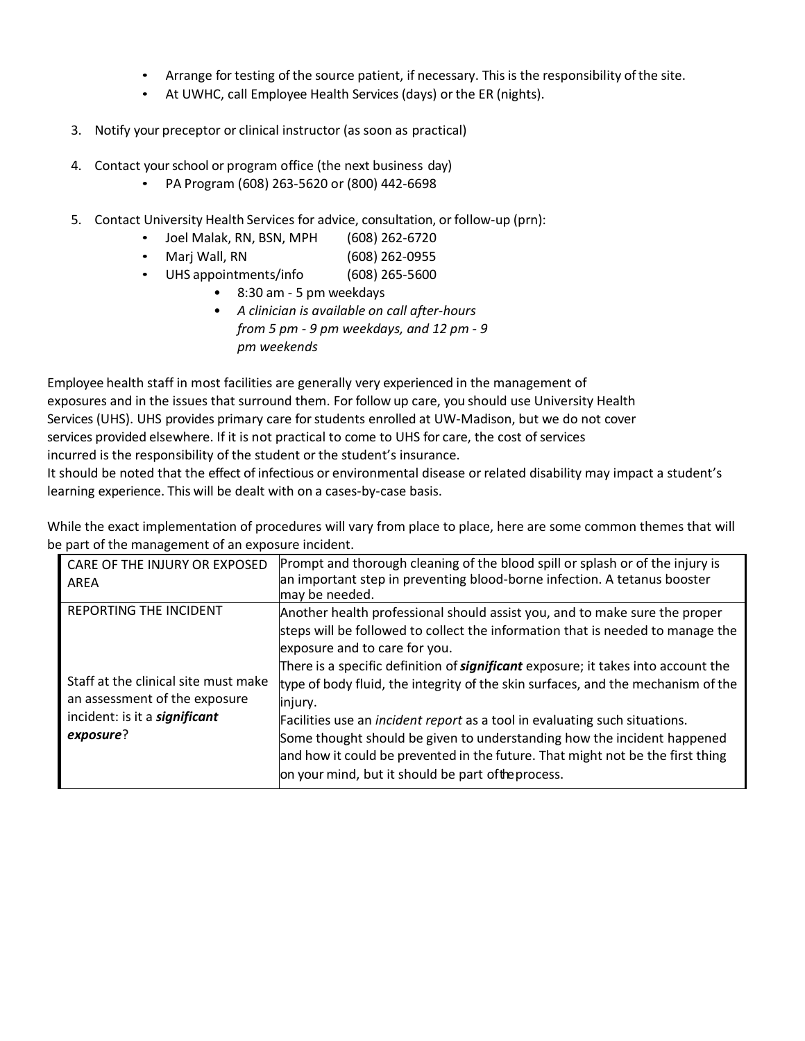- Arrange for testing of the source patient, if necessary. This is the responsibility of the site.
- At UWHC, call Employee Health Services (days) or the ER (nights).

3. Notify your preceptor or clinical instructor (as soon as practical)

4. Contact your school or program office (the next business day)
   - PA Program (608) 263-5620 or (800) 442-6698

5. Contact University Health Services for advice, consultation, or follow-up (prn):
   - Joel Malak, RN, BSN, MPH (608) 262-6720
   - Marj Wall, RN (608) 262-0955
   - UHS appointments/info (608) 265-5600
     - 8:30 am - 5 pm weekdays
     - *A clinician is available on call after-hours from 5 pm - 9 pm weekdays, and 12 pm - 9 pm weekends*

Employee health staff in most facilities are generally very experienced in the management of exposures and in the issues that surround them. For follow up care, you should use University Health Services (UHS). UHS provides primary care for students enrolled at UW-Madison, but we do not cover services provided elsewhere. If it is not practical to come to UHS for care, the cost of services incurred is the responsibility of the student or the student's insurance.
It should be noted that the effect of infectious or environmental disease or related disability may impact a student's learning experience. This will be dealt with on a cases-by-case basis.

While the exact implementation of procedures will vary from place to place, here are some common themes that will be part of the management of an exposure incident.

| | |
|---|---|
| CARE OF THE INJURY OR EXPOSED AREA | Prompt and thorough cleaning of the blood spill or splash or of the injury is an important step in preventing blood-borne infection. A tetanus booster may be needed. |
| REPORTING THE INCIDENT<br><br>Staff at the clinical site must make an assessment of the exposure incident: is it a ***significant exposure***? | Another health professional should assist you, and to make sure the proper steps will be followed to collect the information that is needed to manage the exposure and to care for you.<br>There is a specific definition of ***significant*** exposure; it takes into account the type of body fluid, the integrity of the skin surfaces, and the mechanism of the injury.<br>Facilities use an *incident report* as a tool in evaluating such situations.<br>Some thought should be given to understanding how the incident happened and how it could be prevented in the future. That might not be the first thing on your mind, but it should be part of the process. |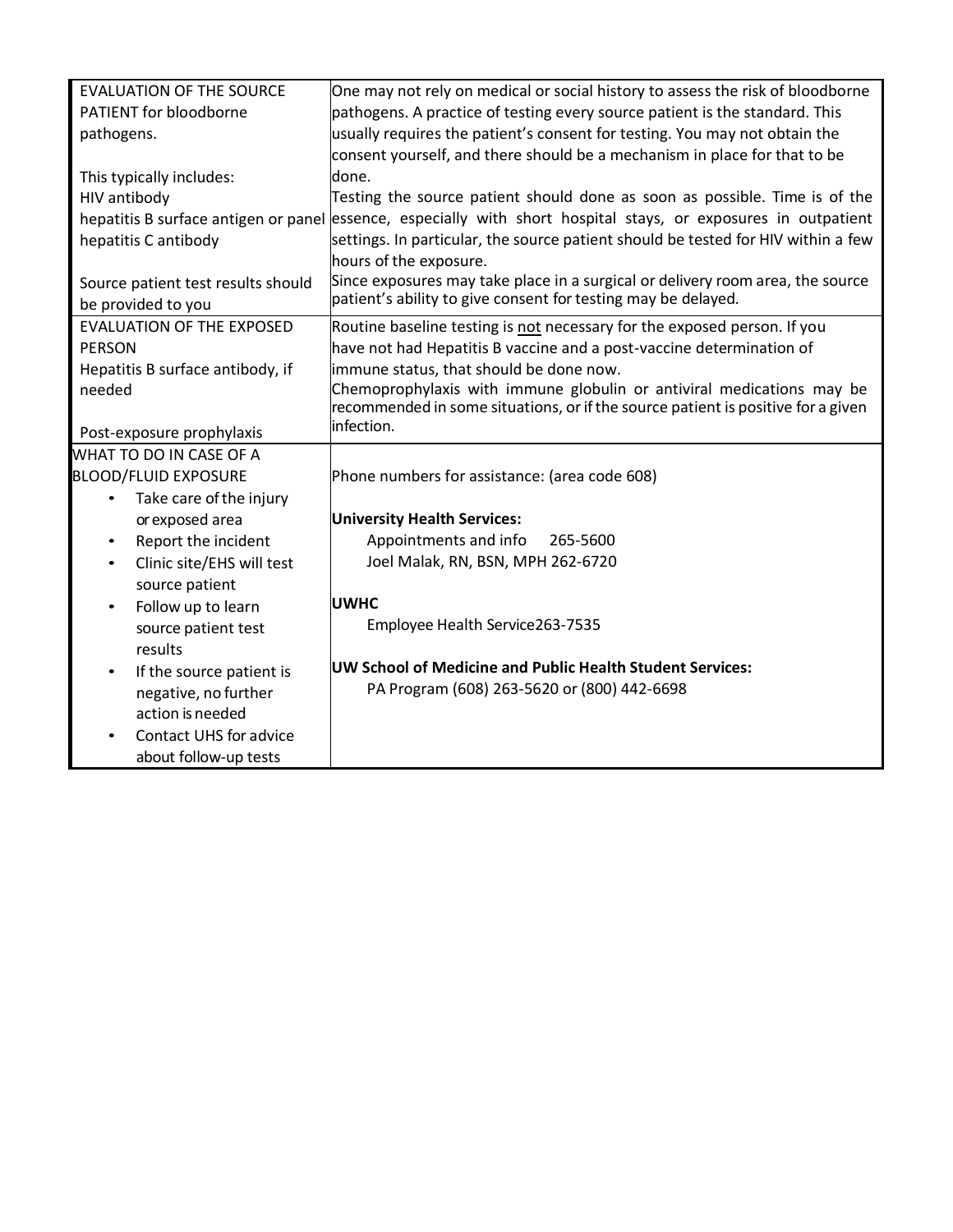| | |
|---|---|
| EVALUATION OF THE SOURCE PATIENT for bloodborne pathogens.<br><br>This typically includes:<br>HIV antibody<br>hepatitis B surface antigen or panel<br>hepatitis C antibody<br><br>Source patient test results should be provided to you | One may not rely on medical or social history to assess the risk of bloodborne pathogens. A practice of testing every source patient is the standard. This usually requires the patient's consent for testing. You may not obtain the consent yourself, and there should be a mechanism in place for that to be done.<br>Testing the source patient should done as soon as possible. Time is of the essence, especially with short hospital stays, or exposures in outpatient settings. In particular, the source patient should be tested for HIV within a few hours of the exposure.<br>Since exposures may take place in a surgical or delivery room area, the source patient's ability to give consent for testing may be delayed. |
| EVALUATION OF THE EXPOSED PERSON<br>Hepatitis B surface antibody, if needed<br><br>Post-exposure prophylaxis | Routine baseline testing is <u>not</u> necessary for the exposed person. If you have not had Hepatitis B vaccine and a post-vaccine determination of immune status, that should be done now.<br>Chemoprophylaxis with immune globulin or antiviral medications may be recommended in some situations, or if the source patient is positive for a given infection. |
| WHAT TO DO IN CASE OF A BLOOD/FLUID EXPOSURE<br>• Take care of the injury or exposed area<br>• Report the incident<br>• Clinic site/EHS will test source patient<br>• Follow up to learn source patient test results<br>• If the source patient is negative, no further action is needed<br>• Contact UHS for advice about follow-up tests | Phone numbers for assistance: (area code 608)<br><br>**University Health Services:**<br>Appointments and info 265-5600<br>Joel Malak, RN, BSN, MPH 262-6720<br><br>**UWHC**<br>Employee Health Service263-7535<br><br>**UW School of Medicine and Public Health Student Services:**<br>PA Program (608) 263-5620 or (800) 442-6698 |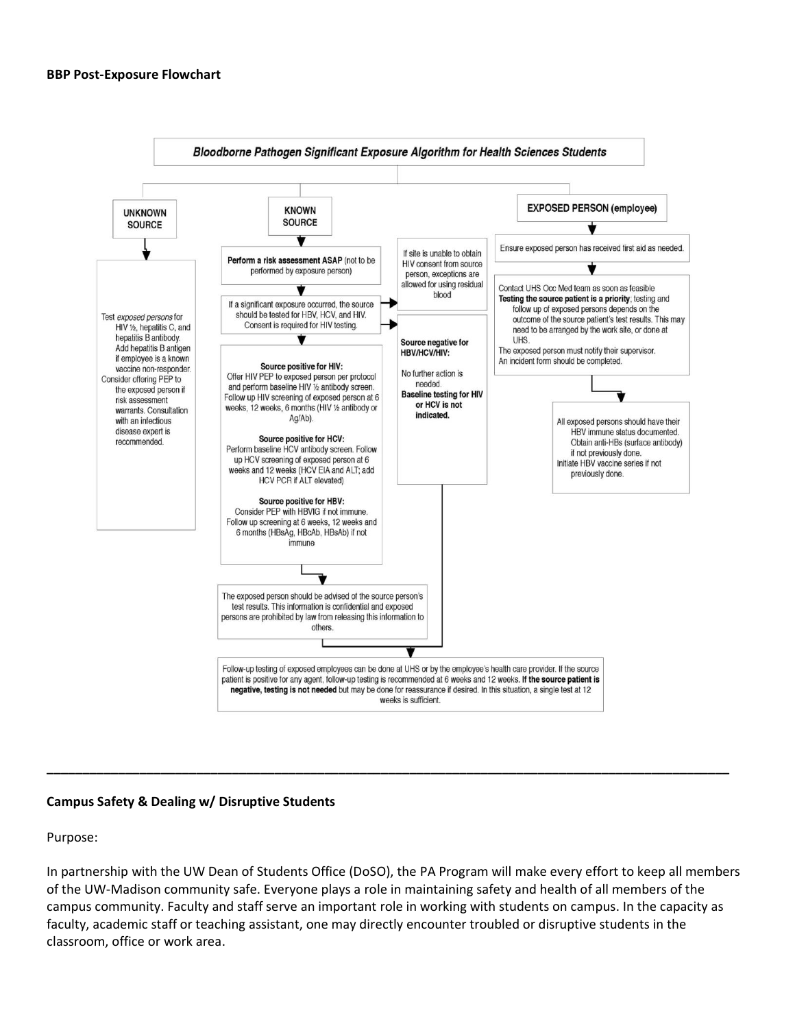**BBP Post-Exposure Flowchart**

***Bloodborne Pathogen Significant Exposure Algorithm for Health Sciences Students***

**UNKNOWN SOURCE**

Test *exposed persons* for HIV ½, hepatitis C, and hepatitis B antibody. Add hepatitis B antigen if employee is a known vaccine non-responder.

Consider offering PEP to the exposed person if risk assessment warrants. Consultation with an infectious disease expert is recommended.

**KNOWN SOURCE**

**Perform a risk assessment ASAP** (not to be performed by exposure person)

If a significant exposure occurred, the source should be tested for HBV, HCV, and HIV. Consent is required for HIV testing.

If site is unable to obtain HIV consent from source person, exceptions are allowed for using residual blood

**Source negative for HBV/HCV/HIV:**

No further action is needed.
**Baseline testing for HIV or HCV is not indicated.**

**Source positive for HIV:**
Offer HIV PEP to exposed person per protocol and perform baseline HIV ½ antibody screen. Follow up HIV screening of exposed person at 6 weeks, 12 weeks, 6 months (HIV ½ antibody or Ag/Ab).

**Source positive for HCV:**
Perform baseline HCV antibody screen. Follow up HCV screening of exposed person at 6 weeks and 12 weeks (HCV EIA and ALT; add HCV PCR if ALT elevated)

**Source positive for HBV:**
Consider PEP with HBVIG if not immune. Follow up screening at 6 weeks, 12 weeks and 6 months (HBsAg, HBcAb, HBsAb) if not immune

The exposed person should be advised of the source person's test results. This information is confidential and exposed persons are prohibited by law from releasing this information to others.

**EXPOSED PERSON (employee)**

Ensure exposed person has received first aid as needed.

Contact UHS Occ Med team as soon as feasible
**Testing the source patient is a priority**; testing and follow up of exposed persons depends on the outcome of the source patient's test results. This may need to be arranged by the work site, or done at UHS.
The exposed person must notify their supervisor.
An incident form should be completed.

All exposed persons should have their HBV immune status documented. Obtain anti-HBs (surface antibody) if not previously done.
Initiate HBV vaccine series if not previously done.

Follow-up testing of exposed employees can be done at UHS or by the employee's health care provider. If the source patient is positive for any agent, follow-up testing is recommended at 6 weeks and 12 weeks. **If the source patient is negative, testing is not needed** but may be done for reassurance if desired. In this situation, a single test at 12 weeks is sufficient.

---

**Campus Safety & Dealing w/ Disruptive Students**

Purpose:

In partnership with the UW Dean of Students Office (DoSO), the PA Program will make every effort to keep all members of the UW-Madison community safe. Everyone plays a role in maintaining safety and health of all members of the campus community. Faculty and staff serve an important role in working with students on campus. In the capacity as faculty, academic staff or teaching assistant, one may directly encounter troubled or disruptive students in the classroom, office or work area.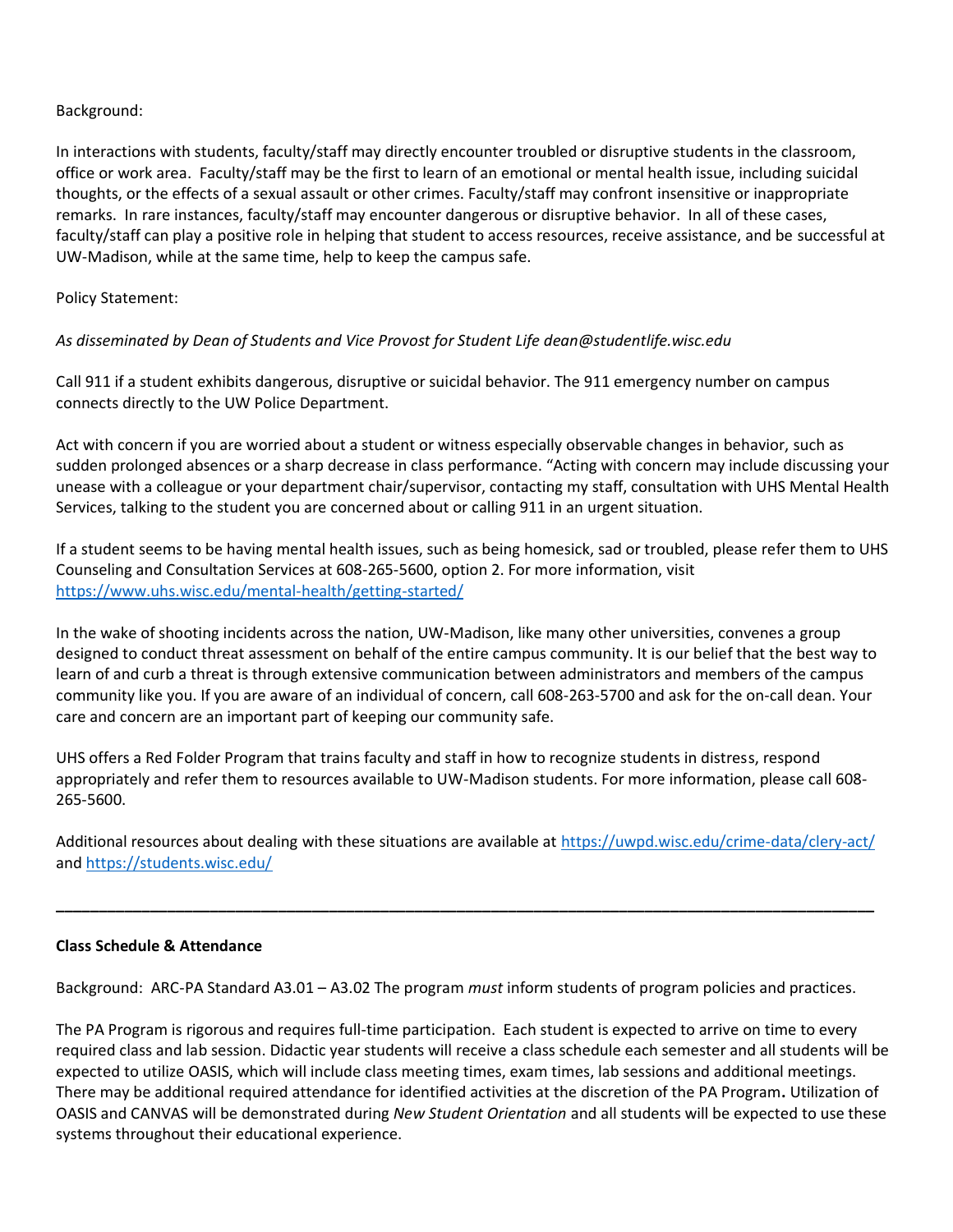Background:

In interactions with students, faculty/staff may directly encounter troubled or disruptive students in the classroom, office or work area. Faculty/staff may be the first to learn of an emotional or mental health issue, including suicidal thoughts, or the effects of a sexual assault or other crimes. Faculty/staff may confront insensitive or inappropriate remarks. In rare instances, faculty/staff may encounter dangerous or disruptive behavior. In all of these cases, faculty/staff can play a positive role in helping that student to access resources, receive assistance, and be successful at UW-Madison, while at the same time, help to keep the campus safe.

Policy Statement:

*As disseminated by Dean of Students and Vice Provost for Student Life dean@studentlife.wisc.edu*

Call 911 if a student exhibits dangerous, disruptive or suicidal behavior. The 911 emergency number on campus connects directly to the UW Police Department.

Act with concern if you are worried about a student or witness especially observable changes in behavior, such as sudden prolonged absences or a sharp decrease in class performance. "Acting with concern may include discussing your unease with a colleague or your department chair/supervisor, contacting my staff, consultation with UHS Mental Health Services, talking to the student you are concerned about or calling 911 in an urgent situation.

If a student seems to be having mental health issues, such as being homesick, sad or troubled, please refer them to UHS Counseling and Consultation Services at 608-265-5600, option 2. For more information, visit [https://www.uhs.wisc.edu/mental-health/getting-started/](https://www.uhs.wisc.edu/mental-health/getting-started/)

In the wake of shooting incidents across the nation, UW-Madison, like many other universities, convenes a group designed to conduct threat assessment on behalf of the entire campus community. It is our belief that the best way to learn of and curb a threat is through extensive communication between administrators and members of the campus community like you. If you are aware of an individual of concern, call 608-263-5700 and ask for the on-call dean. Your care and concern are an important part of keeping our community safe.

UHS offers a Red Folder Program that trains faculty and staff in how to recognize students in distress, respond appropriately and refer them to resources available to UW-Madison students. For more information, please call 608-265-5600.

Additional resources about dealing with these situations are available at [https://uwpd.wisc.edu/crime-data/clery-act/](https://uwpd.wisc.edu/crime-data/clery-act/) and [https://students.wisc.edu/](https://students.wisc.edu/)

---

**Class Schedule & Attendance**

Background: ARC-PA Standard A3.01 – A3.02 The program *must* inform students of program policies and practices.

The PA Program is rigorous and requires full-time participation. Each student is expected to arrive on time to every required class and lab session. Didactic year students will receive a class schedule each semester and all students will be expected to utilize OASIS, which will include class meeting times, exam times, lab sessions and additional meetings. There may be additional required attendance for identified activities at the discretion of the PA Program**.** Utilization of OASIS and CANVAS will be demonstrated during *New Student Orientation* and all students will be expected to use these systems throughout their educational experience.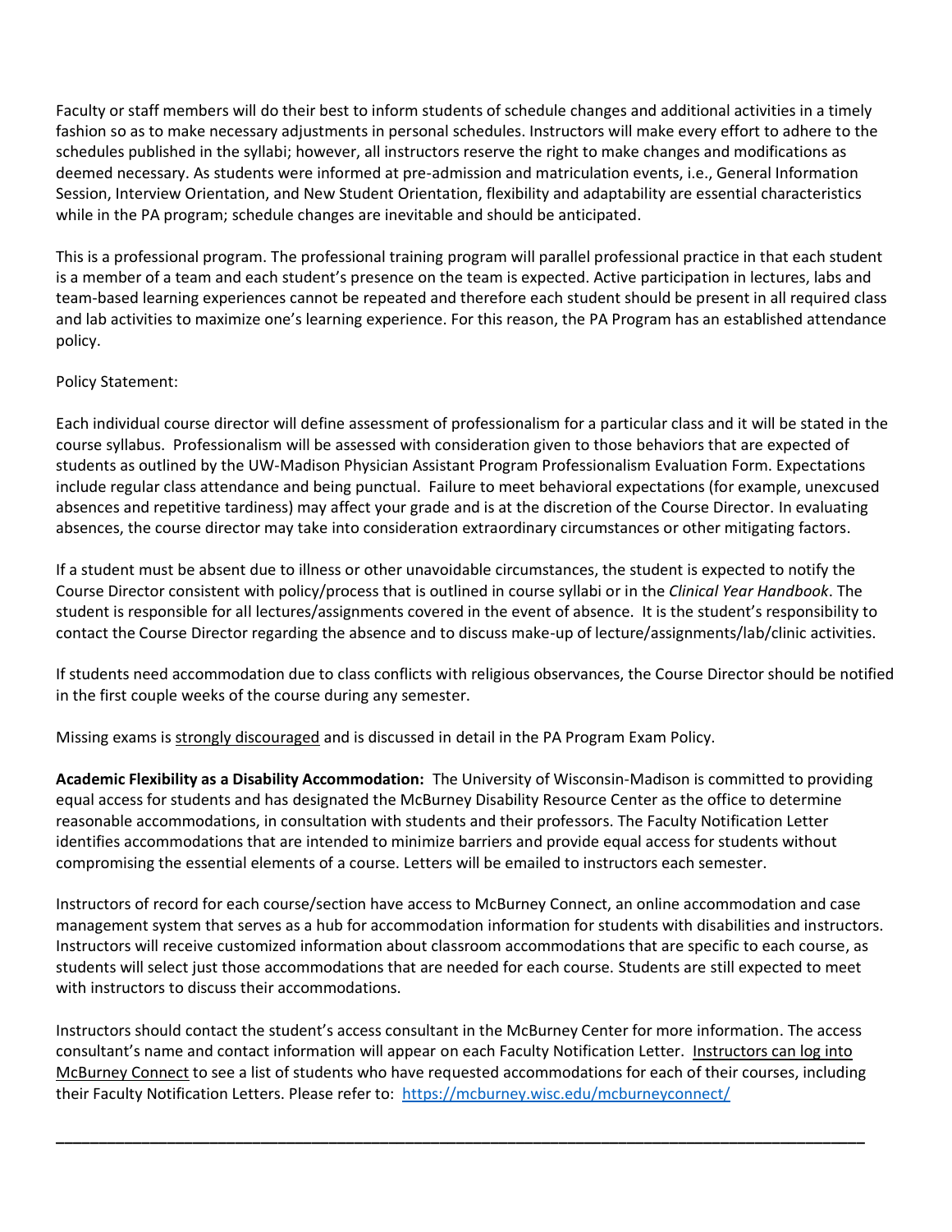Faculty or staff members will do their best to inform students of schedule changes and additional activities in a timely fashion so as to make necessary adjustments in personal schedules. Instructors will make every effort to adhere to the schedules published in the syllabi; however, all instructors reserve the right to make changes and modifications as deemed necessary. As students were informed at pre-admission and matriculation events, i.e., General Information Session, Interview Orientation, and New Student Orientation, flexibility and adaptability are essential characteristics while in the PA program; schedule changes are inevitable and should be anticipated.

This is a professional program. The professional training program will parallel professional practice in that each student is a member of a team and each student's presence on the team is expected. Active participation in lectures, labs and team-based learning experiences cannot be repeated and therefore each student should be present in all required class and lab activities to maximize one's learning experience. For this reason, the PA Program has an established attendance policy.

Policy Statement:

Each individual course director will define assessment of professionalism for a particular class and it will be stated in the course syllabus. Professionalism will be assessed with consideration given to those behaviors that are expected of students as outlined by the UW-Madison Physician Assistant Program Professionalism Evaluation Form. Expectations include regular class attendance and being punctual. Failure to meet behavioral expectations (for example, unexcused absences and repetitive tardiness) may affect your grade and is at the discretion of the Course Director. In evaluating absences, the course director may take into consideration extraordinary circumstances or other mitigating factors.

If a student must be absent due to illness or other unavoidable circumstances, the student is expected to notify the Course Director consistent with policy/process that is outlined in course syllabi or in the *Clinical Year Handbook*. The student is responsible for all lectures/assignments covered in the event of absence. It is the student's responsibility to contact the Course Director regarding the absence and to discuss make-up of lecture/assignments/lab/clinic activities.

If students need accommodation due to class conflicts with religious observances, the Course Director should be notified in the first couple weeks of the course during any semester.

Missing exams is strongly discouraged and is discussed in detail in the PA Program Exam Policy.

**Academic Flexibility as a Disability Accommodation:** The University of Wisconsin-Madison is committed to providing equal access for students and has designated the McBurney Disability Resource Center as the office to determine reasonable accommodations, in consultation with students and their professors. The Faculty Notification Letter identifies accommodations that are intended to minimize barriers and provide equal access for students without compromising the essential elements of a course. Letters will be emailed to instructors each semester.

Instructors of record for each course/section have access to McBurney Connect, an online accommodation and case management system that serves as a hub for accommodation information for students with disabilities and instructors. Instructors will receive customized information about classroom accommodations that are specific to each course, as students will select just those accommodations that are needed for each course. Students are still expected to meet with instructors to discuss their accommodations.

Instructors should contact the student's access consultant in the McBurney Center for more information. The access consultant's name and contact information will appear on each Faculty Notification Letter. Instructors can log into McBurney Connect to see a list of students who have requested accommodations for each of their courses, including their Faculty Notification Letters. Please refer to: https://mcburney.wisc.edu/mcburneyconnect/

---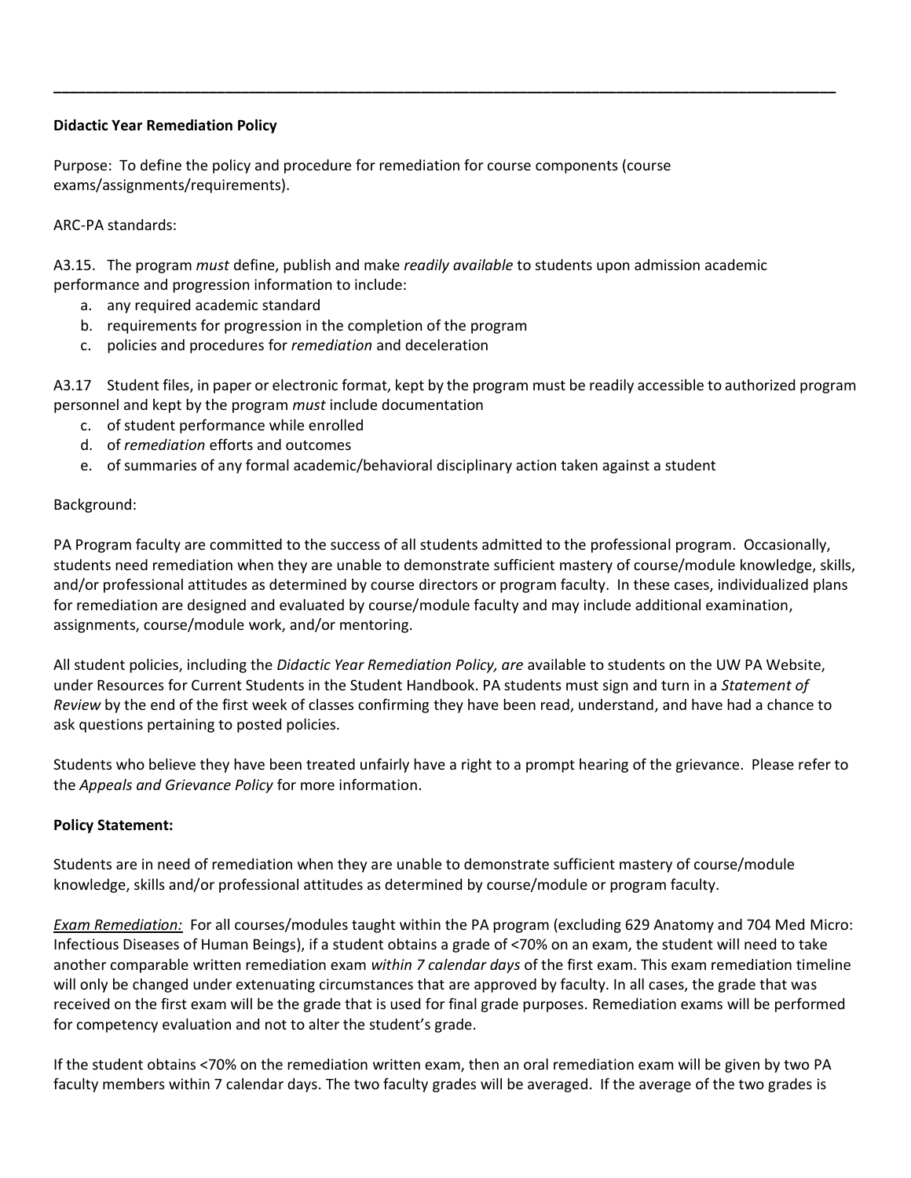### Didactic Year Remediation Policy

Purpose: To define the policy and procedure for remediation for course components (course exams/assignments/requirements).

ARC-PA standards:

A3.15. The program *must* define, publish and make *readily available* to students upon admission academic performance and progression information to include:

a. any required academic standard
b. requirements for progression in the completion of the program
c. policies and procedures for *remediation* and deceleration

A3.17 Student files, in paper or electronic format, kept by the program must be readily accessible to authorized program personnel and kept by the program *must* include documentation

c. of student performance while enrolled
d. of *remediation* efforts and outcomes
e. of summaries of any formal academic/behavioral disciplinary action taken against a student

Background:

PA Program faculty are committed to the success of all students admitted to the professional program. Occasionally, students need remediation when they are unable to demonstrate sufficient mastery of course/module knowledge, skills, and/or professional attitudes as determined by course directors or program faculty. In these cases, individualized plans for remediation are designed and evaluated by course/module faculty and may include additional examination, assignments, course/module work, and/or mentoring.

All student policies, including the *Didactic Year Remediation Policy, are* available to students on the UW PA Website, under Resources for Current Students in the Student Handbook. PA students must sign and turn in a *Statement of Review* by the end of the first week of classes confirming they have been read, understand, and have had a chance to ask questions pertaining to posted policies.

Students who believe they have been treated unfairly have a right to a prompt hearing of the grievance. Please refer to the *Appeals and Grievance Policy* for more information.

**Policy Statement:**

Students are in need of remediation when they are unable to demonstrate sufficient mastery of course/module knowledge, skills and/or professional attitudes as determined by course/module or program faculty.

*Exam Remediation:* For all courses/modules taught within the PA program (excluding 629 Anatomy and 704 Med Micro: Infectious Diseases of Human Beings), if a student obtains a grade of <70% on an exam, the student will need to take another comparable written remediation exam *within 7 calendar days* of the first exam. This exam remediation timeline will only be changed under extenuating circumstances that are approved by faculty. In all cases, the grade that was received on the first exam will be the grade that is used for final grade purposes. Remediation exams will be performed for competency evaluation and not to alter the student's grade.

If the student obtains <70% on the remediation written exam, then an oral remediation exam will be given by two PA faculty members within 7 calendar days. The two faculty grades will be averaged. If the average of the two grades is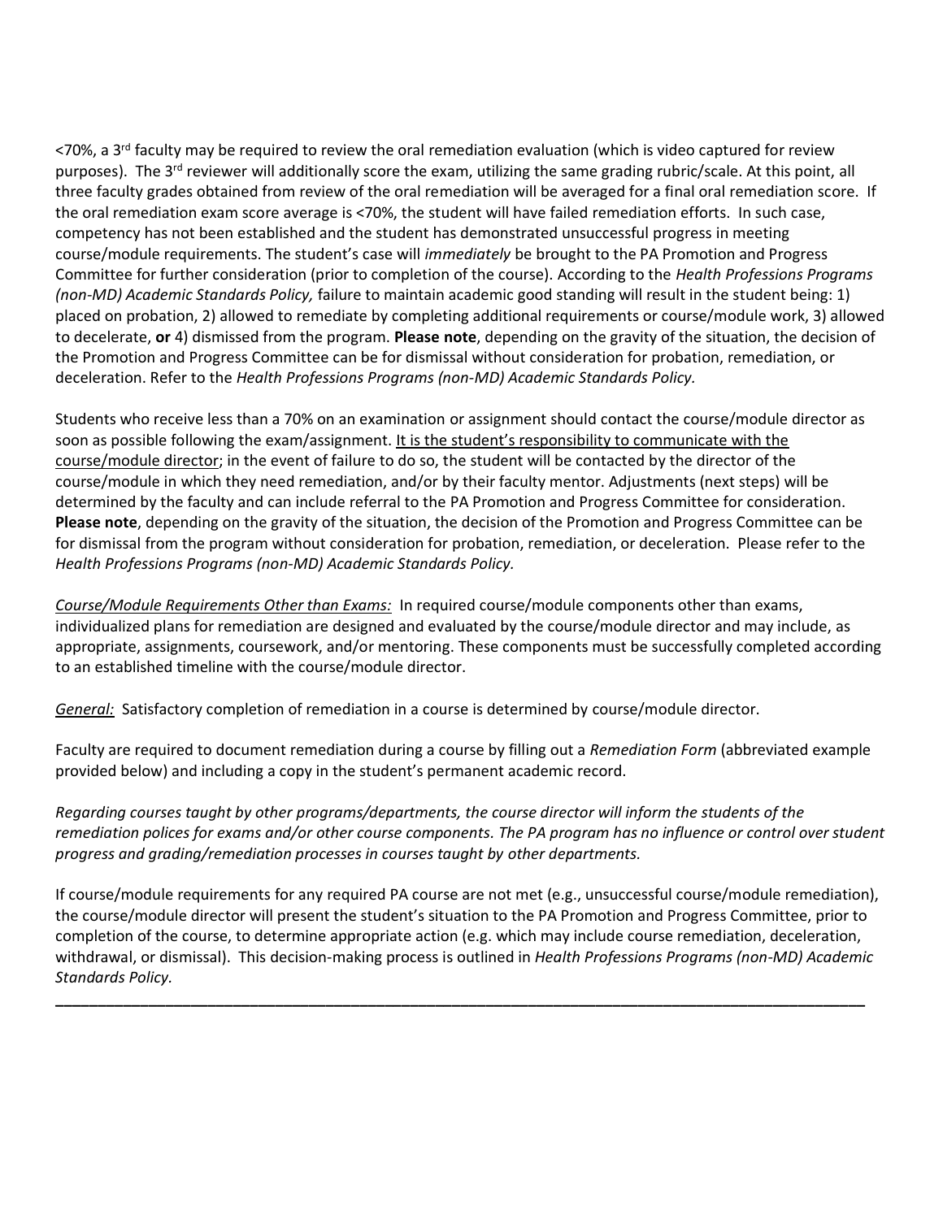<70%, a 3rd faculty may be required to review the oral remediation evaluation (which is video captured for review purposes). The 3rd reviewer will additionally score the exam, utilizing the same grading rubric/scale. At this point, all three faculty grades obtained from review of the oral remediation will be averaged for a final oral remediation score. If the oral remediation exam score average is <70%, the student will have failed remediation efforts. In such case, competency has not been established and the student has demonstrated unsuccessful progress in meeting course/module requirements. The student's case will *immediately* be brought to the PA Promotion and Progress Committee for further consideration (prior to completion of the course). According to the *Health Professions Programs (non-MD) Academic Standards Policy,* failure to maintain academic good standing will result in the student being: 1) placed on probation, 2) allowed to remediate by completing additional requirements or course/module work, 3) allowed to decelerate, **or** 4) dismissed from the program. **Please note**, depending on the gravity of the situation, the decision of the Promotion and Progress Committee can be for dismissal without consideration for probation, remediation, or deceleration. Refer to the *Health Professions Programs (non-MD) Academic Standards Policy.*

Students who receive less than a 70% on an examination or assignment should contact the course/module director as soon as possible following the exam/assignment. It is the student's responsibility to communicate with the course/module director; in the event of failure to do so, the student will be contacted by the director of the course/module in which they need remediation, and/or by their faculty mentor. Adjustments (next steps) will be determined by the faculty and can include referral to the PA Promotion and Progress Committee for consideration. **Please note**, depending on the gravity of the situation, the decision of the Promotion and Progress Committee can be for dismissal from the program without consideration for probation, remediation, or deceleration. Please refer to the *Health Professions Programs (non-MD) Academic Standards Policy.*

*Course/Module Requirements Other than Exams:* In required course/module components other than exams, individualized plans for remediation are designed and evaluated by the course/module director and may include, as appropriate, assignments, coursework, and/or mentoring. These components must be successfully completed according to an established timeline with the course/module director.

*General:* Satisfactory completion of remediation in a course is determined by course/module director.

Faculty are required to document remediation during a course by filling out a *Remediation Form* (abbreviated example provided below) and including a copy in the student's permanent academic record.

*Regarding courses taught by other programs/departments, the course director will inform the students of the remediation polices for exams and/or other course components. The PA program has no influence or control over student progress and grading/remediation processes in courses taught by other departments.*

If course/module requirements for any required PA course are not met (e.g., unsuccessful course/module remediation), the course/module director will present the student's situation to the PA Promotion and Progress Committee, prior to completion of the course, to determine appropriate action (e.g. which may include course remediation, deceleration, withdrawal, or dismissal). This decision-making process is outlined in *Health Professions Programs (non-MD) Academic Standards Policy.*

---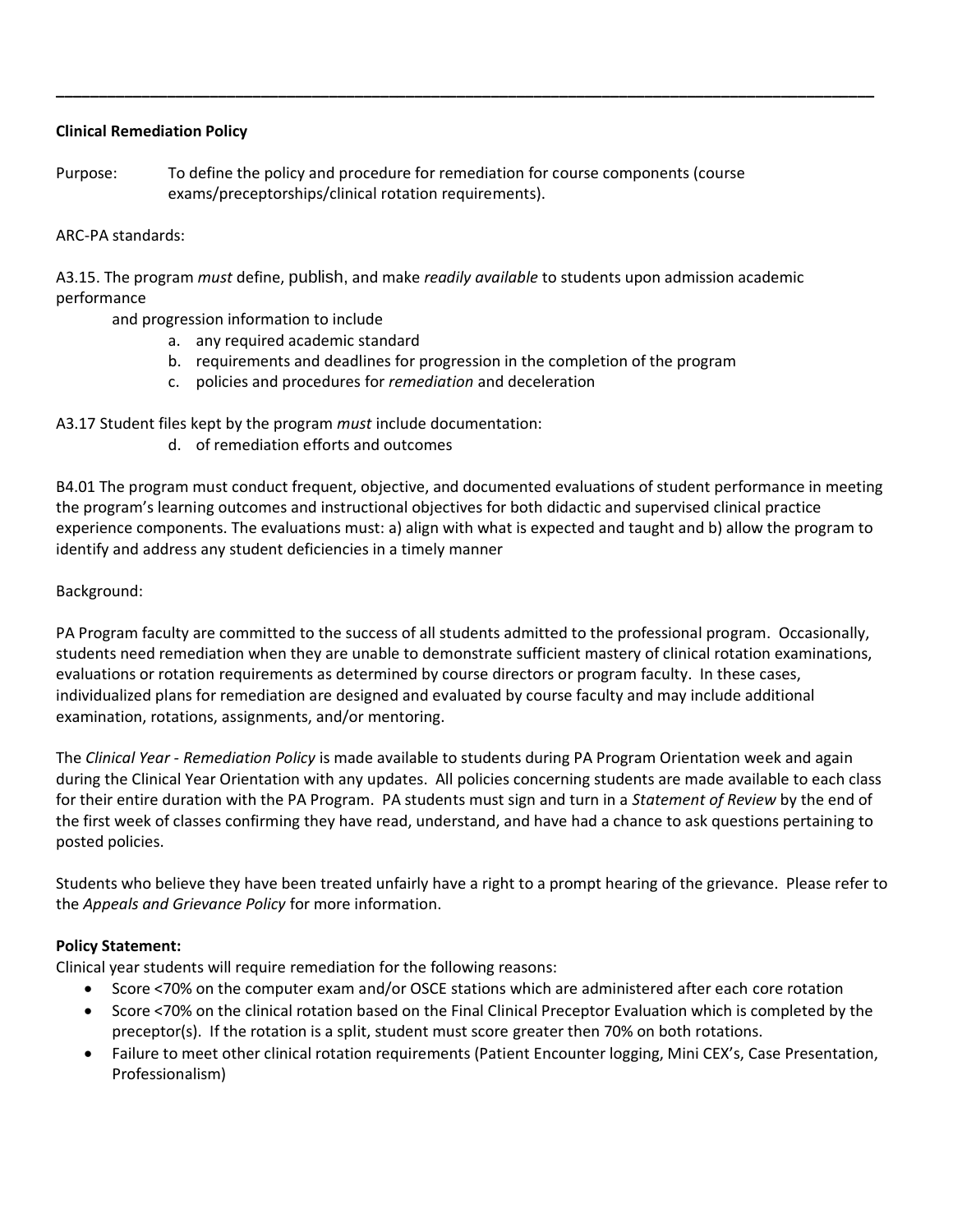**Clinical Remediation Policy**

Purpose: To define the policy and procedure for remediation for course components (course exams/preceptorships/clinical rotation requirements).

ARC-PA standards:

A3.15. The program *must* define, publish, and make *readily available* to students upon admission academic performance and progression information to include

a. any required academic standard
b. requirements and deadlines for progression in the completion of the program
c. policies and procedures for *remediation* and deceleration

A3.17 Student files kept by the program *must* include documentation:

d. of remediation efforts and outcomes

B4.01 The program must conduct frequent, objective, and documented evaluations of student performance in meeting the program's learning outcomes and instructional objectives for both didactic and supervised clinical practice experience components. The evaluations must: a) align with what is expected and taught and b) allow the program to identify and address any student deficiencies in a timely manner

Background:

PA Program faculty are committed to the success of all students admitted to the professional program. Occasionally, students need remediation when they are unable to demonstrate sufficient mastery of clinical rotation examinations, evaluations or rotation requirements as determined by course directors or program faculty. In these cases, individualized plans for remediation are designed and evaluated by course faculty and may include additional examination, rotations, assignments, and/or mentoring.

The *Clinical Year - Remediation Policy* is made available to students during PA Program Orientation week and again during the Clinical Year Orientation with any updates. All policies concerning students are made available to each class for their entire duration with the PA Program. PA students must sign and turn in a *Statement of Review* by the end of the first week of classes confirming they have read, understand, and have had a chance to ask questions pertaining to posted policies.

Students who believe they have been treated unfairly have a right to a prompt hearing of the grievance. Please refer to the *Appeals and Grievance Policy* for more information.

**Policy Statement:**

Clinical year students will require remediation for the following reasons:

- Score <70% on the computer exam and/or OSCE stations which are administered after each core rotation
- Score <70% on the clinical rotation based on the Final Clinical Preceptor Evaluation which is completed by the preceptor(s). If the rotation is a split, student must score greater then 70% on both rotations.
- Failure to meet other clinical rotation requirements (Patient Encounter logging, Mini CEX's, Case Presentation, Professionalism)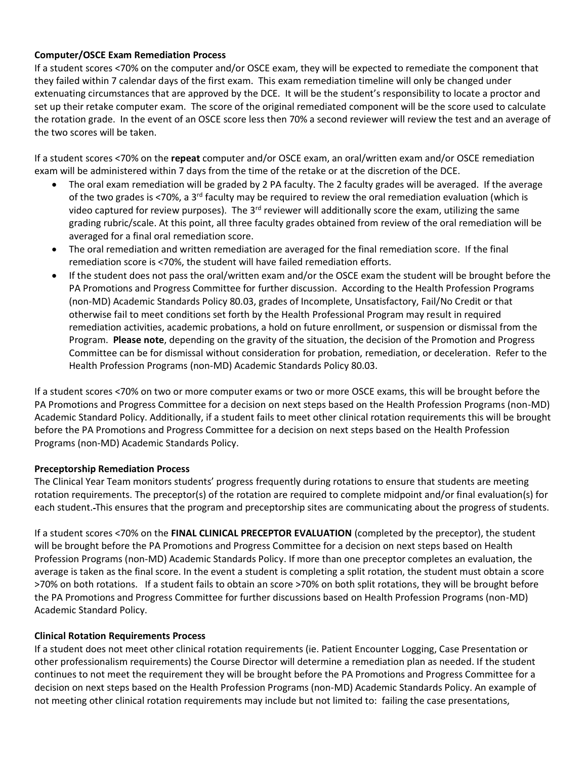**Computer/OSCE Exam Remediation Process**

If a student scores <70% on the computer and/or OSCE exam, they will be expected to remediate the component that they failed within 7 calendar days of the first exam. This exam remediation timeline will only be changed under extenuating circumstances that are approved by the DCE. It will be the student's responsibility to locate a proctor and set up their retake computer exam. The score of the original remediated component will be the score used to calculate the rotation grade. In the event of an OSCE score less then 70% a second reviewer will review the test and an average of the two scores will be taken.

If a student scores <70% on the **repeat** computer and/or OSCE exam, an oral/written exam and/or OSCE remediation exam will be administered within 7 days from the time of the retake or at the discretion of the DCE.

- The oral exam remediation will be graded by 2 PA faculty. The 2 faculty grades will be averaged. If the average of the two grades is <70%, a 3rd faculty may be required to review the oral remediation evaluation (which is video captured for review purposes). The 3rd reviewer will additionally score the exam, utilizing the same grading rubric/scale. At this point, all three faculty grades obtained from review of the oral remediation will be averaged for a final oral remediation score.
- The oral remediation and written remediation are averaged for the final remediation score. If the final remediation score is <70%, the student will have failed remediation efforts.
- If the student does not pass the oral/written exam and/or the OSCE exam the student will be brought before the PA Promotions and Progress Committee for further discussion. According to the Health Profession Programs (non-MD) Academic Standards Policy 80.03, grades of Incomplete, Unsatisfactory, Fail/No Credit or that otherwise fail to meet conditions set forth by the Health Professional Program may result in required remediation activities, academic probations, a hold on future enrollment, or suspension or dismissal from the Program. **Please note**, depending on the gravity of the situation, the decision of the Promotion and Progress Committee can be for dismissal without consideration for probation, remediation, or deceleration. Refer to the Health Profession Programs (non-MD) Academic Standards Policy 80.03.

If a student scores <70% on two or more computer exams or two or more OSCE exams, this will be brought before the PA Promotions and Progress Committee for a decision on next steps based on the Health Profession Programs (non-MD) Academic Standard Policy. Additionally, if a student fails to meet other clinical rotation requirements this will be brought before the PA Promotions and Progress Committee for a decision on next steps based on the Health Profession Programs (non-MD) Academic Standards Policy.

**Preceptorship Remediation Process**

The Clinical Year Team monitors students' progress frequently during rotations to ensure that students are meeting rotation requirements. The preceptor(s) of the rotation are required to complete midpoint and/or final evaluation(s) for each student. This ensures that the program and preceptorship sites are communicating about the progress of students.

If a student scores <70% on the **FINAL CLINICAL PRECEPTOR EVALUATION** (completed by the preceptor), the student will be brought before the PA Promotions and Progress Committee for a decision on next steps based on Health Profession Programs (non-MD) Academic Standards Policy. If more than one preceptor completes an evaluation, the average is taken as the final score. In the event a student is completing a split rotation, the student must obtain a score >70% on both rotations. If a student fails to obtain an score >70% on both split rotations, they will be brought before the PA Promotions and Progress Committee for further discussions based on Health Profession Programs (non-MD) Academic Standard Policy.

**Clinical Rotation Requirements Process**

If a student does not meet other clinical rotation requirements (ie. Patient Encounter Logging, Case Presentation or other professionalism requirements) the Course Director will determine a remediation plan as needed. If the student continues to not meet the requirement they will be brought before the PA Promotions and Progress Committee for a decision on next steps based on the Health Profession Programs (non-MD) Academic Standards Policy. An example of not meeting other clinical rotation requirements may include but not limited to: failing the case presentations,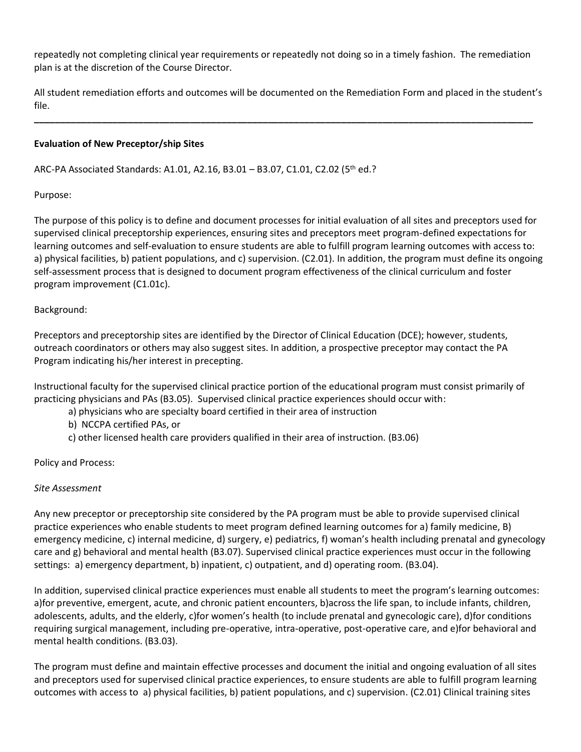repeatedly not completing clinical year requirements or repeatedly not doing so in a timely fashion. The remediation plan is at the discretion of the Course Director.

All student remediation efforts and outcomes will be documented on the Remediation Form and placed in the student's file.

---

**Evaluation of New Preceptor/ship Sites**

ARC-PA Associated Standards: A1.01, A2.16, B3.01 – B3.07, C1.01, C2.02 (5th ed.?

Purpose:

The purpose of this policy is to define and document processes for initial evaluation of all sites and preceptors used for supervised clinical preceptorship experiences, ensuring sites and preceptors meet program-defined expectations for learning outcomes and self-evaluation to ensure students are able to fulfill program learning outcomes with access to: a) physical facilities, b) patient populations, and c) supervision. (C2.01). In addition, the program must define its ongoing self-assessment process that is designed to document program effectiveness of the clinical curriculum and foster program improvement (C1.01c).

Background:

Preceptors and preceptorship sites are identified by the Director of Clinical Education (DCE); however, students, outreach coordinators or others may also suggest sites. In addition, a prospective preceptor may contact the PA Program indicating his/her interest in precepting.

Instructional faculty for the supervised clinical practice portion of the educational program must consist primarily of practicing physicians and PAs (B3.05). Supervised clinical practice experiences should occur with:

a) physicians who are specialty board certified in their area of instruction
b) NCCPA certified PAs, or
c) other licensed health care providers qualified in their area of instruction. (B3.06)

Policy and Process:

*Site Assessment*

Any new preceptor or preceptorship site considered by the PA program must be able to provide supervised clinical practice experiences who enable students to meet program defined learning outcomes for a) family medicine, B) emergency medicine, c) internal medicine, d) surgery, e) pediatrics, f) woman's health including prenatal and gynecology care and g) behavioral and mental health (B3.07). Supervised clinical practice experiences must occur in the following settings: a) emergency department, b) inpatient, c) outpatient, and d) operating room. (B3.04).

In addition, supervised clinical practice experiences must enable all students to meet the program's learning outcomes: a)for preventive, emergent, acute, and chronic patient encounters, b)across the life span, to include infants, children, adolescents, adults, and the elderly, c)for women's health (to include prenatal and gynecologic care), d)for conditions requiring surgical management, including pre-operative, intra-operative, post-operative care, and e)for behavioral and mental health conditions. (B3.03).

The program must define and maintain effective processes and document the initial and ongoing evaluation of all sites and preceptors used for supervised clinical practice experiences, to ensure students are able to fulfill program learning outcomes with access to a) physical facilities, b) patient populations, and c) supervision. (C2.01) Clinical training sites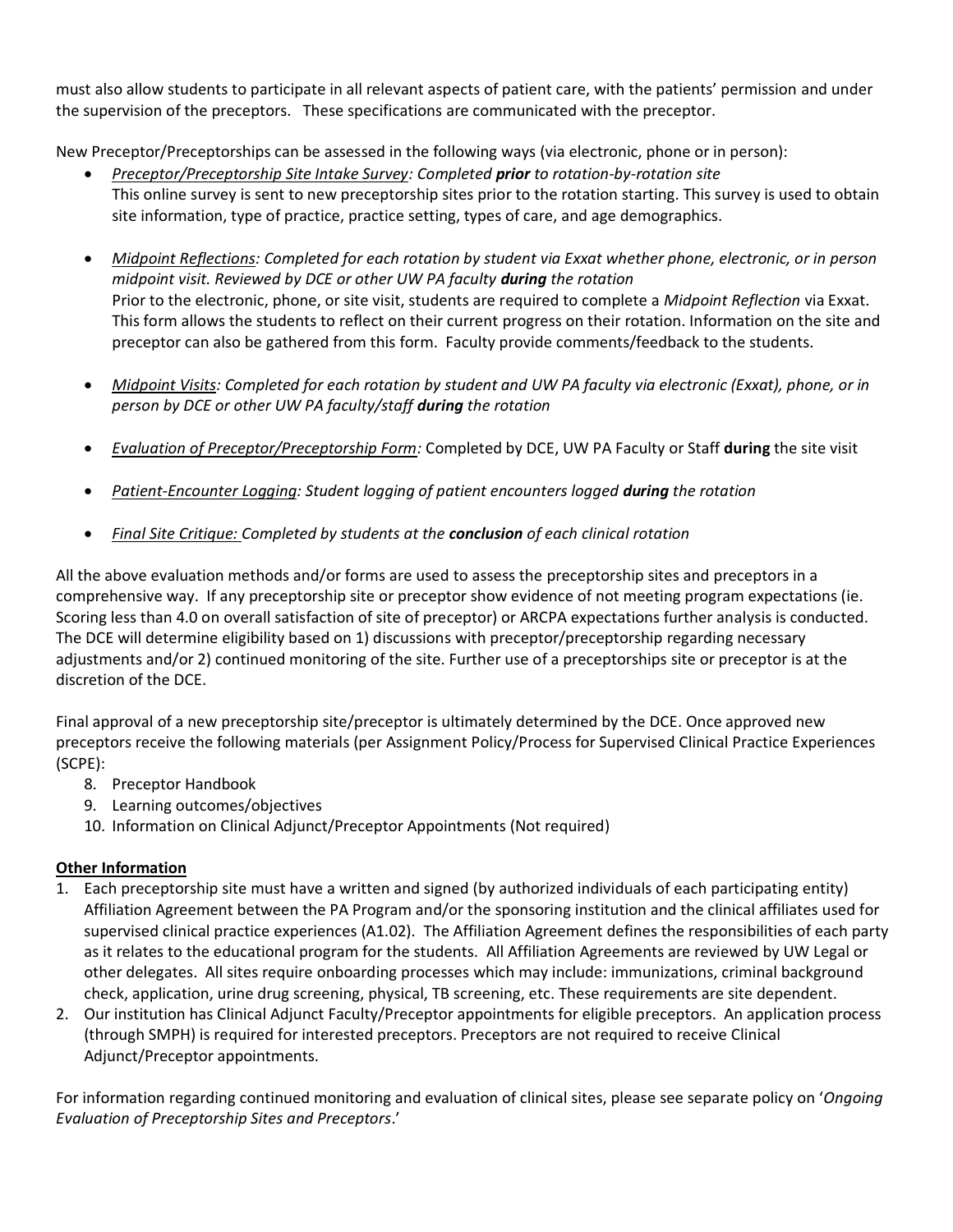must also allow students to participate in all relevant aspects of patient care, with the patients' permission and under the supervision of the preceptors. These specifications are communicated with the preceptor.

New Preceptor/Preceptorships can be assessed in the following ways (via electronic, phone or in person):

- <u>*Preceptor/Preceptorship Site Intake Survey*</u>*: Completed* ***prior*** *to rotation-by-rotation site*
  This online survey is sent to new preceptorship sites prior to the rotation starting. This survey is used to obtain site information, type of practice, practice setting, types of care, and age demographics.

- <u>*Midpoint Reflections*</u>*: Completed for each rotation by student via Exxat whether phone, electronic, or in person midpoint visit. Reviewed by DCE or other UW PA faculty* ***during*** *the rotation*
  Prior to the electronic, phone, or site visit, students are required to complete a *Midpoint Reflection* via Exxat. This form allows the students to reflect on their current progress on their rotation. Information on the site and preceptor can also be gathered from this form. Faculty provide comments/feedback to the students.

- <u>*Midpoint Visits*</u>*: Completed for each rotation by student and UW PA faculty via electronic (Exxat), phone, or in person by DCE or other UW PA faculty/staff* ***during*** *the rotation*

- <u>*Evaluation of Preceptor/Preceptorship Form*</u>*:* Completed by DCE, UW PA Faculty or Staff **during** the site visit

- <u>*Patient-Encounter Logging*</u>*: Student logging of patient encounters logged* ***during*** *the rotation*

- <u>*Final Site Critique:*</u> *Completed by students at the* ***conclusion*** *of each clinical rotation*

All the above evaluation methods and/or forms are used to assess the preceptorship sites and preceptors in a comprehensive way. If any preceptorship site or preceptor show evidence of not meeting program expectations (ie. Scoring less than 4.0 on overall satisfaction of site of preceptor) or ARCPA expectations further analysis is conducted. The DCE will determine eligibility based on 1) discussions with preceptor/preceptorship regarding necessary adjustments and/or 2) continued monitoring of the site. Further use of a preceptorships site or preceptor is at the discretion of the DCE.

Final approval of a new preceptorship site/preceptor is ultimately determined by the DCE. Once approved new preceptors receive the following materials (per Assignment Policy/Process for Supervised Clinical Practice Experiences (SCPE):

8. Preceptor Handbook
9. Learning outcomes/objectives
10. Information on Clinical Adjunct/Preceptor Appointments (Not required)

**<u>Other Information</u>**

1. Each preceptorship site must have a written and signed (by authorized individuals of each participating entity) Affiliation Agreement between the PA Program and/or the sponsoring institution and the clinical affiliates used for supervised clinical practice experiences (A1.02). The Affiliation Agreement defines the responsibilities of each party as it relates to the educational program for the students. All Affiliation Agreements are reviewed by UW Legal or other delegates. All sites require onboarding processes which may include: immunizations, criminal background check, application, urine drug screening, physical, TB screening, etc. These requirements are site dependent.
2. Our institution has Clinical Adjunct Faculty/Preceptor appointments for eligible preceptors. An application process (through SMPH) is required for interested preceptors. Preceptors are not required to receive Clinical Adjunct/Preceptor appointments.

For information regarding continued monitoring and evaluation of clinical sites, please see separate policy on '*Ongoing Evaluation of Preceptorship Sites and Preceptors*.'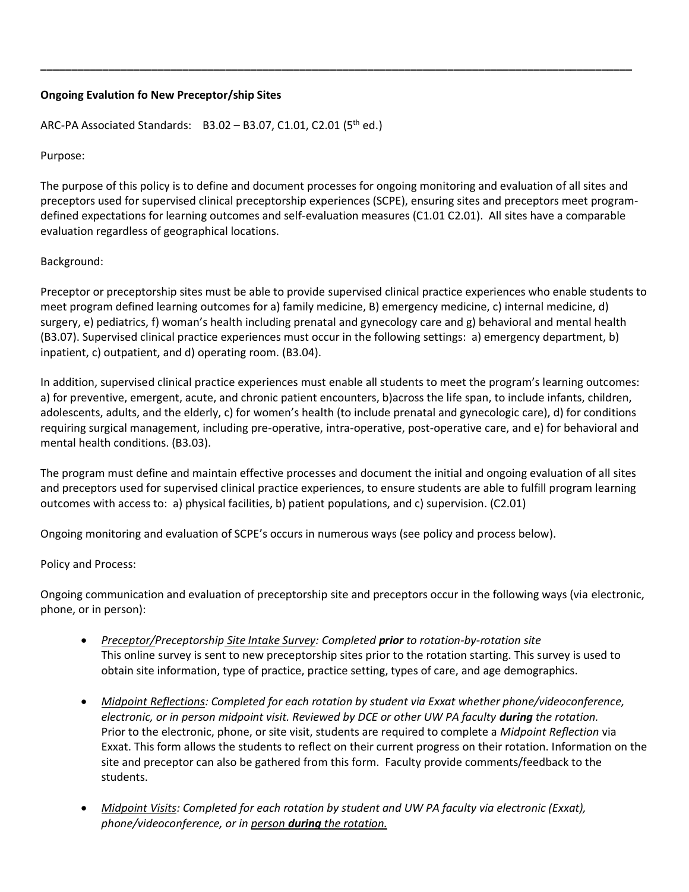---

**Ongoing Evalution fo New Preceptor/ship Sites**

ARC-PA Associated Standards: B3.02 – B3.07, C1.01, C2.01 (5th ed.)

Purpose:

The purpose of this policy is to define and document processes for ongoing monitoring and evaluation of all sites and preceptors used for supervised clinical preceptorship experiences (SCPE), ensuring sites and preceptors meet program-defined expectations for learning outcomes and self-evaluation measures (C1.01 C2.01). All sites have a comparable evaluation regardless of geographical locations.

Background:

Preceptor or preceptorship sites must be able to provide supervised clinical practice experiences who enable students to meet program defined learning outcomes for a) family medicine, B) emergency medicine, c) internal medicine, d) surgery, e) pediatrics, f) woman's health including prenatal and gynecology care and g) behavioral and mental health (B3.07). Supervised clinical practice experiences must occur in the following settings: a) emergency department, b) inpatient, c) outpatient, and d) operating room. (B3.04).

In addition, supervised clinical practice experiences must enable all students to meet the program's learning outcomes: a) for preventive, emergent, acute, and chronic patient encounters, b)across the life span, to include infants, children, adolescents, adults, and the elderly, c) for women's health (to include prenatal and gynecologic care), d) for conditions requiring surgical management, including pre-operative, intra-operative, post-operative care, and e) for behavioral and mental health conditions. (B3.03).

The program must define and maintain effective processes and document the initial and ongoing evaluation of all sites and preceptors used for supervised clinical practice experiences, to ensure students are able to fulfill program learning outcomes with access to: a) physical facilities, b) patient populations, and c) supervision. (C2.01)

Ongoing monitoring and evaluation of SCPE's occurs in numerous ways (see policy and process below).

Policy and Process:

Ongoing communication and evaluation of preceptorship site and preceptors occur in the following ways (via electronic, phone, or in person):

- *Preceptor/Preceptorship Site Intake Survey: Completed **prior** to rotation-by-rotation site*
  This online survey is sent to new preceptorship sites prior to the rotation starting. This survey is used to obtain site information, type of practice, practice setting, types of care, and age demographics.

- *Midpoint Reflections: Completed for each rotation by student via Exxat whether phone/videoconference, electronic, or in person midpoint visit. Reviewed by DCE or other UW PA faculty **during** the rotation.*
  Prior to the electronic, phone, or site visit, students are required to complete a *Midpoint Reflection* via Exxat. This form allows the students to reflect on their current progress on their rotation. Information on the site and preceptor can also be gathered from this form. Faculty provide comments/feedback to the students.

- *Midpoint Visits: Completed for each rotation by student and UW PA faculty via electronic (Exxat), phone/videoconference, or in person **during** the rotation.*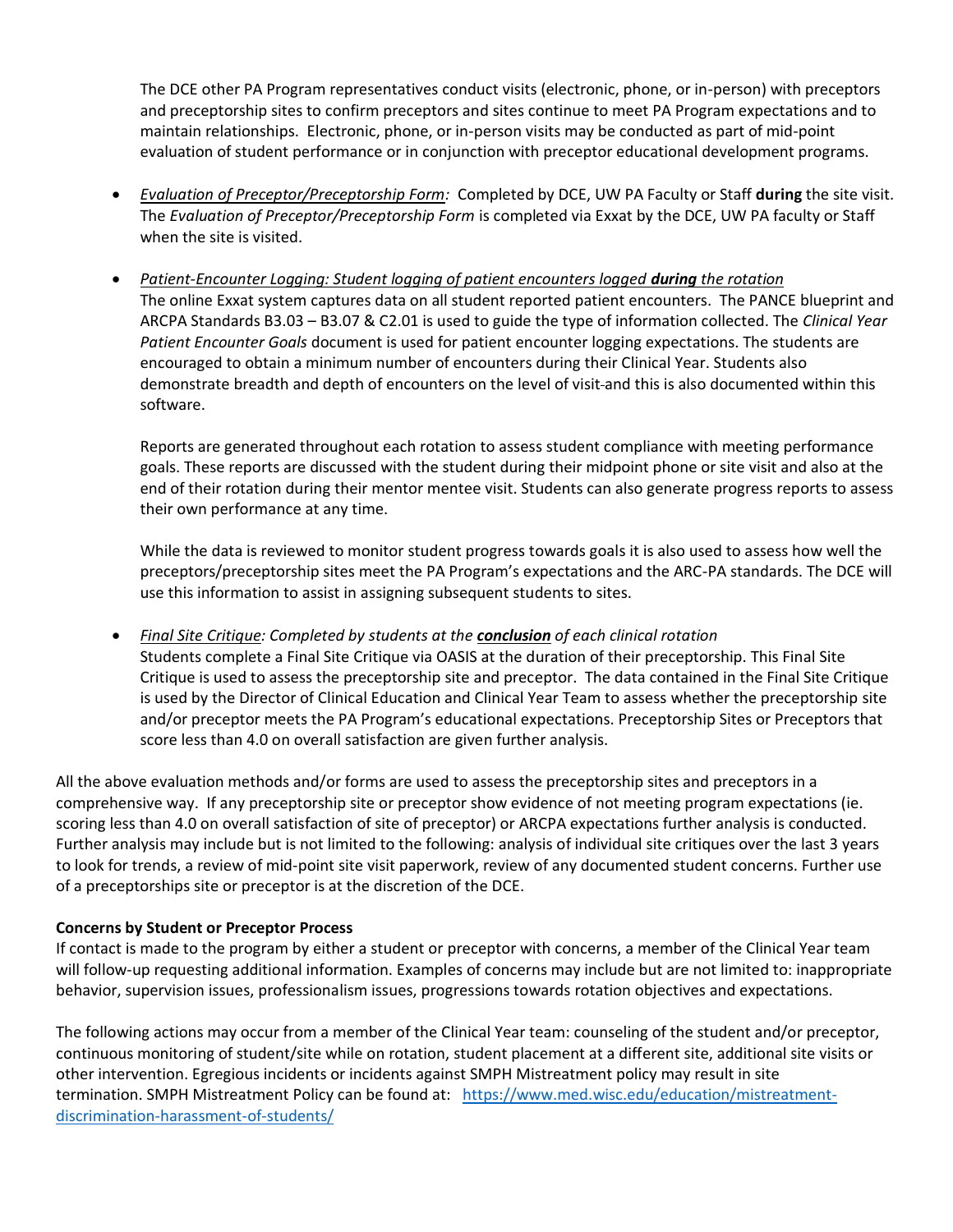The DCE other PA Program representatives conduct visits (electronic, phone, or in-person) with preceptors and preceptorship sites to confirm preceptors and sites continue to meet PA Program expectations and to maintain relationships. Electronic, phone, or in-person visits may be conducted as part of mid-point evaluation of student performance or in conjunction with preceptor educational development programs.

- *Evaluation of Preceptor/Preceptorship Form:* Completed by DCE, UW PA Faculty or Staff **during** the site visit. The *Evaluation of Preceptor/Preceptorship Form* is completed via Exxat by the DCE, UW PA faculty or Staff when the site is visited.

- *Patient-Encounter Logging: Student logging of patient encounters logged **during** the rotation*
  The online Exxat system captures data on all student reported patient encounters. The PANCE blueprint and ARCPA Standards B3.03 – B3.07 & C2.01 is used to guide the type of information collected. The *Clinical Year Patient Encounter Goals* document is used for patient encounter logging expectations. The students are encouraged to obtain a minimum number of encounters during their Clinical Year. Students also demonstrate breadth and depth of encounters on the level of visit and this is also documented within this software.

  Reports are generated throughout each rotation to assess student compliance with meeting performance goals. These reports are discussed with the student during their midpoint phone or site visit and also at the end of their rotation during their mentor mentee visit. Students can also generate progress reports to assess their own performance at any time.

  While the data is reviewed to monitor student progress towards goals it is also used to assess how well the preceptors/preceptorship sites meet the PA Program's expectations and the ARC-PA standards. The DCE will use this information to assist in assigning subsequent students to sites.

- *Final Site Critique: Completed by students at the **conclusion** of each clinical rotation*
  Students complete a Final Site Critique via OASIS at the duration of their preceptorship. This Final Site Critique is used to assess the preceptorship site and preceptor. The data contained in the Final Site Critique is used by the Director of Clinical Education and Clinical Year Team to assess whether the preceptorship site and/or preceptor meets the PA Program's educational expectations. Preceptorship Sites or Preceptors that score less than 4.0 on overall satisfaction are given further analysis.

All the above evaluation methods and/or forms are used to assess the preceptorship sites and preceptors in a comprehensive way. If any preceptorship site or preceptor show evidence of not meeting program expectations (ie. scoring less than 4.0 on overall satisfaction of site of preceptor) or ARCPA expectations further analysis is conducted. Further analysis may include but is not limited to the following: analysis of individual site critiques over the last 3 years to look for trends, a review of mid-point site visit paperwork, review of any documented student concerns. Further use of a preceptorships site or preceptor is at the discretion of the DCE.

**Concerns by Student or Preceptor Process**

If contact is made to the program by either a student or preceptor with concerns, a member of the Clinical Year team will follow-up requesting additional information. Examples of concerns may include but are not limited to: inappropriate behavior, supervision issues, professionalism issues, progressions towards rotation objectives and expectations.

The following actions may occur from a member of the Clinical Year team: counseling of the student and/or preceptor, continuous monitoring of student/site while on rotation, student placement at a different site, additional site visits or other intervention. Egregious incidents or incidents against SMPH Mistreatment policy may result in site termination. SMPH Mistreatment Policy can be found at: https://www.med.wisc.edu/education/mistreatment-discrimination-harassment-of-students/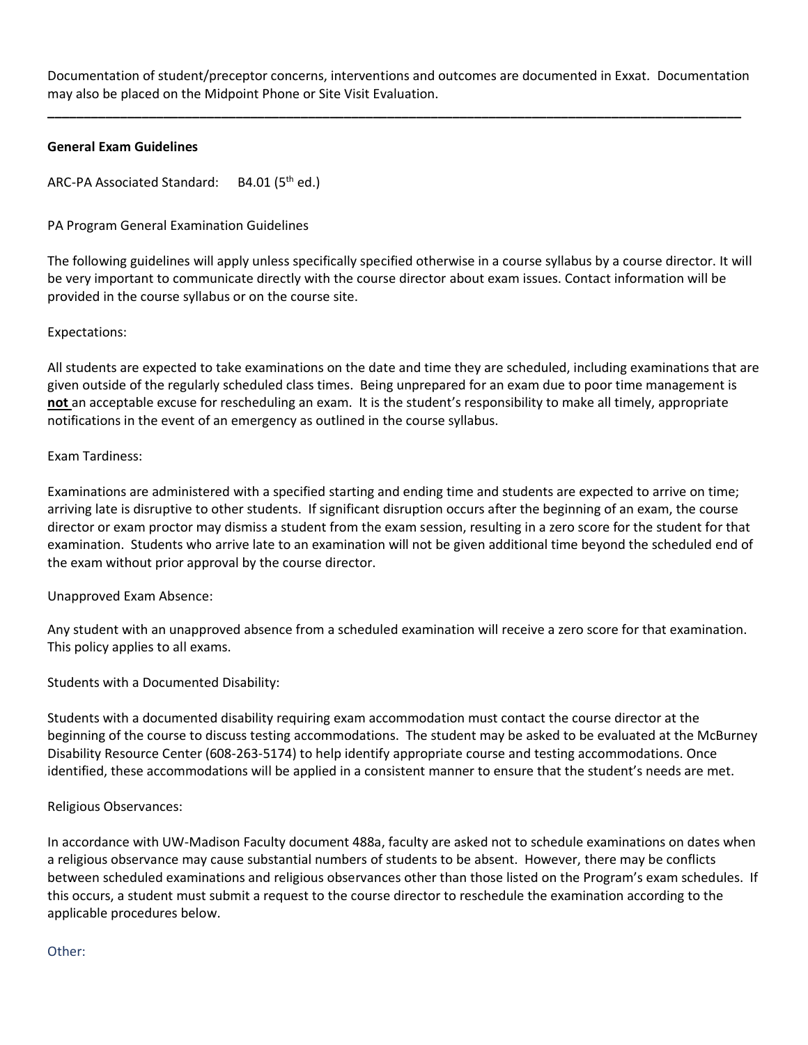Documentation of student/preceptor concerns, interventions and outcomes are documented in Exxat. Documentation may also be placed on the Midpoint Phone or Site Visit Evaluation.

---

**General Exam Guidelines**

ARC-PA Associated Standard: B4.01 (5th ed.)

PA Program General Examination Guidelines

The following guidelines will apply unless specifically specified otherwise in a course syllabus by a course director. It will be very important to communicate directly with the course director about exam issues. Contact information will be provided in the course syllabus or on the course site.

Expectations:

All students are expected to take examinations on the date and time they are scheduled, including examinations that are given outside of the regularly scheduled class times. Being unprepared for an exam due to poor time management is **not** an acceptable excuse for rescheduling an exam. It is the student's responsibility to make all timely, appropriate notifications in the event of an emergency as outlined in the course syllabus.

Exam Tardiness:

Examinations are administered with a specified starting and ending time and students are expected to arrive on time; arriving late is disruptive to other students. If significant disruption occurs after the beginning of an exam, the course director or exam proctor may dismiss a student from the exam session, resulting in a zero score for the student for that examination. Students who arrive late to an examination will not be given additional time beyond the scheduled end of the exam without prior approval by the course director.

Unapproved Exam Absence:

Any student with an unapproved absence from a scheduled examination will receive a zero score for that examination. This policy applies to all exams.

Students with a Documented Disability:

Students with a documented disability requiring exam accommodation must contact the course director at the beginning of the course to discuss testing accommodations. The student may be asked to be evaluated at the McBurney Disability Resource Center (608-263-5174) to help identify appropriate course and testing accommodations. Once identified, these accommodations will be applied in a consistent manner to ensure that the student's needs are met.

Religious Observances:

In accordance with UW-Madison Faculty document 488a, faculty are asked not to schedule examinations on dates when a religious observance may cause substantial numbers of students to be absent. However, there may be conflicts between scheduled examinations and religious observances other than those listed on the Program's exam schedules. If this occurs, a student must submit a request to the course director to reschedule the examination according to the applicable procedures below.

Other: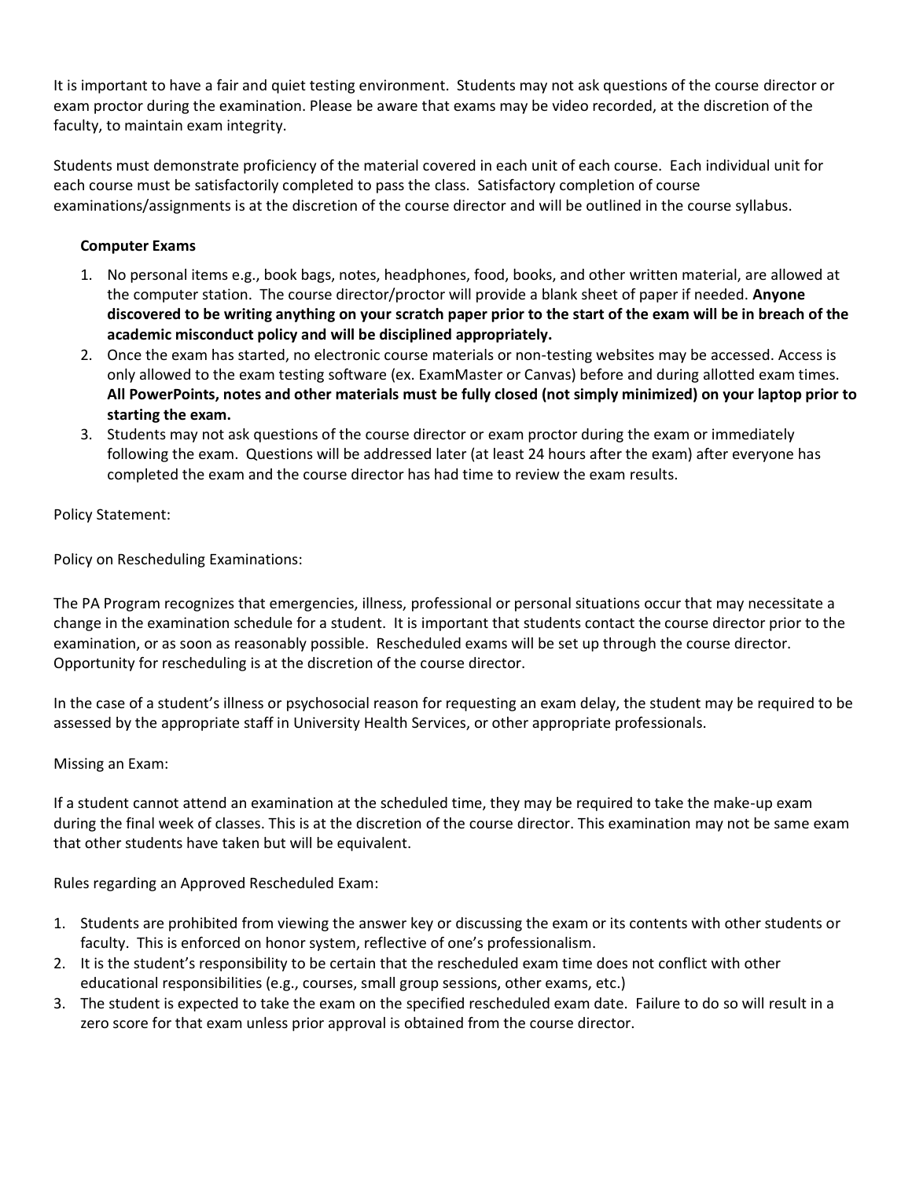It is important to have a fair and quiet testing environment. Students may not ask questions of the course director or exam proctor during the examination. Please be aware that exams may be video recorded, at the discretion of the faculty, to maintain exam integrity.

Students must demonstrate proficiency of the material covered in each unit of each course. Each individual unit for each course must be satisfactorily completed to pass the class. Satisfactory completion of course examinations/assignments is at the discretion of the course director and will be outlined in the course syllabus.

**Computer Exams**

1. No personal items e.g., book bags, notes, headphones, food, books, and other written material, are allowed at the computer station. The course director/proctor will provide a blank sheet of paper if needed. **Anyone discovered to be writing anything on your scratch paper prior to the start of the exam will be in breach of the academic misconduct policy and will be disciplined appropriately.**
2. Once the exam has started, no electronic course materials or non-testing websites may be accessed. Access is only allowed to the exam testing software (ex. ExamMaster or Canvas) before and during allotted exam times. **All PowerPoints, notes and other materials must be fully closed (not simply minimized) on your laptop prior to starting the exam.**
3. Students may not ask questions of the course director or exam proctor during the exam or immediately following the exam. Questions will be addressed later (at least 24 hours after the exam) after everyone has completed the exam and the course director has had time to review the exam results.

Policy Statement:

Policy on Rescheduling Examinations:

The PA Program recognizes that emergencies, illness, professional or personal situations occur that may necessitate a change in the examination schedule for a student. It is important that students contact the course director prior to the examination, or as soon as reasonably possible. Rescheduled exams will be set up through the course director. Opportunity for rescheduling is at the discretion of the course director.

In the case of a student's illness or psychosocial reason for requesting an exam delay, the student may be required to be assessed by the appropriate staff in University Health Services, or other appropriate professionals.

Missing an Exam:

If a student cannot attend an examination at the scheduled time, they may be required to take the make-up exam during the final week of classes. This is at the discretion of the course director. This examination may not be same exam that other students have taken but will be equivalent.

Rules regarding an Approved Rescheduled Exam:

1. Students are prohibited from viewing the answer key or discussing the exam or its contents with other students or faculty. This is enforced on honor system, reflective of one's professionalism.
2. It is the student's responsibility to be certain that the rescheduled exam time does not conflict with other educational responsibilities (e.g., courses, small group sessions, other exams, etc.)
3. The student is expected to take the exam on the specified rescheduled exam date. Failure to do so will result in a zero score for that exam unless prior approval is obtained from the course director.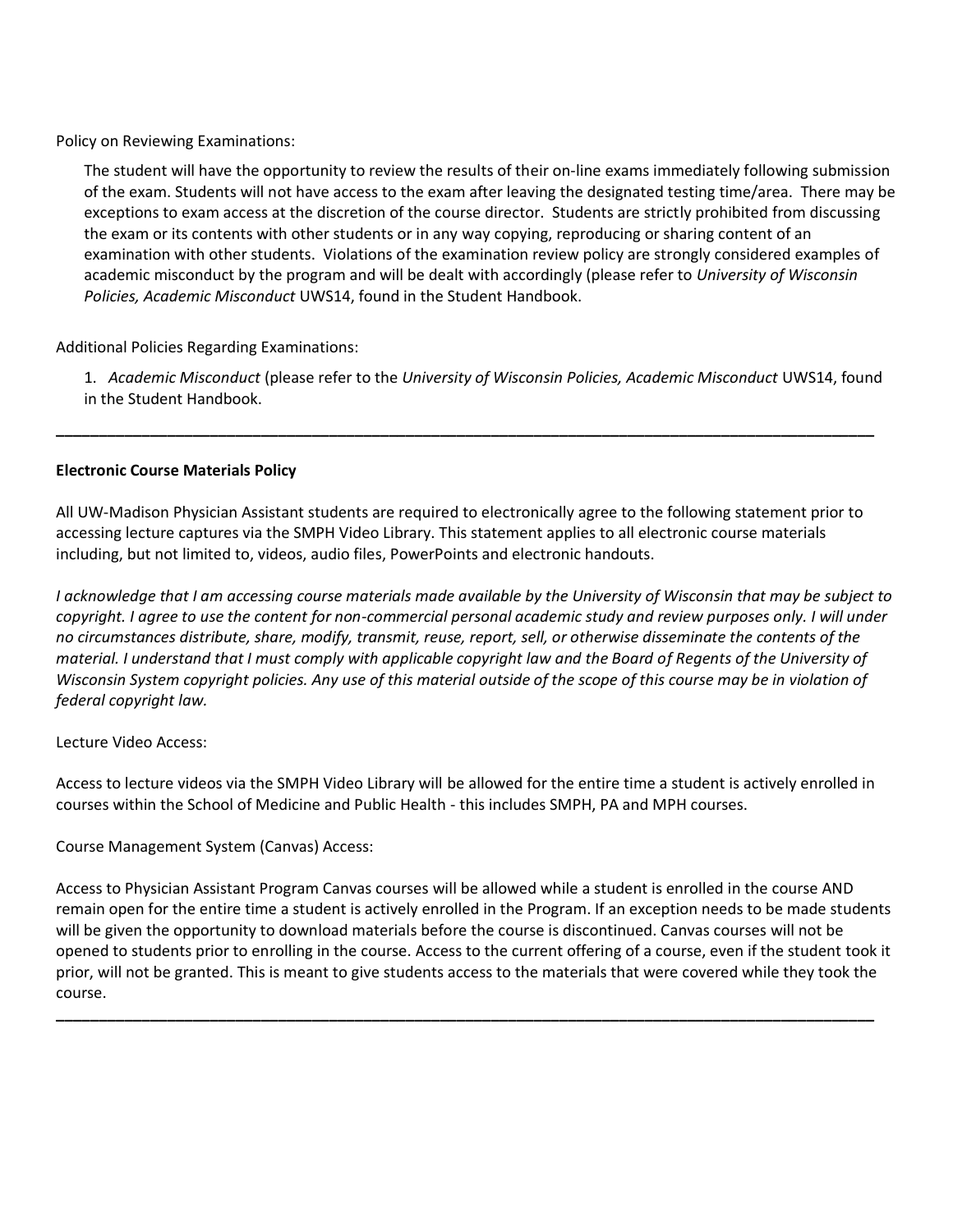Policy on Reviewing Examinations:

The student will have the opportunity to review the results of their on-line exams immediately following submission of the exam. Students will not have access to the exam after leaving the designated testing time/area. There may be exceptions to exam access at the discretion of the course director. Students are strictly prohibited from discussing the exam or its contents with other students or in any way copying, reproducing or sharing content of an examination with other students. Violations of the examination review policy are strongly considered examples of academic misconduct by the program and will be dealt with accordingly (please refer to *University of Wisconsin Policies, Academic Misconduct* UWS14, found in the Student Handbook.

Additional Policies Regarding Examinations:

1. *Academic Misconduct* (please refer to the *University of Wisconsin Policies, Academic Misconduct* UWS14, found in the Student Handbook.

---

**Electronic Course Materials Policy**

All UW-Madison Physician Assistant students are required to electronically agree to the following statement prior to accessing lecture captures via the SMPH Video Library. This statement applies to all electronic course materials including, but not limited to, videos, audio files, PowerPoints and electronic handouts.

*I acknowledge that I am accessing course materials made available by the University of Wisconsin that may be subject to copyright. I agree to use the content for non-commercial personal academic study and review purposes only. I will under no circumstances distribute, share, modify, transmit, reuse, report, sell, or otherwise disseminate the contents of the material. I understand that I must comply with applicable copyright law and the Board of Regents of the University of Wisconsin System copyright policies. Any use of this material outside of the scope of this course may be in violation of federal copyright law.*

Lecture Video Access:

Access to lecture videos via the SMPH Video Library will be allowed for the entire time a student is actively enrolled in courses within the School of Medicine and Public Health - this includes SMPH, PA and MPH courses.

Course Management System (Canvas) Access:

Access to Physician Assistant Program Canvas courses will be allowed while a student is enrolled in the course AND remain open for the entire time a student is actively enrolled in the Program. If an exception needs to be made students will be given the opportunity to download materials before the course is discontinued. Canvas courses will not be opened to students prior to enrolling in the course. Access to the current offering of a course, even if the student took it prior, will not be granted. This is meant to give students access to the materials that were covered while they took the course.

---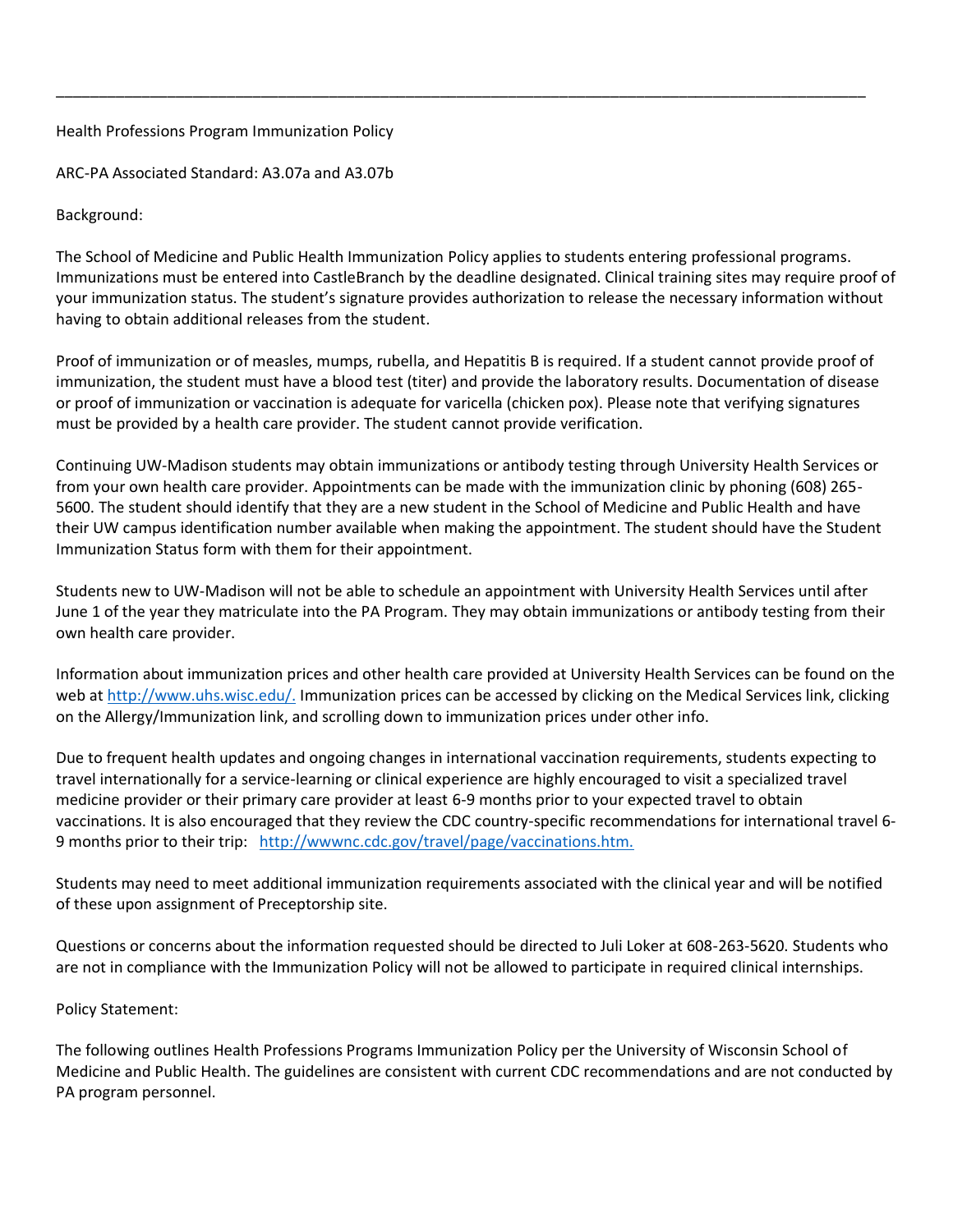## Health Professions Program Immunization Policy

ARC-PA Associated Standard: A3.07a and A3.07b

Background:

The School of Medicine and Public Health Immunization Policy applies to students entering professional programs. Immunizations must be entered into CastleBranch by the deadline designated. Clinical training sites may require proof of your immunization status. The student's signature provides authorization to release the necessary information without having to obtain additional releases from the student.

Proof of immunization or of measles, mumps, rubella, and Hepatitis B is required. If a student cannot provide proof of immunization, the student must have a blood test (titer) and provide the laboratory results. Documentation of disease or proof of immunization or vaccination is adequate for varicella (chicken pox). Please note that verifying signatures must be provided by a health care provider. The student cannot provide verification.

Continuing UW-Madison students may obtain immunizations or antibody testing through University Health Services or from your own health care provider. Appointments can be made with the immunization clinic by phoning (608) 265-5600. The student should identify that they are a new student in the School of Medicine and Public Health and have their UW campus identification number available when making the appointment. The student should have the Student Immunization Status form with them for their appointment.

Students new to UW-Madison will not be able to schedule an appointment with University Health Services until after June 1 of the year they matriculate into the PA Program. They may obtain immunizations or antibody testing from their own health care provider.

Information about immunization prices and other health care provided at University Health Services can be found on the web at [http://www.uhs.wisc.edu/.](http://www.uhs.wisc.edu/) Immunization prices can be accessed by clicking on the Medical Services link, clicking on the Allergy/Immunization link, and scrolling down to immunization prices under other info.

Due to frequent health updates and ongoing changes in international vaccination requirements, students expecting to travel internationally for a service-learning or clinical experience are highly encouraged to visit a specialized travel medicine provider or their primary care provider at least 6-9 months prior to your expected travel to obtain vaccinations. It is also encouraged that they review the CDC country-specific recommendations for international travel 6-9 months prior to their trip: [http://wwwnc.cdc.gov/travel/page/vaccinations.htm.](http://wwwnc.cdc.gov/travel/page/vaccinations.htm)

Students may need to meet additional immunization requirements associated with the clinical year and will be notified of these upon assignment of Preceptorship site.

Questions or concerns about the information requested should be directed to Juli Loker at 608-263-5620. Students who are not in compliance with the Immunization Policy will not be allowed to participate in required clinical internships.

Policy Statement:

The following outlines Health Professions Programs Immunization Policy per the University of Wisconsin School of Medicine and Public Health. The guidelines are consistent with current CDC recommendations and are not conducted by PA program personnel.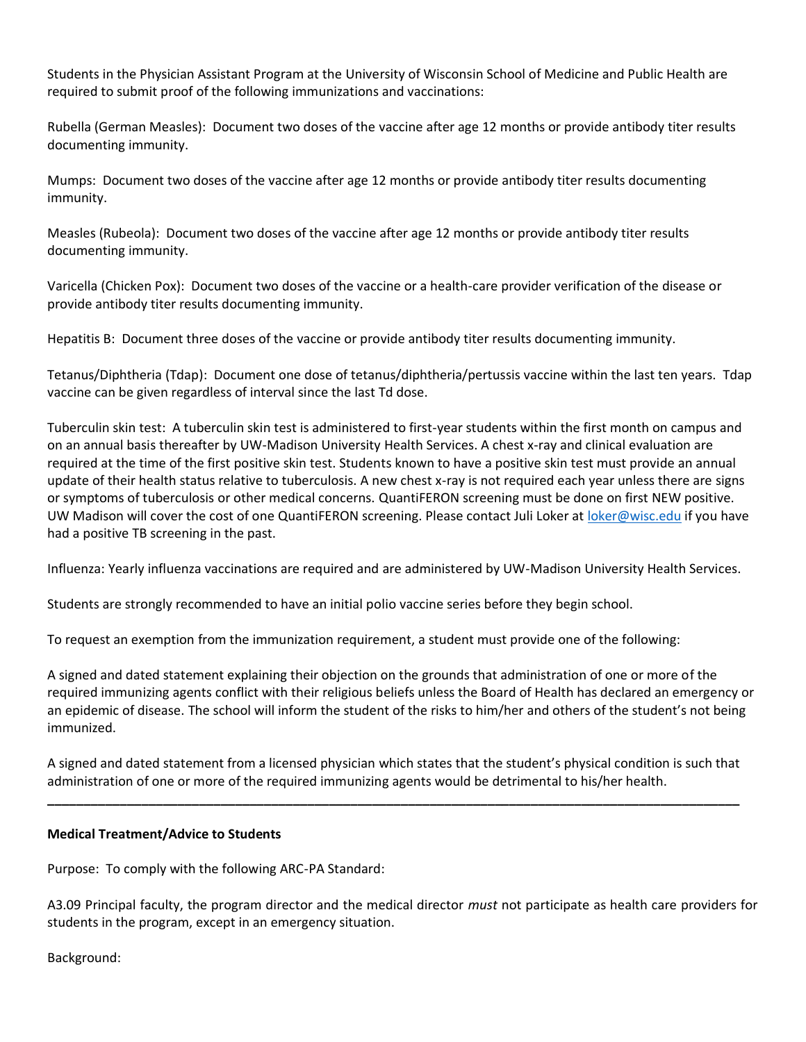Students in the Physician Assistant Program at the University of Wisconsin School of Medicine and Public Health are required to submit proof of the following immunizations and vaccinations:

Rubella (German Measles): Document two doses of the vaccine after age 12 months or provide antibody titer results documenting immunity.

Mumps: Document two doses of the vaccine after age 12 months or provide antibody titer results documenting immunity.

Measles (Rubeola): Document two doses of the vaccine after age 12 months or provide antibody titer results documenting immunity.

Varicella (Chicken Pox): Document two doses of the vaccine or a health-care provider verification of the disease or provide antibody titer results documenting immunity.

Hepatitis B: Document three doses of the vaccine or provide antibody titer results documenting immunity.

Tetanus/Diphtheria (Tdap): Document one dose of tetanus/diphtheria/pertussis vaccine within the last ten years. Tdap vaccine can be given regardless of interval since the last Td dose.

Tuberculin skin test: A tuberculin skin test is administered to first-year students within the first month on campus and on an annual basis thereafter by UW-Madison University Health Services. A chest x-ray and clinical evaluation are required at the time of the first positive skin test. Students known to have a positive skin test must provide an annual update of their health status relative to tuberculosis. A new chest x-ray is not required each year unless there are signs or symptoms of tuberculosis or other medical concerns. QuantiFERON screening must be done on first NEW positive. UW Madison will cover the cost of one QuantiFERON screening. Please contact Juli Loker at [loker@wisc.edu](mailto:loker@wisc.edu) if you have had a positive TB screening in the past.

Influenza: Yearly influenza vaccinations are required and are administered by UW-Madison University Health Services.

Students are strongly recommended to have an initial polio vaccine series before they begin school.

To request an exemption from the immunization requirement, a student must provide one of the following:

A signed and dated statement explaining their objection on the grounds that administration of one or more of the required immunizing agents conflict with their religious beliefs unless the Board of Health has declared an emergency or an epidemic of disease. The school will inform the student of the risks to him/her and others of the student's not being immunized.

A signed and dated statement from a licensed physician which states that the student's physical condition is such that administration of one or more of the required immunizing agents would be detrimental to his/her health.

---

**Medical Treatment/Advice to Students**

Purpose: To comply with the following ARC-PA Standard:

A3.09 Principal faculty, the program director and the medical director *must* not participate as health care providers for students in the program, except in an emergency situation.

Background: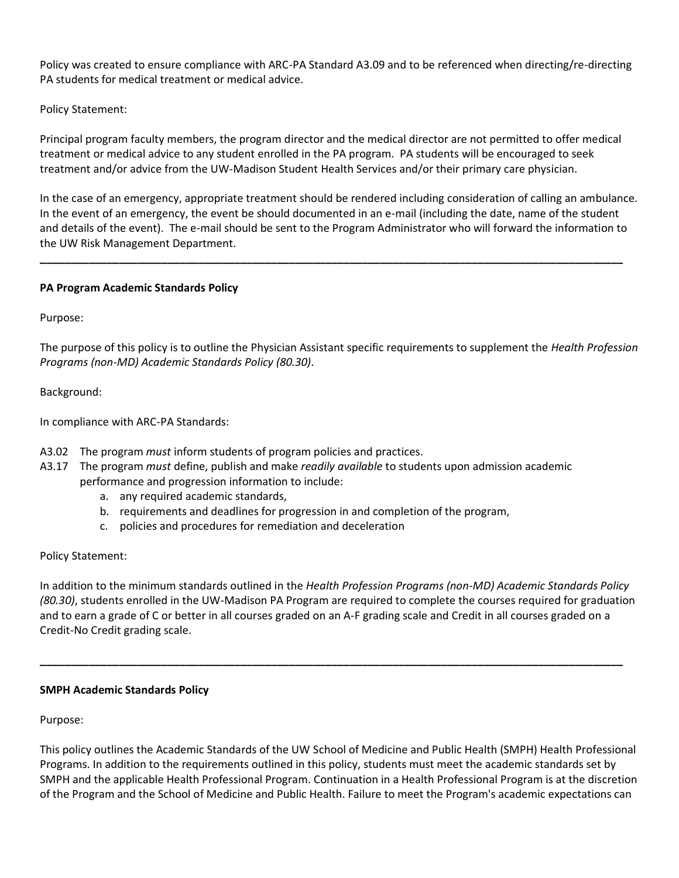Policy was created to ensure compliance with ARC-PA Standard A3.09 and to be referenced when directing/re-directing PA students for medical treatment or medical advice.

Policy Statement:

Principal program faculty members, the program director and the medical director are not permitted to offer medical treatment or medical advice to any student enrolled in the PA program. PA students will be encouraged to seek treatment and/or advice from the UW-Madison Student Health Services and/or their primary care physician.

In the case of an emergency, appropriate treatment should be rendered including consideration of calling an ambulance. In the event of an emergency, the event be should documented in an e-mail (including the date, name of the student and details of the event). The e-mail should be sent to the Program Administrator who will forward the information to the UW Risk Management Department.

---

**PA Program Academic Standards Policy**

Purpose:

The purpose of this policy is to outline the Physician Assistant specific requirements to supplement the *Health Profession Programs (non-MD) Academic Standards Policy (80.30)*.

Background:

In compliance with ARC-PA Standards:

A3.02 The program *must* inform students of program policies and practices.

A3.17 The program *must* define, publish and make *readily available* to students upon admission academic performance and progression information to include:

a. any required academic standards,
b. requirements and deadlines for progression in and completion of the program,
c. policies and procedures for remediation and deceleration

Policy Statement:

In addition to the minimum standards outlined in the *Health Profession Programs (non-MD) Academic Standards Policy (80.30)*, students enrolled in the UW-Madison PA Program are required to complete the courses required for graduation and to earn a grade of C or better in all courses graded on an A-F grading scale and Credit in all courses graded on a Credit-No Credit grading scale.

---

**SMPH Academic Standards Policy**

Purpose:

This policy outlines the Academic Standards of the UW School of Medicine and Public Health (SMPH) Health Professional Programs. In addition to the requirements outlined in this policy, students must meet the academic standards set by SMPH and the applicable Health Professional Program. Continuation in a Health Professional Program is at the discretion of the Program and the School of Medicine and Public Health. Failure to meet the Program's academic expectations can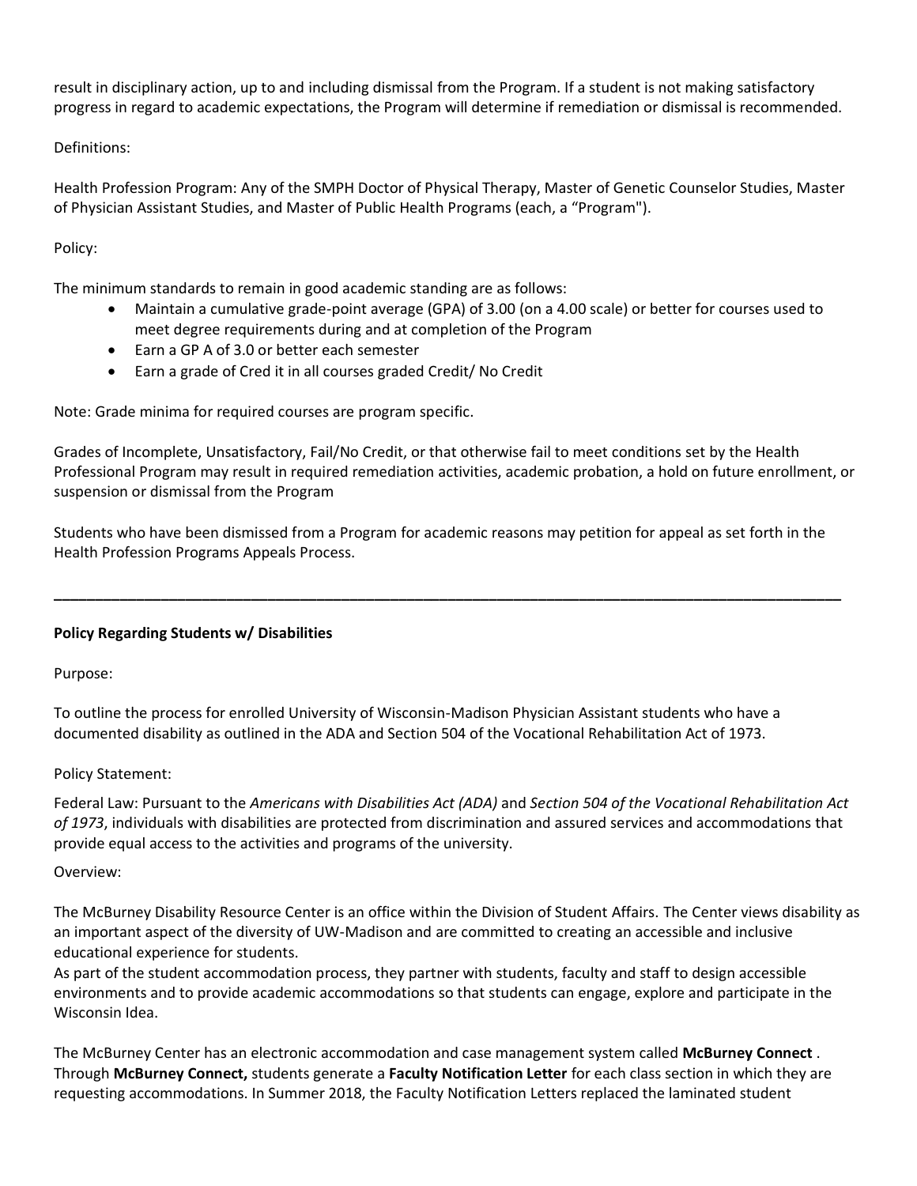result in disciplinary action, up to and including dismissal from the Program. If a student is not making satisfactory progress in regard to academic expectations, the Program will determine if remediation or dismissal is recommended.

Definitions:

Health Profession Program: Any of the SMPH Doctor of Physical Therapy, Master of Genetic Counselor Studies, Master of Physician Assistant Studies, and Master of Public Health Programs (each, a "Program").

Policy:

The minimum standards to remain in good academic standing are as follows:

- Maintain a cumulative grade-point average (GPA) of 3.00 (on a 4.00 scale) or better for courses used to meet degree requirements during and at completion of the Program
- Earn a GP A of 3.0 or better each semester
- Earn a grade of Cred it in all courses graded Credit/ No Credit

Note: Grade minima for required courses are program specific.

Grades of Incomplete, Unsatisfactory, Fail/No Credit, or that otherwise fail to meet conditions set by the Health Professional Program may result in required remediation activities, academic probation, a hold on future enrollment, or suspension or dismissal from the Program

Students who have been dismissed from a Program for academic reasons may petition for appeal as set forth in the Health Profession Programs Appeals Process.

---

**Policy Regarding Students w/ Disabilities**

Purpose:

To outline the process for enrolled University of Wisconsin-Madison Physician Assistant students who have a documented disability as outlined in the ADA and Section 504 of the Vocational Rehabilitation Act of 1973.

Policy Statement:

Federal Law: Pursuant to the *Americans with Disabilities Act (ADA)* and *Section 504 of the Vocational Rehabilitation Act of 1973*, individuals with disabilities are protected from discrimination and assured services and accommodations that provide equal access to the activities and programs of the university.

Overview:

The McBurney Disability Resource Center is an office within the Division of Student Affairs. The Center views disability as an important aspect of the diversity of UW-Madison and are committed to creating an accessible and inclusive educational experience for students.
As part of the student accommodation process, they partner with students, faculty and staff to design accessible environments and to provide academic accommodations so that students can engage, explore and participate in the Wisconsin Idea.

The McBurney Center has an electronic accommodation and case management system called **McBurney Connect** . Through **McBurney Connect,** students generate a **Faculty Notification Letter** for each class section in which they are requesting accommodations. In Summer 2018, the Faculty Notification Letters replaced the laminated student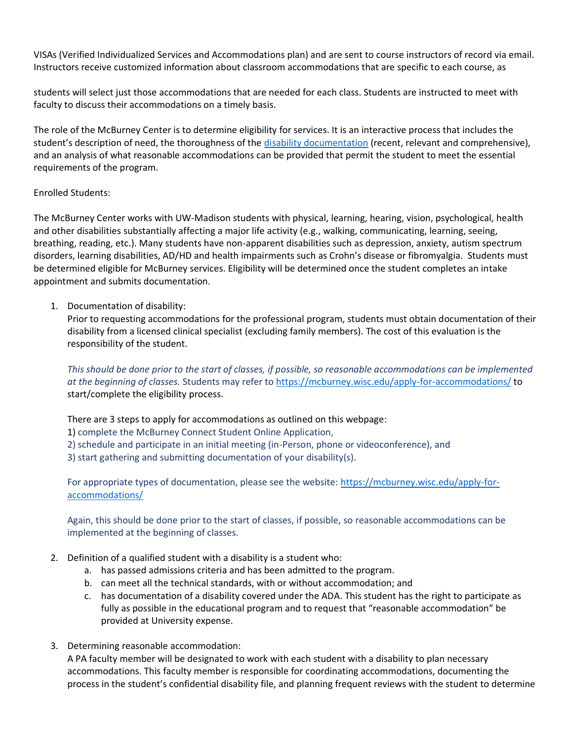VISAs (Verified Individualized Services and Accommodations plan) and are sent to course instructors of record via email. Instructors receive customized information about classroom accommodations that are specific to each course, as

students will select just those accommodations that are needed for each class. Students are instructed to meet with faculty to discuss their accommodations on a timely basis.

The role of the McBurney Center is to determine eligibility for services. It is an interactive process that includes the student's description of need, the thoroughness of the [disability documentation](disability documentation) (recent, relevant and comprehensive), and an analysis of what reasonable accommodations can be provided that permit the student to meet the essential requirements of the program.

Enrolled Students:

The McBurney Center works with UW-Madison students with physical, learning, hearing, vision, psychological, health and other disabilities substantially affecting a major life activity (e.g., walking, communicating, learning, seeing, breathing, reading, etc.). Many students have non-apparent disabilities such as depression, anxiety, autism spectrum disorders, learning disabilities, AD/HD and health impairments such as Crohn's disease or fibromyalgia. Students must be determined eligible for McBurney services. Eligibility will be determined once the student completes an intake appointment and submits documentation.

1. Documentation of disability:
   Prior to requesting accommodations for the professional program, students must obtain documentation of their disability from a licensed clinical specialist (excluding family members). The cost of this evaluation is the responsibility of the student.

   *This should be done prior to the start of classes, if possible, so reasonable accommodations can be implemented at the beginning of classes.* Students may refer to https://mcburney.wisc.edu/apply-for-accommodations/ to start/complete the eligibility process.

   There are 3 steps to apply for accommodations as outlined on this webpage:
   1) complete the McBurney Connect Student Online Application,
   2) schedule and participate in an initial meeting (in-Person, phone or videoconference), and
   3) start gathering and submitting documentation of your disability(s).

   For appropriate types of documentation, please see the website: https://mcburney.wisc.edu/apply-for-accommodations/

   Again, this should be done prior to the start of classes, if possible, so reasonable accommodations can be implemented at the beginning of classes.

2. Definition of a qualified student with a disability is a student who:
   a. has passed admissions criteria and has been admitted to the program.
   b. can meet all the technical standards, with or without accommodation; and
   c. has documentation of a disability covered under the ADA. This student has the right to participate as fully as possible in the educational program and to request that "reasonable accommodation" be provided at University expense.

3. Determining reasonable accommodation:
   A PA faculty member will be designated to work with each student with a disability to plan necessary accommodations. This faculty member is responsible for coordinating accommodations, documenting the process in the student's confidential disability file, and planning frequent reviews with the student to determine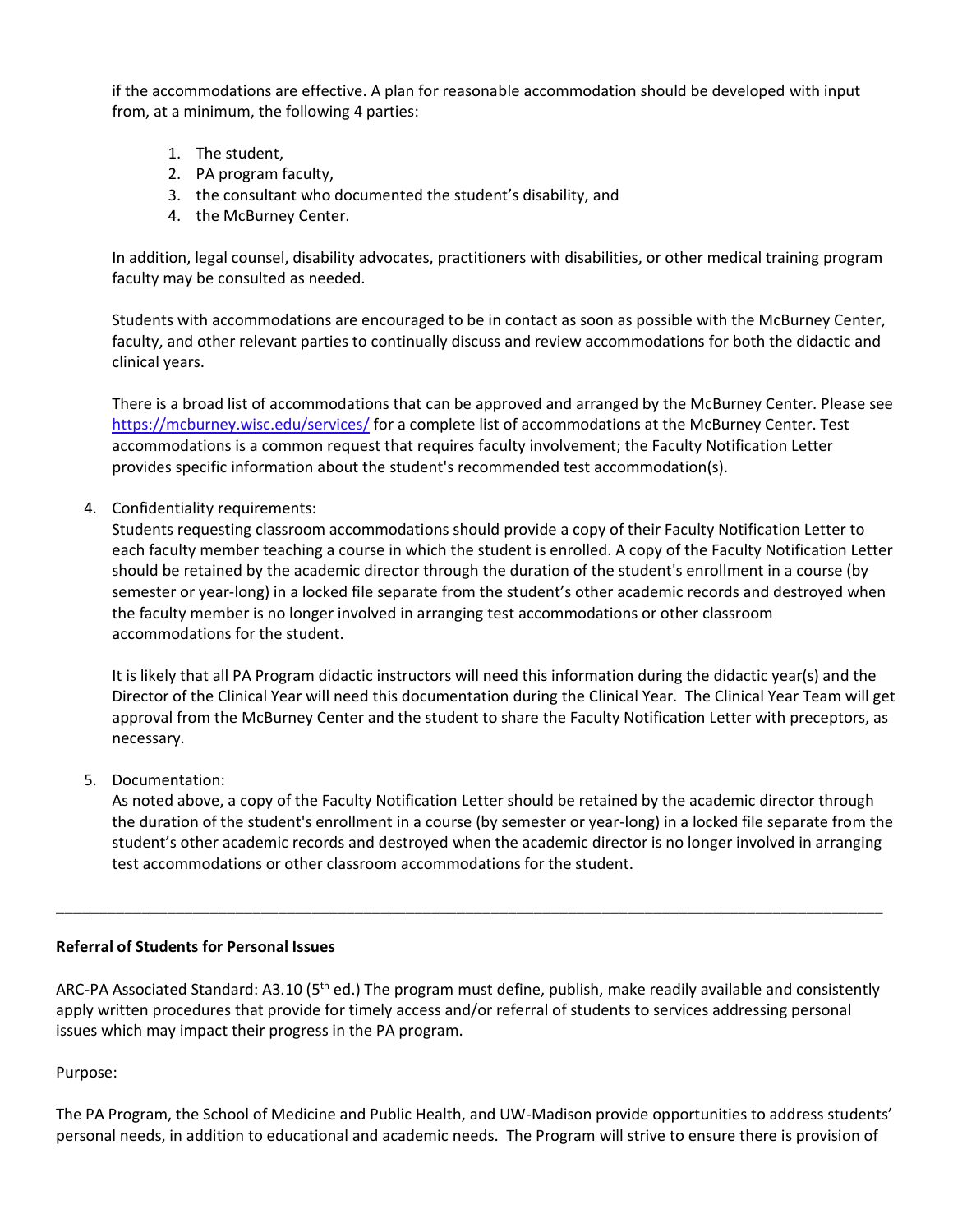if the accommodations are effective. A plan for reasonable accommodation should be developed with input from, at a minimum, the following 4 parties:

1. The student,
2. PA program faculty,
3. the consultant who documented the student's disability, and
4. the McBurney Center.

In addition, legal counsel, disability advocates, practitioners with disabilities, or other medical training program faculty may be consulted as needed.

Students with accommodations are encouraged to be in contact as soon as possible with the McBurney Center, faculty, and other relevant parties to continually discuss and review accommodations for both the didactic and clinical years.

There is a broad list of accommodations that can be approved and arranged by the McBurney Center. Please see https://mcburney.wisc.edu/services/ for a complete list of accommodations at the McBurney Center. Test accommodations is a common request that requires faculty involvement; the Faculty Notification Letter provides specific information about the student's recommended test accommodation(s).

4. Confidentiality requirements:
   Students requesting classroom accommodations should provide a copy of their Faculty Notification Letter to each faculty member teaching a course in which the student is enrolled. A copy of the Faculty Notification Letter should be retained by the academic director through the duration of the student's enrollment in a course (by semester or year-long) in a locked file separate from the student's other academic records and destroyed when the faculty member is no longer involved in arranging test accommodations or other classroom accommodations for the student.

   It is likely that all PA Program didactic instructors will need this information during the didactic year(s) and the Director of the Clinical Year will need this documentation during the Clinical Year. The Clinical Year Team will get approval from the McBurney Center and the student to share the Faculty Notification Letter with preceptors, as necessary.

5. Documentation:
   As noted above, a copy of the Faculty Notification Letter should be retained by the academic director through the duration of the student's enrollment in a course (by semester or year-long) in a locked file separate from the student's other academic records and destroyed when the academic director is no longer involved in arranging test accommodations or other classroom accommodations for the student.

---

**Referral of Students for Personal Issues**

ARC-PA Associated Standard: A3.10 (5th ed.) The program must define, publish, make readily available and consistently apply written procedures that provide for timely access and/or referral of students to services addressing personal issues which may impact their progress in the PA program.

Purpose:

The PA Program, the School of Medicine and Public Health, and UW-Madison provide opportunities to address students' personal needs, in addition to educational and academic needs. The Program will strive to ensure there is provision of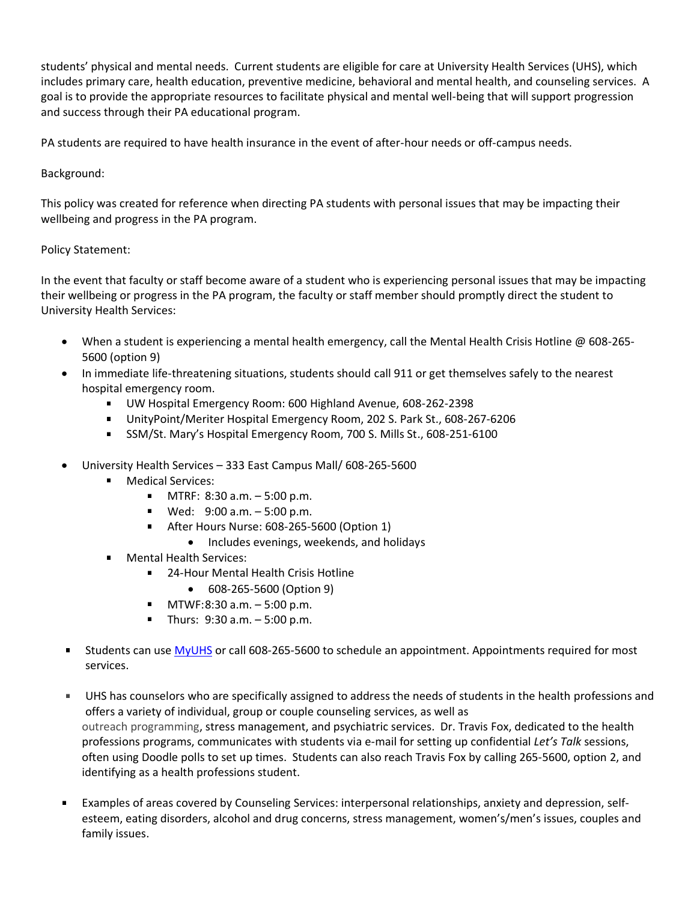students' physical and mental needs. Current students are eligible for care at University Health Services (UHS), which includes primary care, health education, preventive medicine, behavioral and mental health, and counseling services. A goal is to provide the appropriate resources to facilitate physical and mental well-being that will support progression and success through their PA educational program.

PA students are required to have health insurance in the event of after-hour needs or off-campus needs.

Background:

This policy was created for reference when directing PA students with personal issues that may be impacting their wellbeing and progress in the PA program.

Policy Statement:

In the event that faculty or staff become aware of a student who is experiencing personal issues that may be impacting their wellbeing or progress in the PA program, the faculty or staff member should promptly direct the student to University Health Services:

- When a student is experiencing a mental health emergency, call the Mental Health Crisis Hotline @ 608-265-5600 (option 9)
- In immediate life-threatening situations, students should call 911 or get themselves safely to the nearest hospital emergency room.
  - UW Hospital Emergency Room: 600 Highland Avenue, 608-262-2398
  - UnityPoint/Meriter Hospital Emergency Room, 202 S. Park St., 608-267-6206
  - SSM/St. Mary's Hospital Emergency Room, 700 S. Mills St., 608-251-6100
- University Health Services – 333 East Campus Mall/ 608-265-5600
  - Medical Services:
    - MTRF: 8:30 a.m. – 5:00 p.m.
    - Wed: 9:00 a.m. – 5:00 p.m.
    - After Hours Nurse: 608-265-5600 (Option 1)
      - Includes evenings, weekends, and holidays
  - Mental Health Services:
    - 24-Hour Mental Health Crisis Hotline
      - 608-265-5600 (Option 9)
    - MTWF:8:30 a.m. – 5:00 p.m.
    - Thurs: 9:30 a.m. – 5:00 p.m.

- Students can use MyUHS or call 608-265-5600 to schedule an appointment. Appointments required for most services.

- UHS has counselors who are specifically assigned to address the needs of students in the health professions and offers a variety of individual, group or couple counseling services, as well as outreach programming, stress management, and psychiatric services. Dr. Travis Fox, dedicated to the health professions programs, communicates with students via e-mail for setting up confidential *Let's Talk* sessions, often using Doodle polls to set up times. Students can also reach Travis Fox by calling 265-5600, option 2, and identifying as a health professions student.

- Examples of areas covered by Counseling Services: interpersonal relationships, anxiety and depression, self-esteem, eating disorders, alcohol and drug concerns, stress management, women's/men's issues, couples and family issues.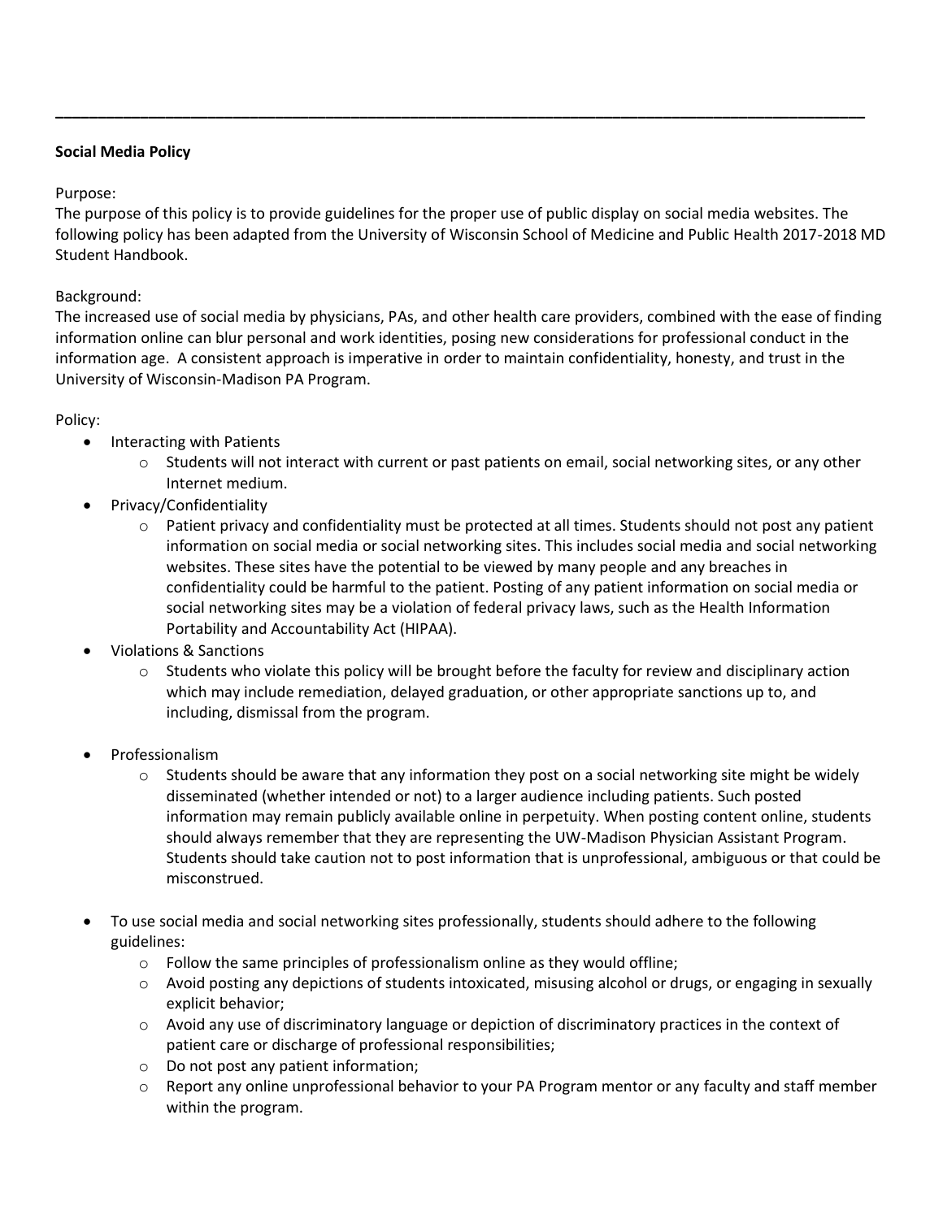**Social Media Policy**

Purpose:
The purpose of this policy is to provide guidelines for the proper use of public display on social media websites. The following policy has been adapted from the University of Wisconsin School of Medicine and Public Health 2017-2018 MD Student Handbook.

Background:
The increased use of social media by physicians, PAs, and other health care providers, combined with the ease of finding information online can blur personal and work identities, posing new considerations for professional conduct in the information age. A consistent approach is imperative in order to maintain confidentiality, honesty, and trust in the University of Wisconsin-Madison PA Program.

Policy:

- Interacting with Patients
  - Students will not interact with current or past patients on email, social networking sites, or any other Internet medium.
- Privacy/Confidentiality
  - Patient privacy and confidentiality must be protected at all times. Students should not post any patient information on social media or social networking sites. This includes social media and social networking websites. These sites have the potential to be viewed by many people and any breaches in confidentiality could be harmful to the patient. Posting of any patient information on social media or social networking sites may be a violation of federal privacy laws, such as the Health Information Portability and Accountability Act (HIPAA).
- Violations & Sanctions
  - Students who violate this policy will be brought before the faculty for review and disciplinary action which may include remediation, delayed graduation, or other appropriate sanctions up to, and including, dismissal from the program.
- Professionalism
  - Students should be aware that any information they post on a social networking site might be widely disseminated (whether intended or not) to a larger audience including patients. Such posted information may remain publicly available online in perpetuity. When posting content online, students should always remember that they are representing the UW-Madison Physician Assistant Program. Students should take caution not to post information that is unprofessional, ambiguous or that could be misconstrued.
- To use social media and social networking sites professionally, students should adhere to the following guidelines:
  - Follow the same principles of professionalism online as they would offline;
  - Avoid posting any depictions of students intoxicated, misusing alcohol or drugs, or engaging in sexually explicit behavior;
  - Avoid any use of discriminatory language or depiction of discriminatory practices in the context of patient care or discharge of professional responsibilities;
  - Do not post any patient information;
  - Report any online unprofessional behavior to your PA Program mentor or any faculty and staff member within the program.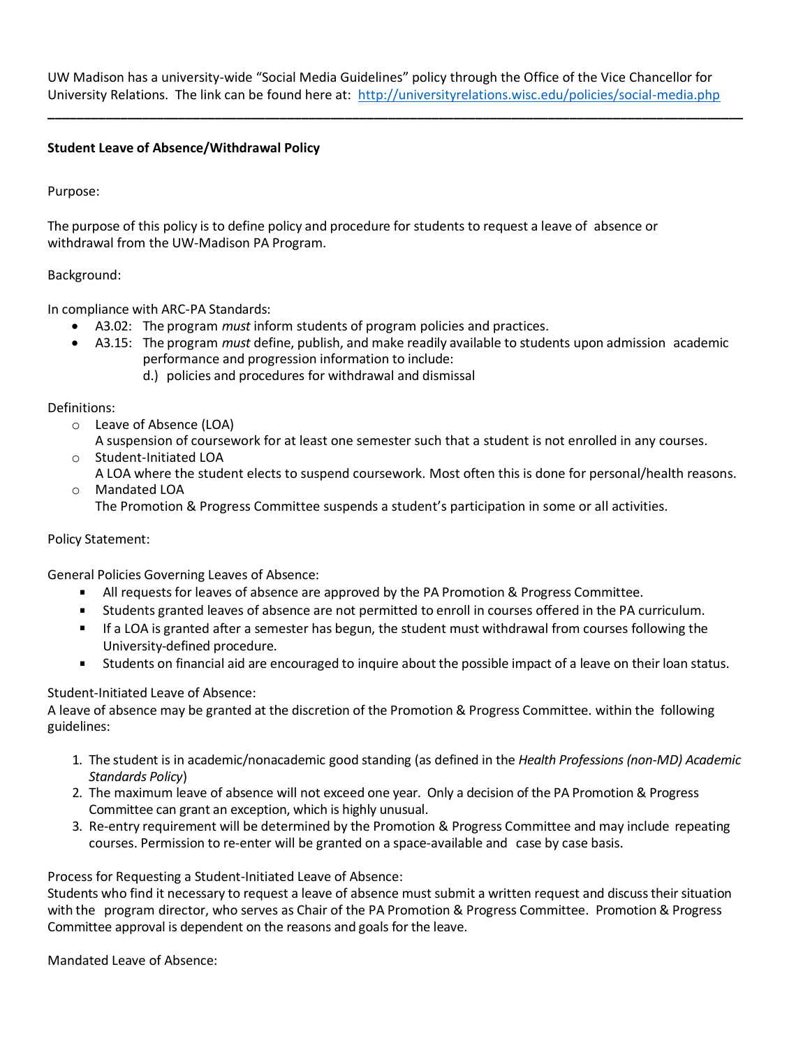UW Madison has a university-wide "Social Media Guidelines" policy through the Office of the Vice Chancellor for University Relations. The link can be found here at: [http://universityrelations.wisc.edu/policies/social-media.php](http://universityrelations.wisc.edu/policies/social-media.php)

---

**Student Leave of Absence/Withdrawal Policy**

Purpose:

The purpose of this policy is to define policy and procedure for students to request a leave of absence or withdrawal from the UW-Madison PA Program.

Background:

In compliance with ARC-PA Standards:

- A3.02: The program *must* inform students of program policies and practices.
- A3.15: The program *must* define, publish, and make readily available to students upon admission academic performance and progression information to include:
  - d.) policies and procedures for withdrawal and dismissal

Definitions:

- Leave of Absence (LOA)
  A suspension of coursework for at least one semester such that a student is not enrolled in any courses.
- Student-Initiated LOA
  A LOA where the student elects to suspend coursework. Most often this is done for personal/health reasons.
- Mandated LOA
  The Promotion & Progress Committee suspends a student's participation in some or all activities.

Policy Statement:

General Policies Governing Leaves of Absence:

- All requests for leaves of absence are approved by the PA Promotion & Progress Committee.
- Students granted leaves of absence are not permitted to enroll in courses offered in the PA curriculum.
- If a LOA is granted after a semester has begun, the student must withdrawal from courses following the University-defined procedure.
- Students on financial aid are encouraged to inquire about the possible impact of a leave on their loan status.

Student-Initiated Leave of Absence:
A leave of absence may be granted at the discretion of the Promotion & Progress Committee. within the following guidelines:

1. The student is in academic/nonacademic good standing (as defined in the *Health Professions (non-MD) Academic Standards Policy*)
2. The maximum leave of absence will not exceed one year. Only a decision of the PA Promotion & Progress Committee can grant an exception, which is highly unusual.
3. Re-entry requirement will be determined by the Promotion & Progress Committee and may include repeating courses. Permission to re-enter will be granted on a space-available and case by case basis.

Process for Requesting a Student-Initiated Leave of Absence:
Students who find it necessary to request a leave of absence must submit a written request and discuss their situation with the program director, who serves as Chair of the PA Promotion & Progress Committee. Promotion & Progress Committee approval is dependent on the reasons and goals for the leave.

Mandated Leave of Absence: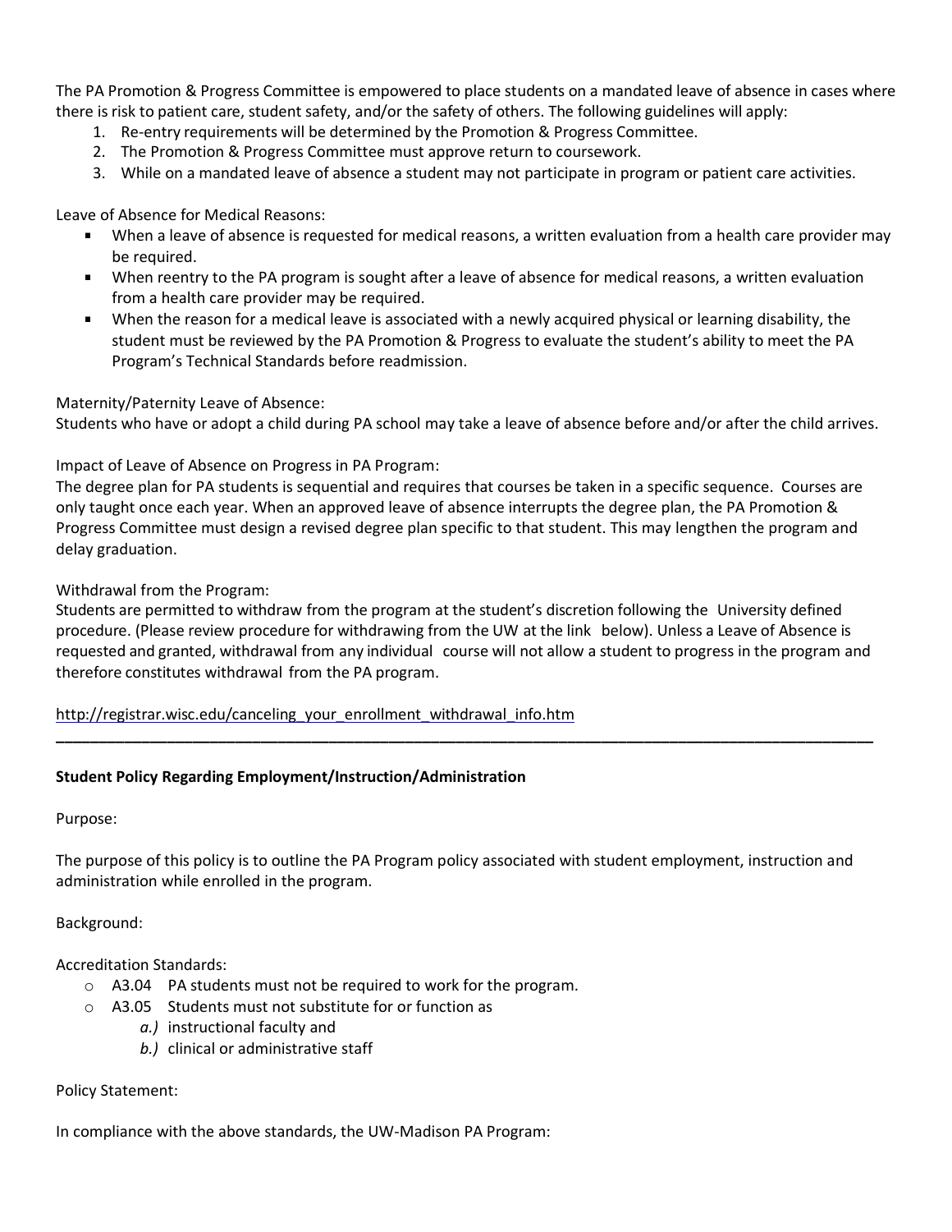The PA Promotion & Progress Committee is empowered to place students on a mandated leave of absence in cases where there is risk to patient care, student safety, and/or the safety of others. The following guidelines will apply:

1. Re-entry requirements will be determined by the Promotion & Progress Committee.
2. The Promotion & Progress Committee must approve return to coursework.
3. While on a mandated leave of absence a student may not participate in program or patient care activities.

Leave of Absence for Medical Reasons:

- When a leave of absence is requested for medical reasons, a written evaluation from a health care provider may be required.
- When reentry to the PA program is sought after a leave of absence for medical reasons, a written evaluation from a health care provider may be required.
- When the reason for a medical leave is associated with a newly acquired physical or learning disability, the student must be reviewed by the PA Promotion & Progress to evaluate the student's ability to meet the PA Program's Technical Standards before readmission.

Maternity/Paternity Leave of Absence:
Students who have or adopt a child during PA school may take a leave of absence before and/or after the child arrives.

Impact of Leave of Absence on Progress in PA Program:
The degree plan for PA students is sequential and requires that courses be taken in a specific sequence. Courses are only taught once each year. When an approved leave of absence interrupts the degree plan, the PA Promotion & Progress Committee must design a revised degree plan specific to that student. This may lengthen the program and delay graduation.

Withdrawal from the Program:
Students are permitted to withdraw from the program at the student's discretion following the University defined procedure. (Please review procedure for withdrawing from the UW at the link below). Unless a Leave of Absence is requested and granted, withdrawal from any individual course will not allow a student to progress in the program and therefore constitutes withdrawal from the PA program.

http://registrar.wisc.edu/canceling_your_enrollment_withdrawal_info.htm

---

**Student Policy Regarding Employment/Instruction/Administration**

Purpose:

The purpose of this policy is to outline the PA Program policy associated with student employment, instruction and administration while enrolled in the program.

Background:

Accreditation Standards:

- A3.04 PA students must not be required to work for the program.
- A3.05 Students must not substitute for or function as
  - *a.)* instructional faculty and
  - *b.)* clinical or administrative staff

Policy Statement:

In compliance with the above standards, the UW-Madison PA Program: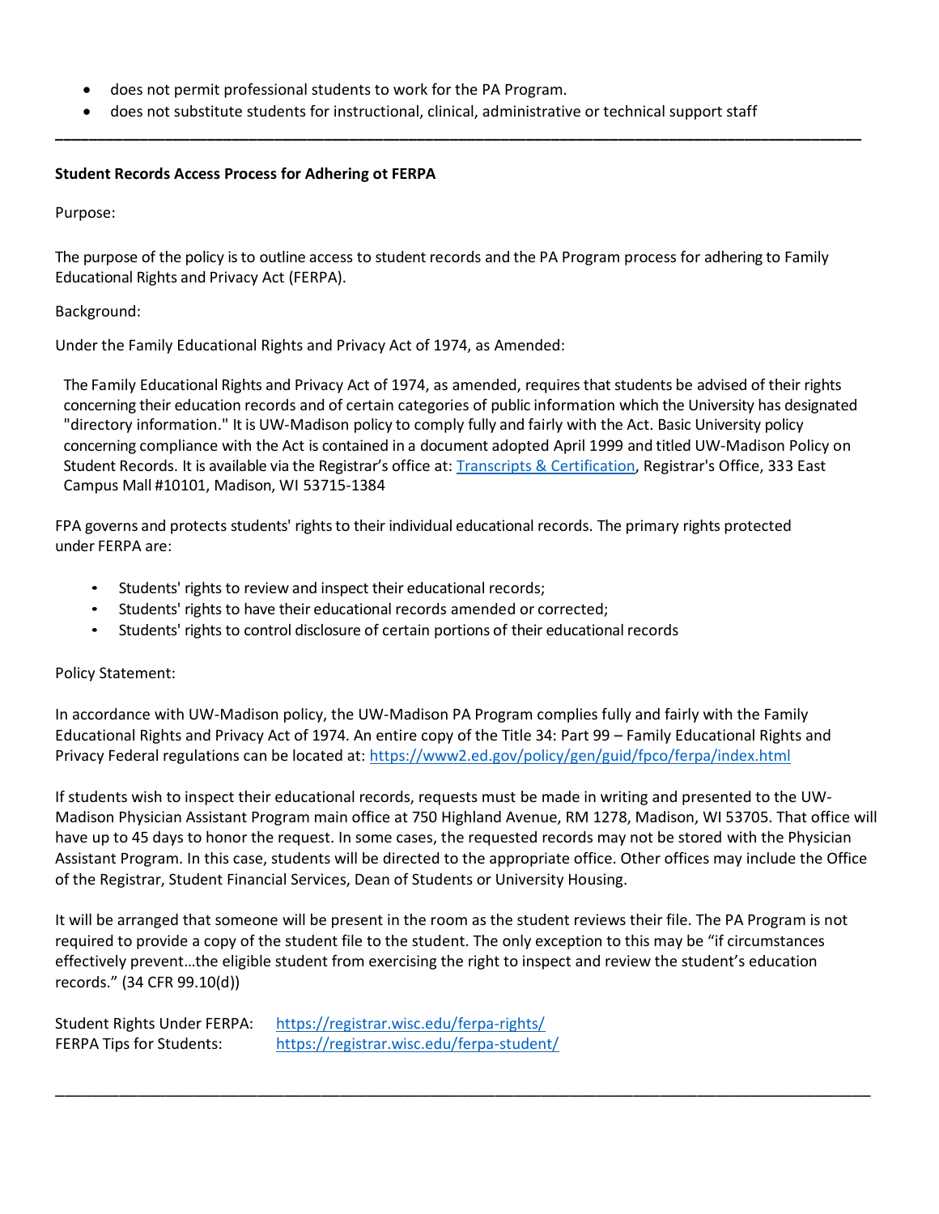- does not permit professional students to work for the PA Program.
- does not substitute students for instructional, clinical, administrative or technical support staff

---

**Student Records Access Process for Adhering ot FERPA**

Purpose:

The purpose of the policy is to outline access to student records and the PA Program process for adhering to Family Educational Rights and Privacy Act (FERPA).

Background:

Under the Family Educational Rights and Privacy Act of 1974, as Amended:

> The Family Educational Rights and Privacy Act of 1974, as amended, requires that students be advised of their rights concerning their education records and of certain categories of public information which the University has designated "directory information." It is UW-Madison policy to comply fully and fairly with the Act. Basic University policy concerning compliance with the Act is contained in a document adopted April 1999 and titled UW-Madison Policy on Student Records. It is available via the Registrar's office at: [Transcripts & Certification](), Registrar's Office, 333 East Campus Mall #10101, Madison, WI 53715-1384

FPA governs and protects students' rights to their individual educational records. The primary rights protected under FERPA are:

- Students' rights to review and inspect their educational records;
- Students' rights to have their educational records amended or corrected;
- Students' rights to control disclosure of certain portions of their educational records

Policy Statement:

In accordance with UW-Madison policy, the UW-Madison PA Program complies fully and fairly with the Family Educational Rights and Privacy Act of 1974. An entire copy of the Title 34: Part 99 – Family Educational Rights and Privacy Federal regulations can be located at: https://www2.ed.gov/policy/gen/guid/fpco/ferpa/index.html

If students wish to inspect their educational records, requests must be made in writing and presented to the UW-Madison Physician Assistant Program main office at 750 Highland Avenue, RM 1278, Madison, WI 53705. That office will have up to 45 days to honor the request. In some cases, the requested records may not be stored with the Physician Assistant Program. In this case, students will be directed to the appropriate office. Other offices may include the Office of the Registrar, Student Financial Services, Dean of Students or University Housing.

It will be arranged that someone will be present in the room as the student reviews their file. The PA Program is not required to provide a copy of the student file to the student. The only exception to this may be "if circumstances effectively prevent…the eligible student from exercising the right to inspect and review the student's education records." (34 CFR 99.10(d))

Student Rights Under FERPA: https://registrar.wisc.edu/ferpa-rights/
FERPA Tips for Students: https://registrar.wisc.edu/ferpa-student/

---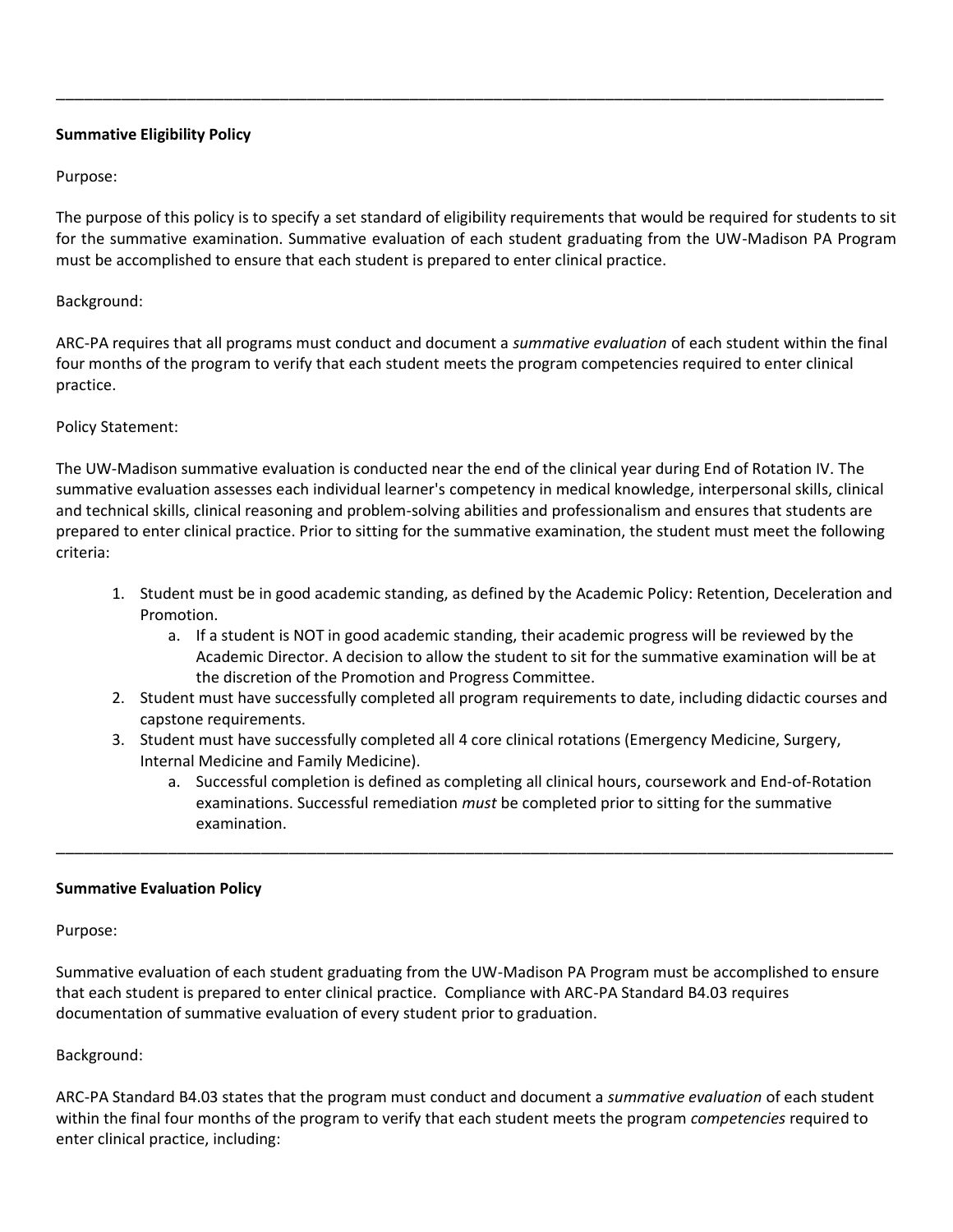---

**Summative Eligibility Policy**

Purpose:

The purpose of this policy is to specify a set standard of eligibility requirements that would be required for students to sit for the summative examination. Summative evaluation of each student graduating from the UW-Madison PA Program must be accomplished to ensure that each student is prepared to enter clinical practice.

Background:

ARC-PA requires that all programs must conduct and document a *summative evaluation* of each student within the final four months of the program to verify that each student meets the program competencies required to enter clinical practice.

Policy Statement:

The UW-Madison summative evaluation is conducted near the end of the clinical year during End of Rotation IV. The summative evaluation assesses each individual learner's competency in medical knowledge, interpersonal skills, clinical and technical skills, clinical reasoning and problem-solving abilities and professionalism and ensures that students are prepared to enter clinical practice. Prior to sitting for the summative examination, the student must meet the following criteria:

1. Student must be in good academic standing, as defined by the Academic Policy: Retention, Deceleration and Promotion.
    a. If a student is NOT in good academic standing, their academic progress will be reviewed by the Academic Director. A decision to allow the student to sit for the summative examination will be at the discretion of the Promotion and Progress Committee.
2. Student must have successfully completed all program requirements to date, including didactic courses and capstone requirements.
3. Student must have successfully completed all 4 core clinical rotations (Emergency Medicine, Surgery, Internal Medicine and Family Medicine).
    a. Successful completion is defined as completing all clinical hours, coursework and End-of-Rotation examinations. Successful remediation *must* be completed prior to sitting for the summative examination.

---

**Summative Evaluation Policy**

Purpose:

Summative evaluation of each student graduating from the UW-Madison PA Program must be accomplished to ensure that each student is prepared to enter clinical practice. Compliance with ARC-PA Standard B4.03 requires documentation of summative evaluation of every student prior to graduation.

Background:

ARC-PA Standard B4.03 states that the program must conduct and document a *summative evaluation* of each student within the final four months of the program to verify that each student meets the program *competencies* required to enter clinical practice, including: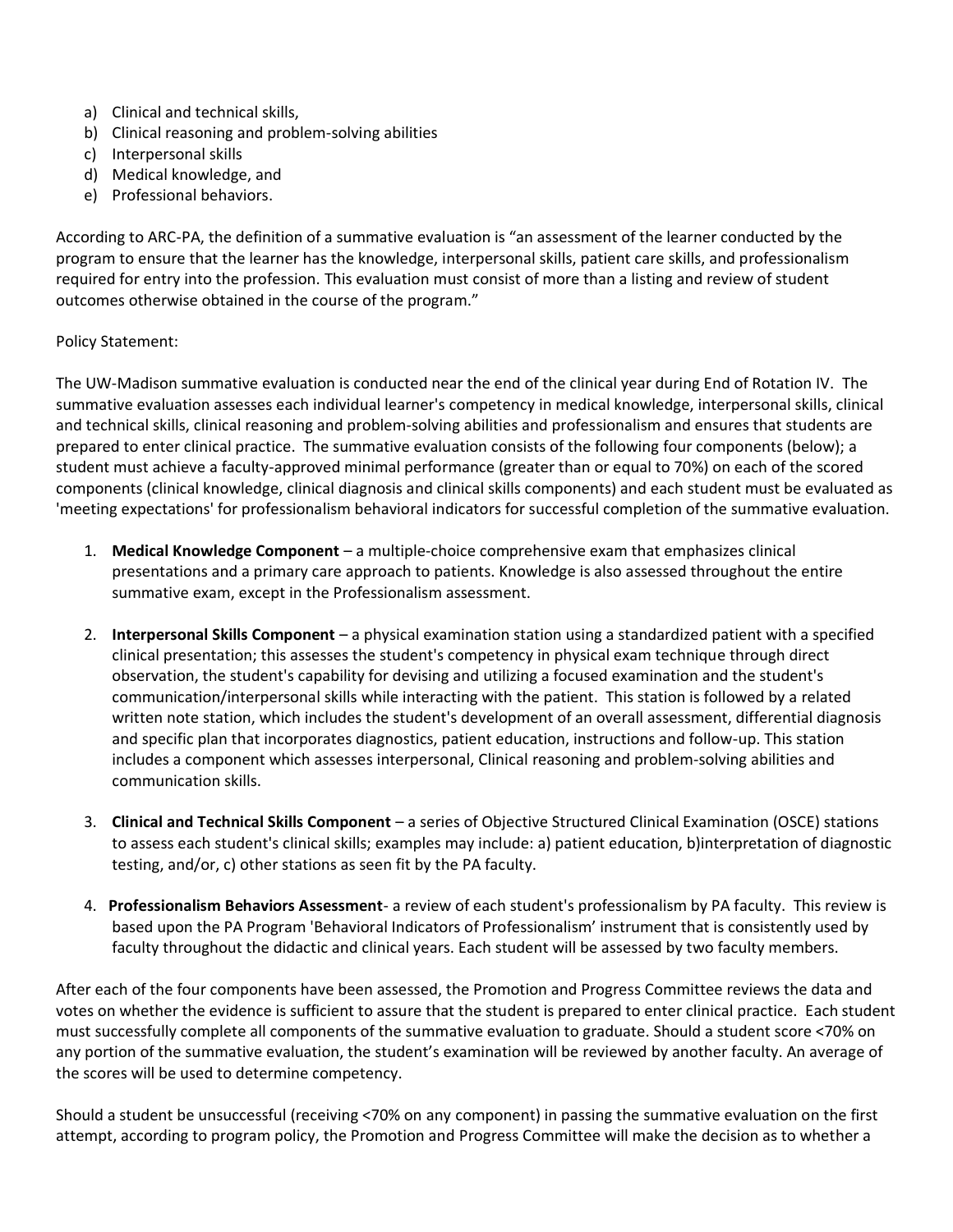a) Clinical and technical skills,
b) Clinical reasoning and problem-solving abilities
c) Interpersonal skills
d) Medical knowledge, and
e) Professional behaviors.

According to ARC-PA, the definition of a summative evaluation is "an assessment of the learner conducted by the program to ensure that the learner has the knowledge, interpersonal skills, patient care skills, and professionalism required for entry into the profession. This evaluation must consist of more than a listing and review of student outcomes otherwise obtained in the course of the program."

Policy Statement:

The UW-Madison summative evaluation is conducted near the end of the clinical year during End of Rotation IV. The summative evaluation assesses each individual learner's competency in medical knowledge, interpersonal skills, clinical and technical skills, clinical reasoning and problem-solving abilities and professionalism and ensures that students are prepared to enter clinical practice. The summative evaluation consists of the following four components (below); a student must achieve a faculty-approved minimal performance (greater than or equal to 70%) on each of the scored components (clinical knowledge, clinical diagnosis and clinical skills components) and each student must be evaluated as 'meeting expectations' for professionalism behavioral indicators for successful completion of the summative evaluation.

1. **Medical Knowledge Component** – a multiple-choice comprehensive exam that emphasizes clinical presentations and a primary care approach to patients. Knowledge is also assessed throughout the entire summative exam, except in the Professionalism assessment.

2. **Interpersonal Skills Component** – a physical examination station using a standardized patient with a specified clinical presentation; this assesses the student's competency in physical exam technique through direct observation, the student's capability for devising and utilizing a focused examination and the student's communication/interpersonal skills while interacting with the patient. This station is followed by a related written note station, which includes the student's development of an overall assessment, differential diagnosis and specific plan that incorporates diagnostics, patient education, instructions and follow-up. This station includes a component which assesses interpersonal, Clinical reasoning and problem-solving abilities and communication skills.

3. **Clinical and Technical Skills Component** – a series of Objective Structured Clinical Examination (OSCE) stations to assess each student's clinical skills; examples may include: a) patient education, b)interpretation of diagnostic testing, and/or, c) other stations as seen fit by the PA faculty.

4. **Professionalism Behaviors Assessment**- a review of each student's professionalism by PA faculty. This review is based upon the PA Program 'Behavioral Indicators of Professionalism' instrument that is consistently used by faculty throughout the didactic and clinical years. Each student will be assessed by two faculty members.

After each of the four components have been assessed, the Promotion and Progress Committee reviews the data and votes on whether the evidence is sufficient to assure that the student is prepared to enter clinical practice. Each student must successfully complete all components of the summative evaluation to graduate. Should a student score <70% on any portion of the summative evaluation, the student's examination will be reviewed by another faculty. An average of the scores will be used to determine competency.

Should a student be unsuccessful (receiving <70% on any component) in passing the summative evaluation on the first attempt, according to program policy, the Promotion and Progress Committee will make the decision as to whether a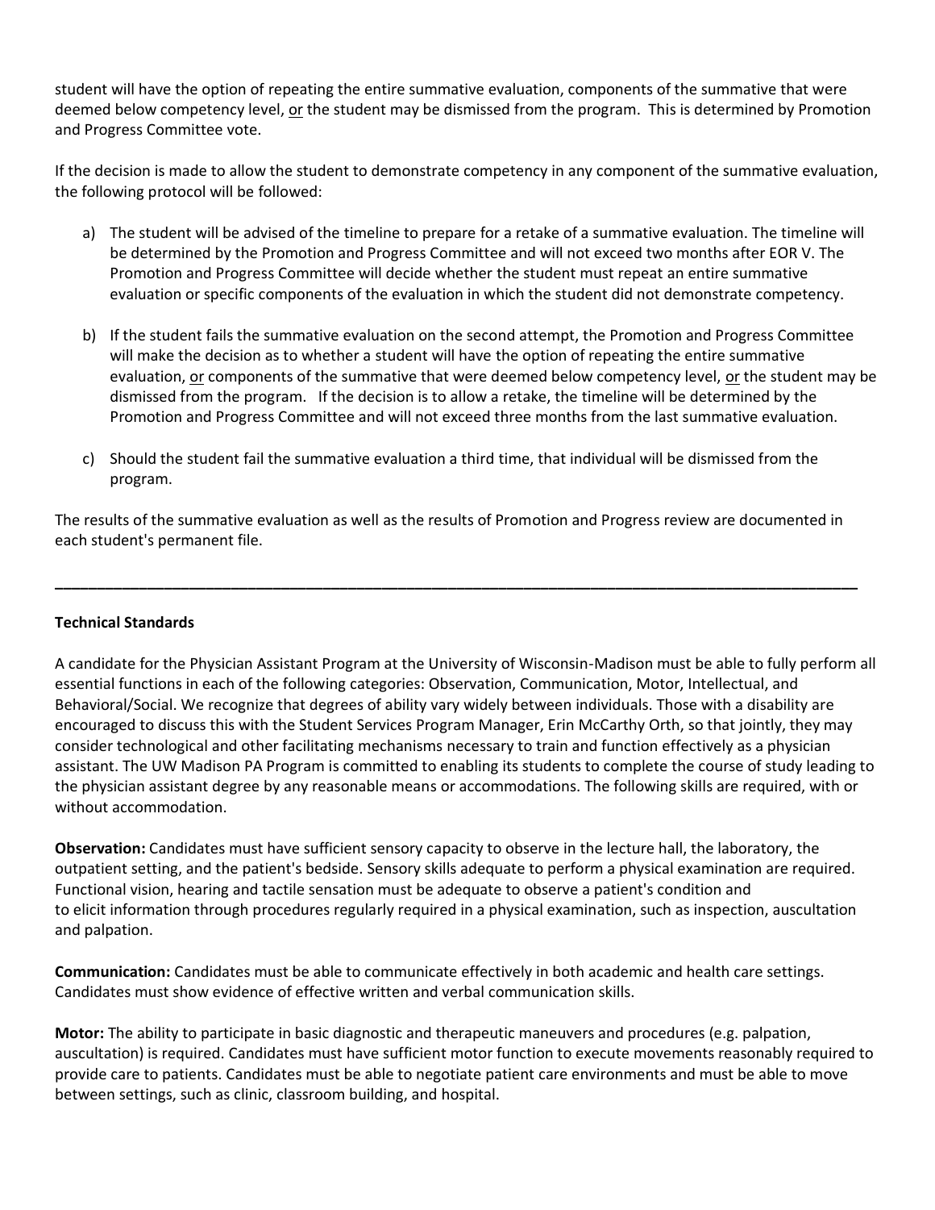student will have the option of repeating the entire summative evaluation, components of the summative that were deemed below competency level, or the student may be dismissed from the program. This is determined by Promotion and Progress Committee vote.

If the decision is made to allow the student to demonstrate competency in any component of the summative evaluation, the following protocol will be followed:

a) The student will be advised of the timeline to prepare for a retake of a summative evaluation. The timeline will be determined by the Promotion and Progress Committee and will not exceed two months after EOR V. The Promotion and Progress Committee will decide whether the student must repeat an entire summative evaluation or specific components of the evaluation in which the student did not demonstrate competency.

b) If the student fails the summative evaluation on the second attempt, the Promotion and Progress Committee will make the decision as to whether a student will have the option of repeating the entire summative evaluation, or components of the summative that were deemed below competency level, or the student may be dismissed from the program. If the decision is to allow a retake, the timeline will be determined by the Promotion and Progress Committee and will not exceed three months from the last summative evaluation.

c) Should the student fail the summative evaluation a third time, that individual will be dismissed from the program.

The results of the summative evaluation as well as the results of Promotion and Progress review are documented in each student's permanent file.

---

**Technical Standards**

A candidate for the Physician Assistant Program at the University of Wisconsin-Madison must be able to fully perform all essential functions in each of the following categories: Observation, Communication, Motor, Intellectual, and Behavioral/Social. We recognize that degrees of ability vary widely between individuals. Those with a disability are encouraged to discuss this with the Student Services Program Manager, Erin McCarthy Orth, so that jointly, they may consider technological and other facilitating mechanisms necessary to train and function effectively as a physician assistant. The UW Madison PA Program is committed to enabling its students to complete the course of study leading to the physician assistant degree by any reasonable means or accommodations. The following skills are required, with or without accommodation.

**Observation:** Candidates must have sufficient sensory capacity to observe in the lecture hall, the laboratory, the outpatient setting, and the patient's bedside. Sensory skills adequate to perform a physical examination are required. Functional vision, hearing and tactile sensation must be adequate to observe a patient's condition and to elicit information through procedures regularly required in a physical examination, such as inspection, auscultation and palpation.

**Communication:** Candidates must be able to communicate effectively in both academic and health care settings. Candidates must show evidence of effective written and verbal communication skills.

**Motor:** The ability to participate in basic diagnostic and therapeutic maneuvers and procedures (e.g. palpation, auscultation) is required. Candidates must have sufficient motor function to execute movements reasonably required to provide care to patients. Candidates must be able to negotiate patient care environments and must be able to move between settings, such as clinic, classroom building, and hospital.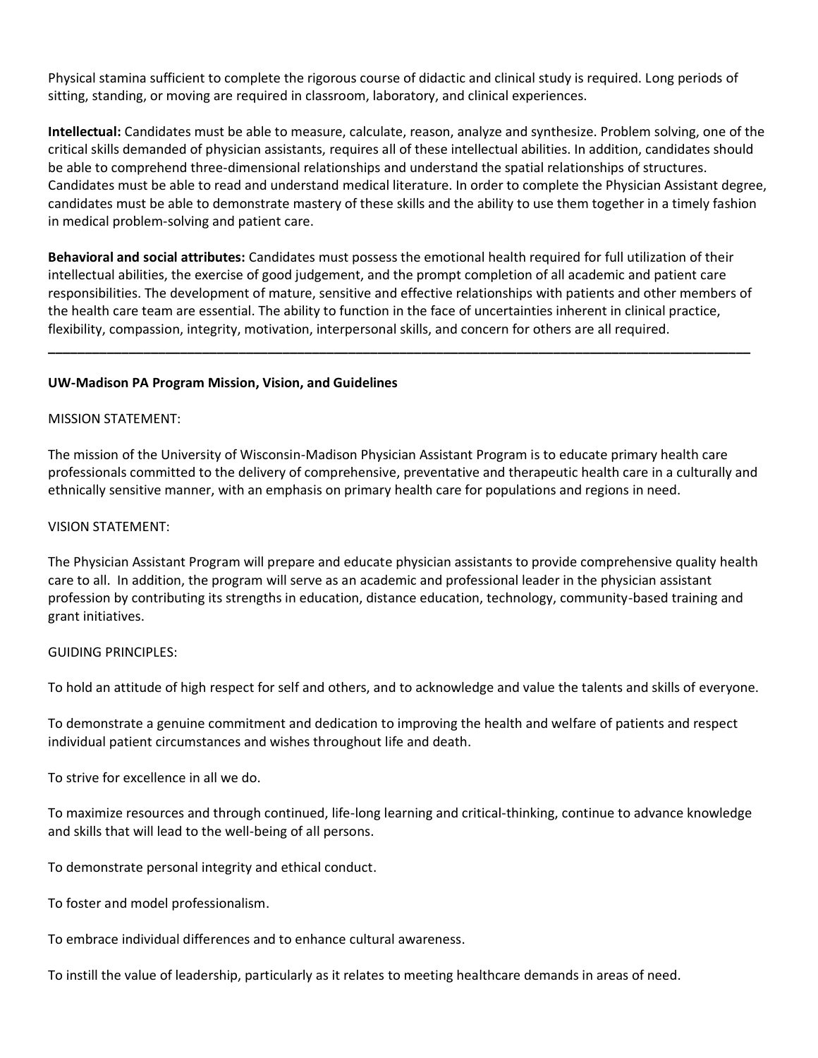Physical stamina sufficient to complete the rigorous course of didactic and clinical study is required. Long periods of sitting, standing, or moving are required in classroom, laboratory, and clinical experiences.

**Intellectual:** Candidates must be able to measure, calculate, reason, analyze and synthesize. Problem solving, one of the critical skills demanded of physician assistants, requires all of these intellectual abilities. In addition, candidates should be able to comprehend three-dimensional relationships and understand the spatial relationships of structures. Candidates must be able to read and understand medical literature. In order to complete the Physician Assistant degree, candidates must be able to demonstrate mastery of these skills and the ability to use them together in a timely fashion in medical problem-solving and patient care.

**Behavioral and social attributes:** Candidates must possess the emotional health required for full utilization of their intellectual abilities, the exercise of good judgement, and the prompt completion of all academic and patient care responsibilities. The development of mature, sensitive and effective relationships with patients and other members of the health care team are essential. The ability to function in the face of uncertainties inherent in clinical practice, flexibility, compassion, integrity, motivation, interpersonal skills, and concern for others are all required.

---

**UW-Madison PA Program Mission, Vision, and Guidelines**

MISSION STATEMENT:

The mission of the University of Wisconsin-Madison Physician Assistant Program is to educate primary health care professionals committed to the delivery of comprehensive, preventative and therapeutic health care in a culturally and ethnically sensitive manner, with an emphasis on primary health care for populations and regions in need.

VISION STATEMENT:

The Physician Assistant Program will prepare and educate physician assistants to provide comprehensive quality health care to all. In addition, the program will serve as an academic and professional leader in the physician assistant profession by contributing its strengths in education, distance education, technology, community-based training and grant initiatives.

GUIDING PRINCIPLES:

To hold an attitude of high respect for self and others, and to acknowledge and value the talents and skills of everyone.

To demonstrate a genuine commitment and dedication to improving the health and welfare of patients and respect individual patient circumstances and wishes throughout life and death.

To strive for excellence in all we do.

To maximize resources and through continued, life-long learning and critical-thinking, continue to advance knowledge and skills that will lead to the well-being of all persons.

To demonstrate personal integrity and ethical conduct.

To foster and model professionalism.

To embrace individual differences and to enhance cultural awareness.

To instill the value of leadership, particularly as it relates to meeting healthcare demands in areas of need.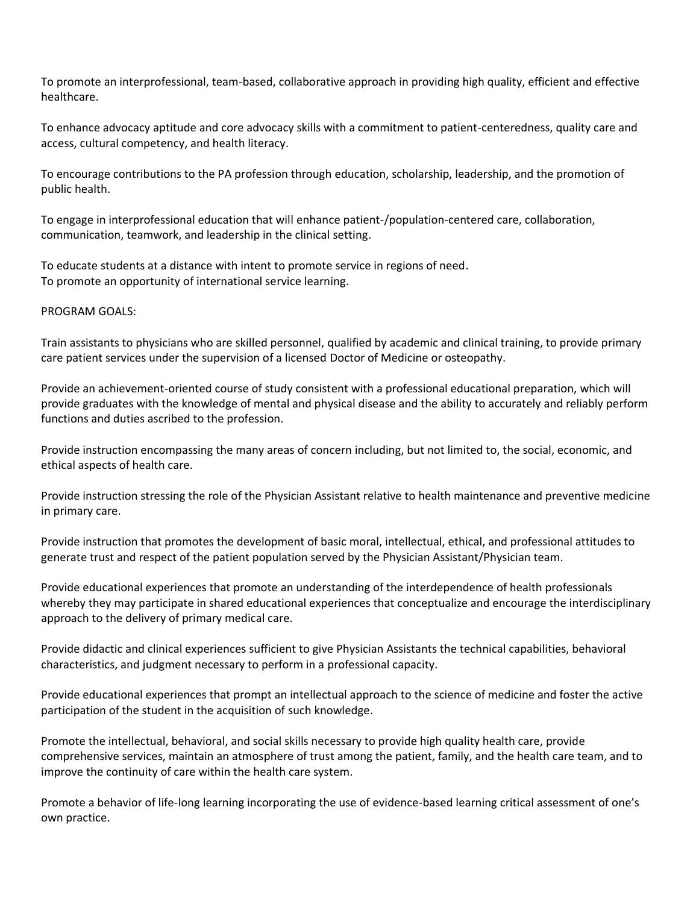To promote an interprofessional, team-based, collaborative approach in providing high quality, efficient and effective healthcare.

To enhance advocacy aptitude and core advocacy skills with a commitment to patient-centeredness, quality care and access, cultural competency, and health literacy.

To encourage contributions to the PA profession through education, scholarship, leadership, and the promotion of public health.

To engage in interprofessional education that will enhance patient-/population-centered care, collaboration, communication, teamwork, and leadership in the clinical setting.

To educate students at a distance with intent to promote service in regions of need.
To promote an opportunity of international service learning.

PROGRAM GOALS:

Train assistants to physicians who are skilled personnel, qualified by academic and clinical training, to provide primary care patient services under the supervision of a licensed Doctor of Medicine or osteopathy.

Provide an achievement-oriented course of study consistent with a professional educational preparation, which will provide graduates with the knowledge of mental and physical disease and the ability to accurately and reliably perform functions and duties ascribed to the profession.

Provide instruction encompassing the many areas of concern including, but not limited to, the social, economic, and ethical aspects of health care.

Provide instruction stressing the role of the Physician Assistant relative to health maintenance and preventive medicine in primary care.

Provide instruction that promotes the development of basic moral, intellectual, ethical, and professional attitudes to generate trust and respect of the patient population served by the Physician Assistant/Physician team.

Provide educational experiences that promote an understanding of the interdependence of health professionals whereby they may participate in shared educational experiences that conceptualize and encourage the interdisciplinary approach to the delivery of primary medical care.

Provide didactic and clinical experiences sufficient to give Physician Assistants the technical capabilities, behavioral characteristics, and judgment necessary to perform in a professional capacity.

Provide educational experiences that prompt an intellectual approach to the science of medicine and foster the active participation of the student in the acquisition of such knowledge.

Promote the intellectual, behavioral, and social skills necessary to provide high quality health care, provide comprehensive services, maintain an atmosphere of trust among the patient, family, and the health care team, and to improve the continuity of care within the health care system.

Promote a behavior of life-long learning incorporating the use of evidence-based learning critical assessment of one's own practice.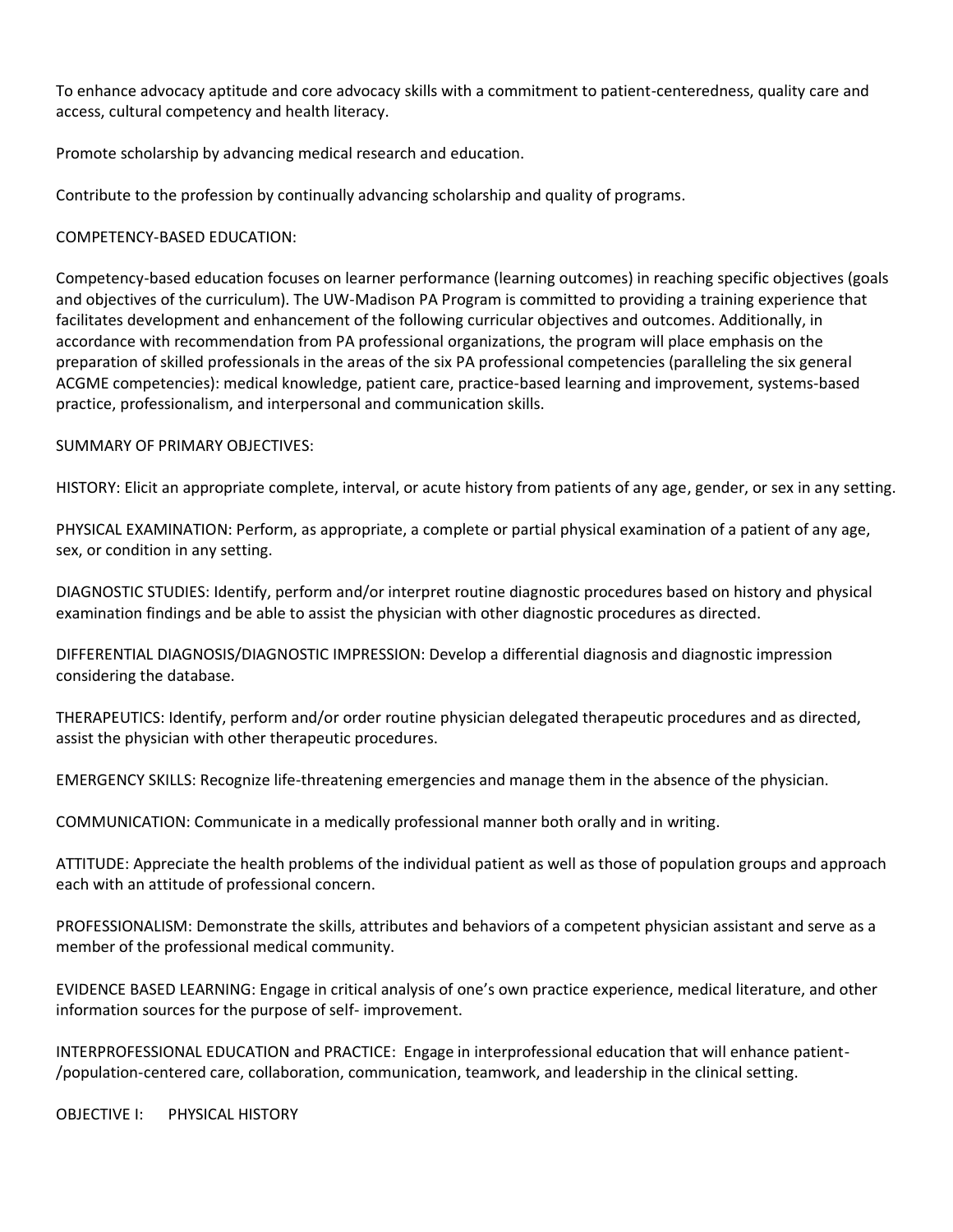To enhance advocacy aptitude and core advocacy skills with a commitment to patient-centeredness, quality care and access, cultural competency and health literacy.

Promote scholarship by advancing medical research and education.

Contribute to the profession by continually advancing scholarship and quality of programs.

COMPETENCY-BASED EDUCATION:

Competency-based education focuses on learner performance (learning outcomes) in reaching specific objectives (goals and objectives of the curriculum). The UW-Madison PA Program is committed to providing a training experience that facilitates development and enhancement of the following curricular objectives and outcomes. Additionally, in accordance with recommendation from PA professional organizations, the program will place emphasis on the preparation of skilled professionals in the areas of the six PA professional competencies (paralleling the six general ACGME competencies): medical knowledge, patient care, practice-based learning and improvement, systems-based practice, professionalism, and interpersonal and communication skills.

SUMMARY OF PRIMARY OBJECTIVES:

HISTORY: Elicit an appropriate complete, interval, or acute history from patients of any age, gender, or sex in any setting.

PHYSICAL EXAMINATION: Perform, as appropriate, a complete or partial physical examination of a patient of any age, sex, or condition in any setting.

DIAGNOSTIC STUDIES: Identify, perform and/or interpret routine diagnostic procedures based on history and physical examination findings and be able to assist the physician with other diagnostic procedures as directed.

DIFFERENTIAL DIAGNOSIS/DIAGNOSTIC IMPRESSION: Develop a differential diagnosis and diagnostic impression considering the database.

THERAPEUTICS: Identify, perform and/or order routine physician delegated therapeutic procedures and as directed, assist the physician with other therapeutic procedures.

EMERGENCY SKILLS: Recognize life-threatening emergencies and manage them in the absence of the physician.

COMMUNICATION: Communicate in a medically professional manner both orally and in writing.

ATTITUDE: Appreciate the health problems of the individual patient as well as those of population groups and approach each with an attitude of professional concern.

PROFESSIONALISM: Demonstrate the skills, attributes and behaviors of a competent physician assistant and serve as a member of the professional medical community.

EVIDENCE BASED LEARNING: Engage in critical analysis of one's own practice experience, medical literature, and other information sources for the purpose of self- improvement.

INTERPROFESSIONAL EDUCATION and PRACTICE: Engage in interprofessional education that will enhance patient-/population-centered care, collaboration, communication, teamwork, and leadership in the clinical setting.

OBJECTIVE I: PHYSICAL HISTORY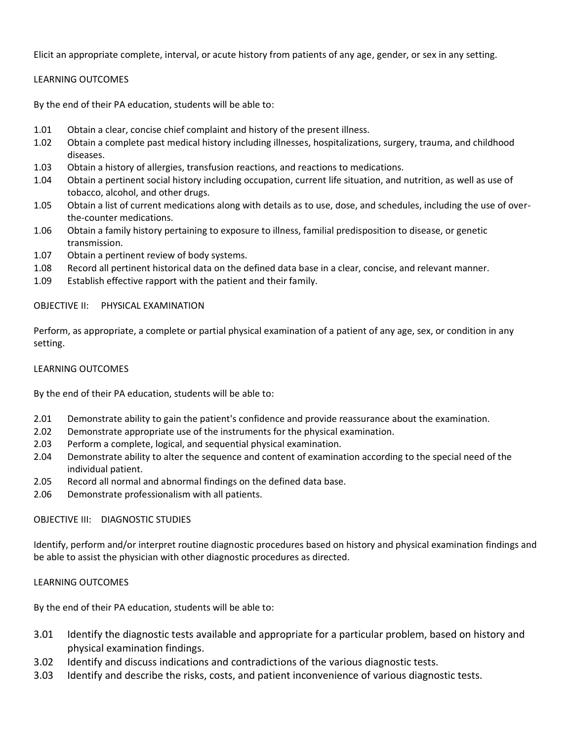Elicit an appropriate complete, interval, or acute history from patients of any age, gender, or sex in any setting.

LEARNING OUTCOMES

By the end of their PA education, students will be able to:

- 1.01 Obtain a clear, concise chief complaint and history of the present illness.
- 1.02 Obtain a complete past medical history including illnesses, hospitalizations, surgery, trauma, and childhood diseases.
- 1.03 Obtain a history of allergies, transfusion reactions, and reactions to medications.
- 1.04 Obtain a pertinent social history including occupation, current life situation, and nutrition, as well as use of tobacco, alcohol, and other drugs.
- 1.05 Obtain a list of current medications along with details as to use, dose, and schedules, including the use of over-the-counter medications.
- 1.06 Obtain a family history pertaining to exposure to illness, familial predisposition to disease, or genetic transmission.
- 1.07 Obtain a pertinent review of body systems.
- 1.08 Record all pertinent historical data on the defined data base in a clear, concise, and relevant manner.
- 1.09 Establish effective rapport with the patient and their family.

## OBJECTIVE II: PHYSICAL EXAMINATION

Perform, as appropriate, a complete or partial physical examination of a patient of any age, sex, or condition in any setting.

LEARNING OUTCOMES

By the end of their PA education, students will be able to:

- 2.01 Demonstrate ability to gain the patient's confidence and provide reassurance about the examination.
- 2.02 Demonstrate appropriate use of the instruments for the physical examination.
- 2.03 Perform a complete, logical, and sequential physical examination.
- 2.04 Demonstrate ability to alter the sequence and content of examination according to the special need of the individual patient.
- 2.05 Record all normal and abnormal findings on the defined data base.
- 2.06 Demonstrate professionalism with all patients.

## OBJECTIVE III: DIAGNOSTIC STUDIES

Identify, perform and/or interpret routine diagnostic procedures based on history and physical examination findings and be able to assist the physician with other diagnostic procedures as directed.

LEARNING OUTCOMES

By the end of their PA education, students will be able to:

- 3.01 Identify the diagnostic tests available and appropriate for a particular problem, based on history and physical examination findings.
- 3.02 Identify and discuss indications and contradictions of the various diagnostic tests.
- 3.03 Identify and describe the risks, costs, and patient inconvenience of various diagnostic tests.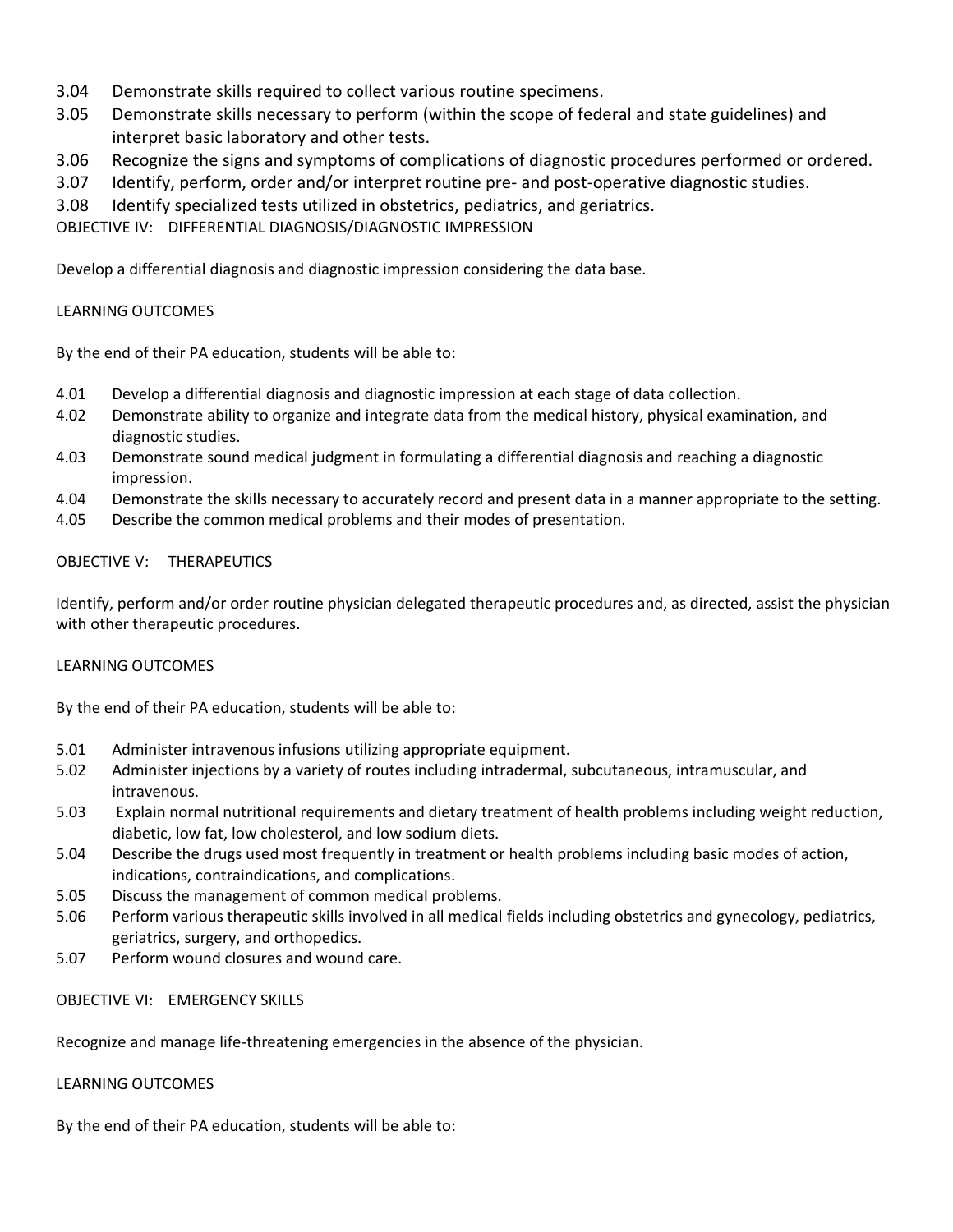3.04 Demonstrate skills required to collect various routine specimens.

3.05 Demonstrate skills necessary to perform (within the scope of federal and state guidelines) and interpret basic laboratory and other tests.

3.06 Recognize the signs and symptoms of complications of diagnostic procedures performed or ordered.

3.07 Identify, perform, order and/or interpret routine pre- and post-operative diagnostic studies.

3.08 Identify specialized tests utilized in obstetrics, pediatrics, and geriatrics.

OBJECTIVE IV: DIFFERENTIAL DIAGNOSIS/DIAGNOSTIC IMPRESSION

Develop a differential diagnosis and diagnostic impression considering the data base.

LEARNING OUTCOMES

By the end of their PA education, students will be able to:

4.01 Develop a differential diagnosis and diagnostic impression at each stage of data collection.

4.02 Demonstrate ability to organize and integrate data from the medical history, physical examination, and diagnostic studies.

4.03 Demonstrate sound medical judgment in formulating a differential diagnosis and reaching a diagnostic impression.

4.04 Demonstrate the skills necessary to accurately record and present data in a manner appropriate to the setting.

4.05 Describe the common medical problems and their modes of presentation.

OBJECTIVE V: THERAPEUTICS

Identify, perform and/or order routine physician delegated therapeutic procedures and, as directed, assist the physician with other therapeutic procedures.

LEARNING OUTCOMES

By the end of their PA education, students will be able to:

5.01 Administer intravenous infusions utilizing appropriate equipment.

5.02 Administer injections by a variety of routes including intradermal, subcutaneous, intramuscular, and intravenous.

5.03 Explain normal nutritional requirements and dietary treatment of health problems including weight reduction, diabetic, low fat, low cholesterol, and low sodium diets.

5.04 Describe the drugs used most frequently in treatment or health problems including basic modes of action, indications, contraindications, and complications.

5.05 Discuss the management of common medical problems.

5.06 Perform various therapeutic skills involved in all medical fields including obstetrics and gynecology, pediatrics, geriatrics, surgery, and orthopedics.

5.07 Perform wound closures and wound care.

OBJECTIVE VI: EMERGENCY SKILLS

Recognize and manage life-threatening emergencies in the absence of the physician.

LEARNING OUTCOMES

By the end of their PA education, students will be able to: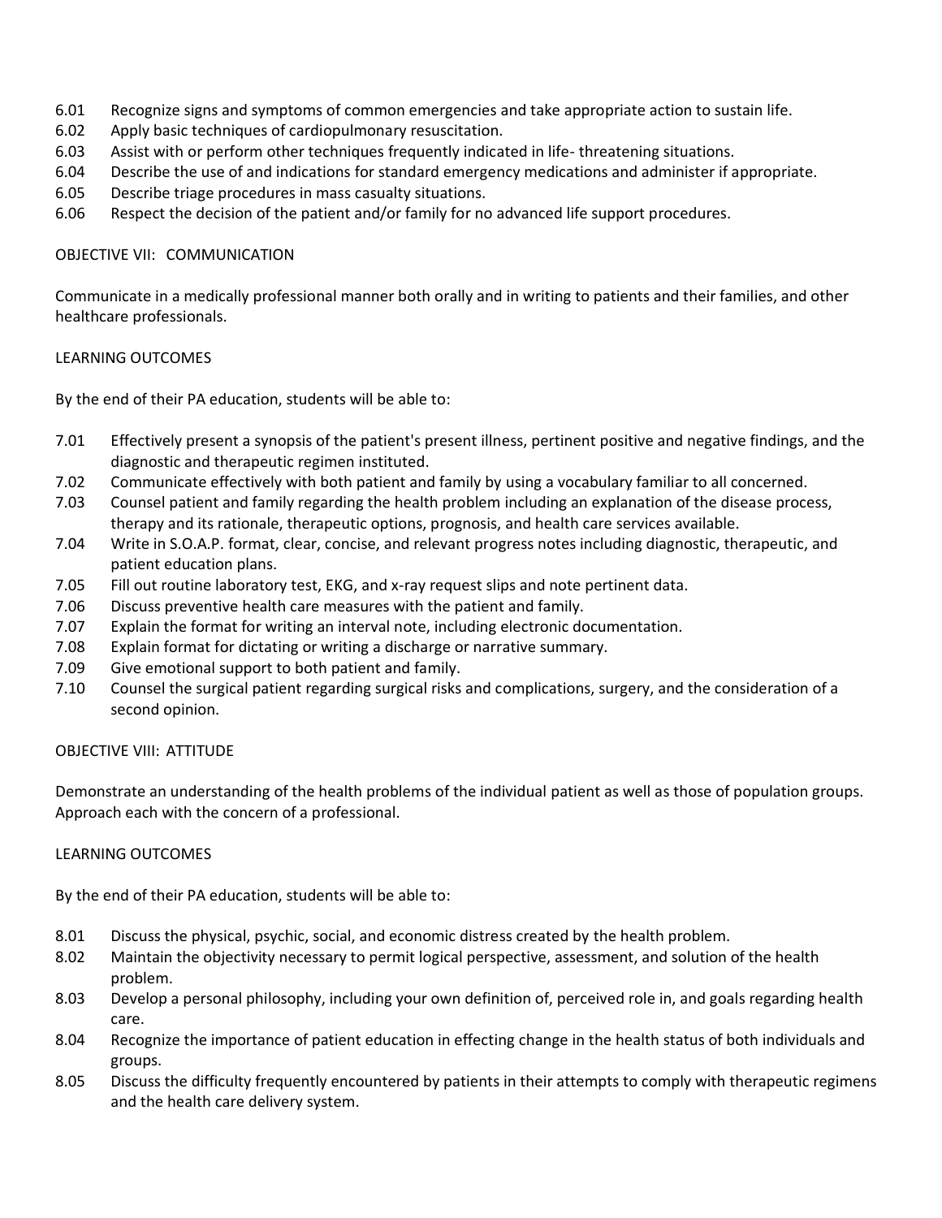6.01 Recognize signs and symptoms of common emergencies and take appropriate action to sustain life.
6.02 Apply basic techniques of cardiopulmonary resuscitation.
6.03 Assist with or perform other techniques frequently indicated in life- threatening situations.
6.04 Describe the use of and indications for standard emergency medications and administer if appropriate.
6.05 Describe triage procedures in mass casualty situations.
6.06 Respect the decision of the patient and/or family for no advanced life support procedures.

OBJECTIVE VII: COMMUNICATION

Communicate in a medically professional manner both orally and in writing to patients and their families, and other healthcare professionals.

LEARNING OUTCOMES

By the end of their PA education, students will be able to:

7.01 Effectively present a synopsis of the patient's present illness, pertinent positive and negative findings, and the diagnostic and therapeutic regimen instituted.
7.02 Communicate effectively with both patient and family by using a vocabulary familiar to all concerned.
7.03 Counsel patient and family regarding the health problem including an explanation of the disease process, therapy and its rationale, therapeutic options, prognosis, and health care services available.
7.04 Write in S.O.A.P. format, clear, concise, and relevant progress notes including diagnostic, therapeutic, and patient education plans.
7.05 Fill out routine laboratory test, EKG, and x-ray request slips and note pertinent data.
7.06 Discuss preventive health care measures with the patient and family.
7.07 Explain the format for writing an interval note, including electronic documentation.
7.08 Explain format for dictating or writing a discharge or narrative summary.
7.09 Give emotional support to both patient and family.
7.10 Counsel the surgical patient regarding surgical risks and complications, surgery, and the consideration of a second opinion.

OBJECTIVE VIII: ATTITUDE

Demonstrate an understanding of the health problems of the individual patient as well as those of population groups. Approach each with the concern of a professional.

LEARNING OUTCOMES

By the end of their PA education, students will be able to:

8.01 Discuss the physical, psychic, social, and economic distress created by the health problem.
8.02 Maintain the objectivity necessary to permit logical perspective, assessment, and solution of the health problem.
8.03 Develop a personal philosophy, including your own definition of, perceived role in, and goals regarding health care.
8.04 Recognize the importance of patient education in effecting change in the health status of both individuals and groups.
8.05 Discuss the difficulty frequently encountered by patients in their attempts to comply with therapeutic regimens and the health care delivery system.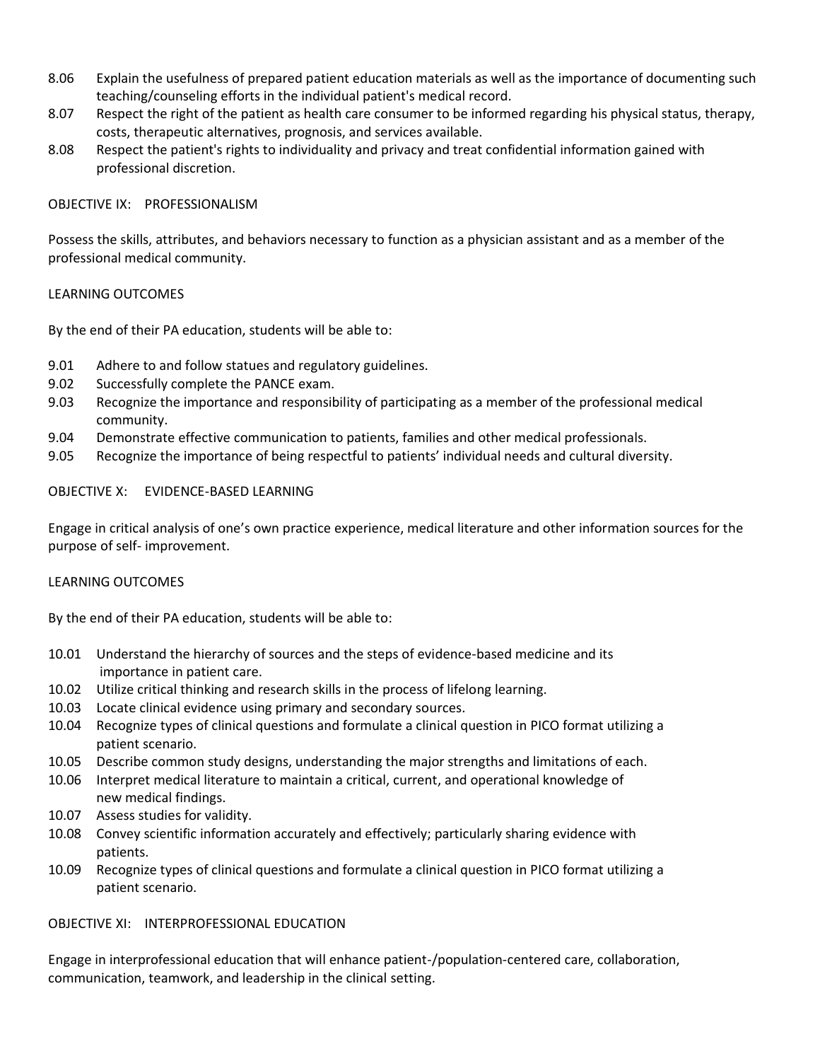8.06 Explain the usefulness of prepared patient education materials as well as the importance of documenting such teaching/counseling efforts in the individual patient's medical record.

8.07 Respect the right of the patient as health care consumer to be informed regarding his physical status, therapy, costs, therapeutic alternatives, prognosis, and services available.

8.08 Respect the patient's rights to individuality and privacy and treat confidential information gained with professional discretion.

## OBJECTIVE IX: PROFESSIONALISM

Possess the skills, attributes, and behaviors necessary to function as a physician assistant and as a member of the professional medical community.

### LEARNING OUTCOMES

By the end of their PA education, students will be able to:

9.01 Adhere to and follow statues and regulatory guidelines.

9.02 Successfully complete the PANCE exam.

9.03 Recognize the importance and responsibility of participating as a member of the professional medical community.

9.04 Demonstrate effective communication to patients, families and other medical professionals.

9.05 Recognize the importance of being respectful to patients' individual needs and cultural diversity.

## OBJECTIVE X: EVIDENCE-BASED LEARNING

Engage in critical analysis of one's own practice experience, medical literature and other information sources for the purpose of self- improvement.

### LEARNING OUTCOMES

By the end of their PA education, students will be able to:

10.01 Understand the hierarchy of sources and the steps of evidence-based medicine and its importance in patient care.

10.02 Utilize critical thinking and research skills in the process of lifelong learning.

10.03 Locate clinical evidence using primary and secondary sources.

10.04 Recognize types of clinical questions and formulate a clinical question in PICO format utilizing a patient scenario.

10.05 Describe common study designs, understanding the major strengths and limitations of each.

10.06 Interpret medical literature to maintain a critical, current, and operational knowledge of new medical findings.

10.07 Assess studies for validity.

10.08 Convey scientific information accurately and effectively; particularly sharing evidence with patients.

10.09 Recognize types of clinical questions and formulate a clinical question in PICO format utilizing a patient scenario.

## OBJECTIVE XI: INTERPROFESSIONAL EDUCATION

Engage in interprofessional education that will enhance patient-/population-centered care, collaboration, communication, teamwork, and leadership in the clinical setting.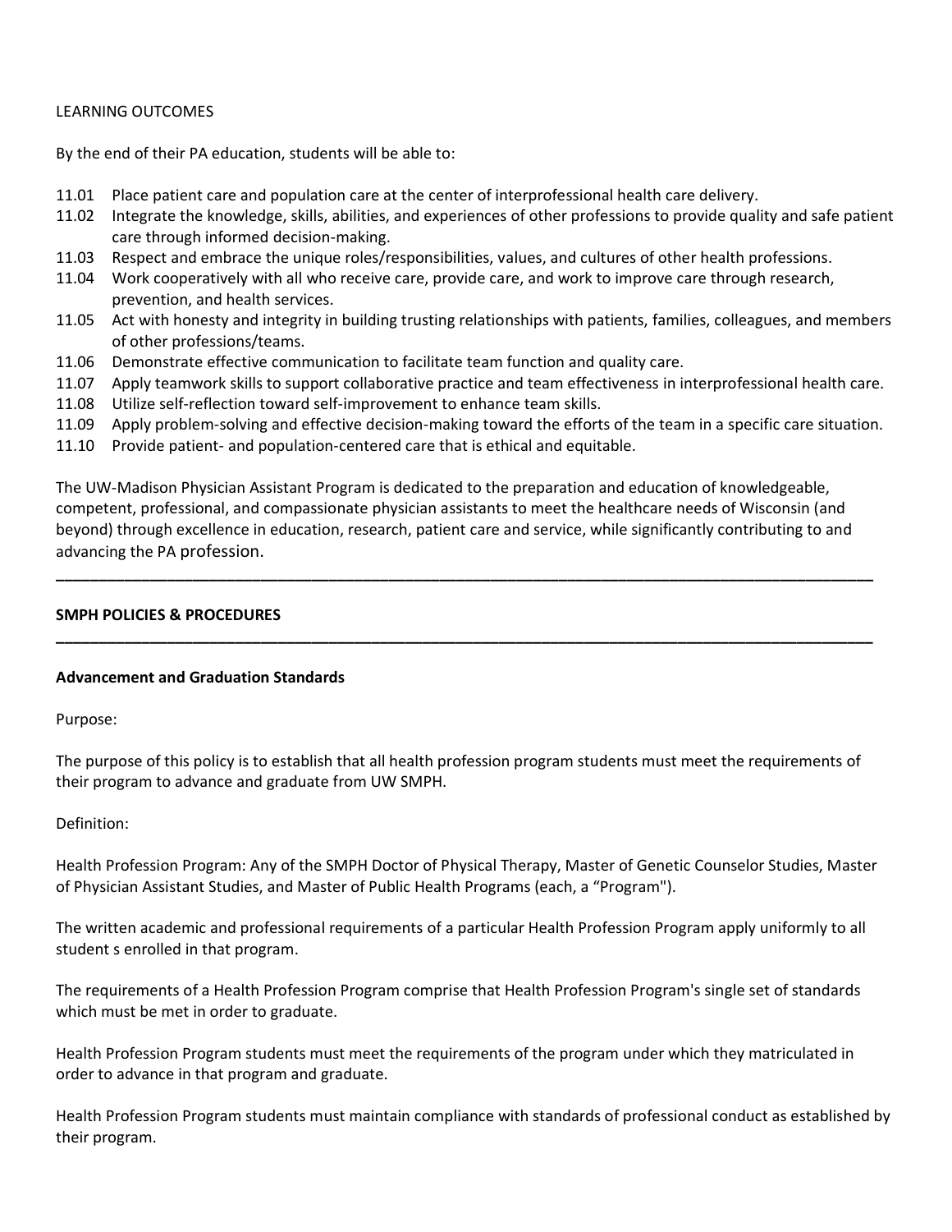LEARNING OUTCOMES

By the end of their PA education, students will be able to:

11.01 Place patient care and population care at the center of interprofessional health care delivery.
11.02 Integrate the knowledge, skills, abilities, and experiences of other professions to provide quality and safe patient care through informed decision-making.
11.03 Respect and embrace the unique roles/responsibilities, values, and cultures of other health professions.
11.04 Work cooperatively with all who receive care, provide care, and work to improve care through research, prevention, and health services.
11.05 Act with honesty and integrity in building trusting relationships with patients, families, colleagues, and members of other professions/teams.
11.06 Demonstrate effective communication to facilitate team function and quality care.
11.07 Apply teamwork skills to support collaborative practice and team effectiveness in interprofessional health care.
11.08 Utilize self-reflection toward self-improvement to enhance team skills.
11.09 Apply problem-solving and effective decision-making toward the efforts of the team in a specific care situation.
11.10 Provide patient- and population-centered care that is ethical and equitable.

The UW-Madison Physician Assistant Program is dedicated to the preparation and education of knowledgeable, competent, professional, and compassionate physician assistants to meet the healthcare needs of Wisconsin (and beyond) through excellence in education, research, patient care and service, while significantly contributing to and advancing the PA profession.

---

## SMPH POLICIES & PROCEDURES

---

### Advancement and Graduation Standards

Purpose:

The purpose of this policy is to establish that all health profession program students must meet the requirements of their program to advance and graduate from UW SMPH.

Definition:

Health Profession Program: Any of the SMPH Doctor of Physical Therapy, Master of Genetic Counselor Studies, Master of Physician Assistant Studies, and Master of Public Health Programs (each, a "Program").

The written academic and professional requirements of a particular Health Profession Program apply uniformly to all student s enrolled in that program.

The requirements of a Health Profession Program comprise that Health Profession Program's single set of standards which must be met in order to graduate.

Health Profession Program students must meet the requirements of the program under which they matriculated in order to advance in that program and graduate.

Health Profession Program students must maintain compliance with standards of professional conduct as established by their program.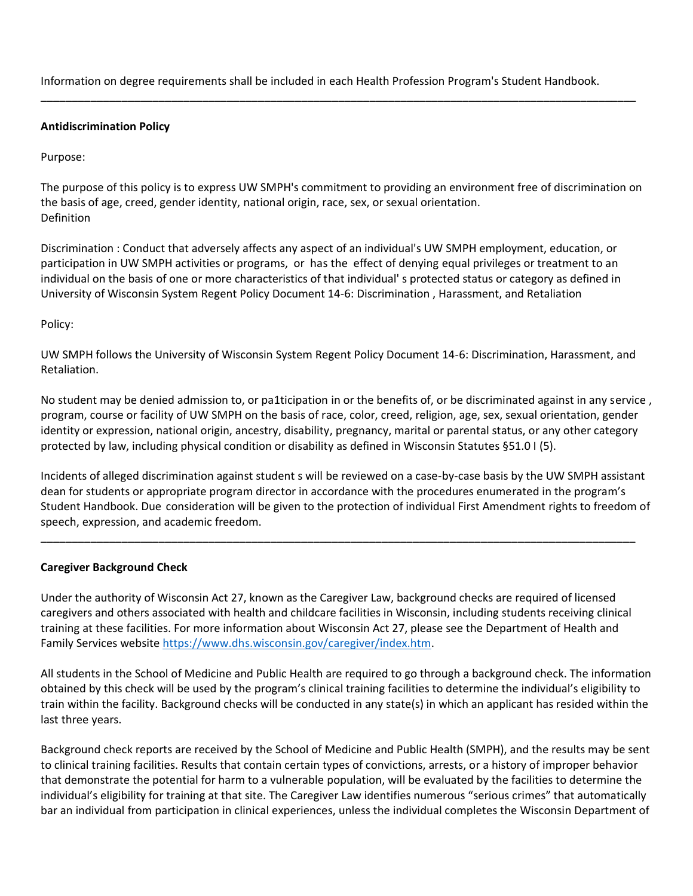Information on degree requirements shall be included in each Health Profession Program's Student Handbook.

---

**Antidiscrimination Policy**

Purpose:

The purpose of this policy is to express UW SMPH's commitment to providing an environment free of discrimination on the basis of age, creed, gender identity, national origin, race, sex, or sexual orientation.
Definition

Discrimination : Conduct that adversely affects any aspect of an individual's UW SMPH employment, education, or participation in UW SMPH activities or programs, or has the effect of denying equal privileges or treatment to an individual on the basis of one or more characteristics of that individual' s protected status or category as defined in University of Wisconsin System Regent Policy Document 14-6: Discrimination , Harassment, and Retaliation

Policy:

UW SMPH follows the University of Wisconsin System Regent Policy Document 14-6: Discrimination, Harassment, and Retaliation.

No student may be denied admission to, or pa1ticipation in or the benefits of, or be discriminated against in any service , program, course or facility of UW SMPH on the basis of race, color, creed, religion, age, sex, sexual orientation, gender identity or expression, national origin, ancestry, disability, pregnancy, marital or parental status, or any other category protected by law, including physical condition or disability as defined in Wisconsin Statutes §51.0 I (5).

Incidents of alleged discrimination against student s will be reviewed on a case-by-case basis by the UW SMPH assistant dean for students or appropriate program director in accordance with the procedures enumerated in the program's Student Handbook. Due consideration will be given to the protection of individual First Amendment rights to freedom of speech, expression, and academic freedom.

---

**Caregiver Background Check**

Under the authority of Wisconsin Act 27, known as the Caregiver Law, background checks are required of licensed caregivers and others associated with health and childcare facilities in Wisconsin, including students receiving clinical training at these facilities. For more information about Wisconsin Act 27, please see the Department of Health and Family Services website https://www.dhs.wisconsin.gov/caregiver/index.htm.

All students in the School of Medicine and Public Health are required to go through a background check. The information obtained by this check will be used by the program's clinical training facilities to determine the individual's eligibility to train within the facility. Background checks will be conducted in any state(s) in which an applicant has resided within the last three years.

Background check reports are received by the School of Medicine and Public Health (SMPH), and the results may be sent to clinical training facilities. Results that contain certain types of convictions, arrests, or a history of improper behavior that demonstrate the potential for harm to a vulnerable population, will be evaluated by the facilities to determine the individual's eligibility for training at that site. The Caregiver Law identifies numerous "serious crimes" that automatically bar an individual from participation in clinical experiences, unless the individual completes the Wisconsin Department of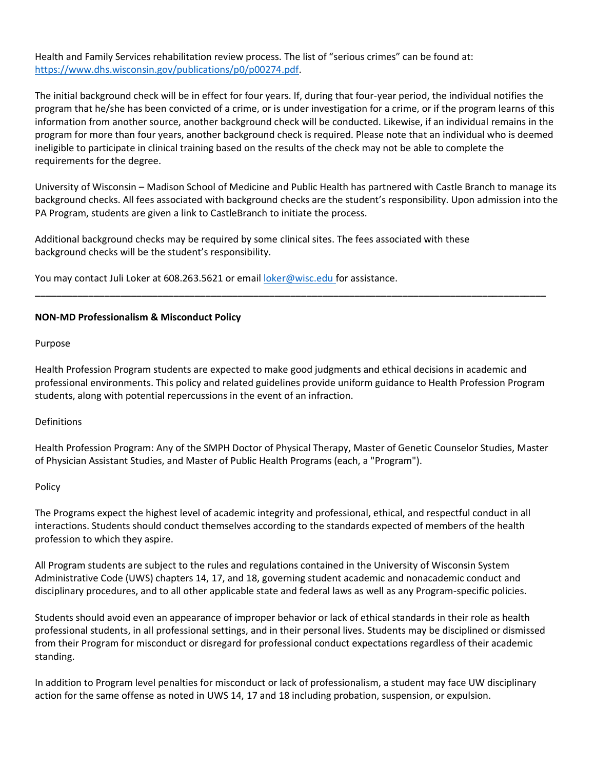Health and Family Services rehabilitation review process. The list of "serious crimes" can be found at: [https://www.dhs.wisconsin.gov/publications/p0/p00274.pdf](https://www.dhs.wisconsin.gov/publications/p0/p00274.pdf).

The initial background check will be in effect for four years. If, during that four-year period, the individual notifies the program that he/she has been convicted of a crime, or is under investigation for a crime, or if the program learns of this information from another source, another background check will be conducted. Likewise, if an individual remains in the program for more than four years, another background check is required. Please note that an individual who is deemed ineligible to participate in clinical training based on the results of the check may not be able to complete the requirements for the degree.

University of Wisconsin – Madison School of Medicine and Public Health has partnered with Castle Branch to manage its background checks. All fees associated with background checks are the student's responsibility. Upon admission into the PA Program, students are given a link to CastleBranch to initiate the process.

Additional background checks may be required by some clinical sites. The fees associated with these background checks will be the student's responsibility.

You may contact Juli Loker at 608.263.5621 or email [loker@wisc.edu](mailto:loker@wisc.edu) for assistance.

---

**NON-MD Professionalism & Misconduct Policy**

Purpose

Health Profession Program students are expected to make good judgments and ethical decisions in academic and professional environments. This policy and related guidelines provide uniform guidance to Health Profession Program students, along with potential repercussions in the event of an infraction.

Definitions

Health Profession Program: Any of the SMPH Doctor of Physical Therapy, Master of Genetic Counselor Studies, Master of Physician Assistant Studies, and Master of Public Health Programs (each, a "Program").

Policy

The Programs expect the highest level of academic integrity and professional, ethical, and respectful conduct in all interactions. Students should conduct themselves according to the standards expected of members of the health profession to which they aspire.

All Program students are subject to the rules and regulations contained in the University of Wisconsin System Administrative Code (UWS) chapters 14, 17, and 18, governing student academic and nonacademic conduct and disciplinary procedures, and to all other applicable state and federal laws as well as any Program-specific policies.

Students should avoid even an appearance of improper behavior or lack of ethical standards in their role as health professional students, in all professional settings, and in their personal lives. Students may be disciplined or dismissed from their Program for misconduct or disregard for professional conduct expectations regardless of their academic standing.

In addition to Program level penalties for misconduct or lack of professionalism, a student may face UW disciplinary action for the same offense as noted in UWS 14, 17 and 18 including probation, suspension, or expulsion.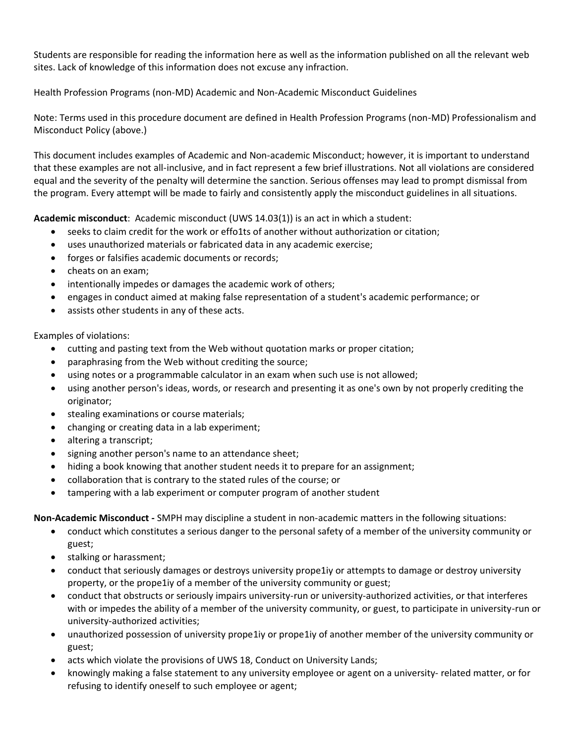Students are responsible for reading the information here as well as the information published on all the relevant web sites. Lack of knowledge of this information does not excuse any infraction.

Health Profession Programs (non-MD) Academic and Non-Academic Misconduct Guidelines

Note: Terms used in this procedure document are defined in Health Profession Programs (non-MD) Professionalism and Misconduct Policy (above.)

This document includes examples of Academic and Non-academic Misconduct; however, it is important to understand that these examples are not all-inclusive, and in fact represent a few brief illustrations. Not all violations are considered equal and the severity of the penalty will determine the sanction. Serious offenses may lead to prompt dismissal from the program. Every attempt will be made to fairly and consistently apply the misconduct guidelines in all situations.

**Academic misconduct**: Academic misconduct (UWS 14.03(1)) is an act in which a student:

- seeks to claim credit for the work or effo1ts of another without authorization or citation;
- uses unauthorized materials or fabricated data in any academic exercise;
- forges or falsifies academic documents or records;
- cheats on an exam;
- intentionally impedes or damages the academic work of others;
- engages in conduct aimed at making false representation of a student's academic performance; or
- assists other students in any of these acts.

Examples of violations:

- cutting and pasting text from the Web without quotation marks or proper citation;
- paraphrasing from the Web without crediting the source;
- using notes or a programmable calculator in an exam when such use is not allowed;
- using another person's ideas, words, or research and presenting it as one's own by not properly crediting the originator;
- stealing examinations or course materials;
- changing or creating data in a lab experiment;
- altering a transcript;
- signing another person's name to an attendance sheet;
- hiding a book knowing that another student needs it to prepare for an assignment;
- collaboration that is contrary to the stated rules of the course; or
- tampering with a lab experiment or computer program of another student

**Non-Academic Misconduct -** SMPH may discipline a student in non-academic matters in the following situations:

- conduct which constitutes a serious danger to the personal safety of a member of the university community or guest;
- stalking or harassment;
- conduct that seriously damages or destroys university prope1iy or attempts to damage or destroy university property, or the prope1iy of a member of the university community or guest;
- conduct that obstructs or seriously impairs university-run or university-authorized activities, or that interferes with or impedes the ability of a member of the university community, or guest, to participate in university-run or university-authorized activities;
- unauthorized possession of university prope1iy or prope1iy of another member of the university community or guest;
- acts which violate the provisions of UWS 18, Conduct on University Lands;
- knowingly making a false statement to any university employee or agent on a university- related matter, or for refusing to identify oneself to such employee or agent;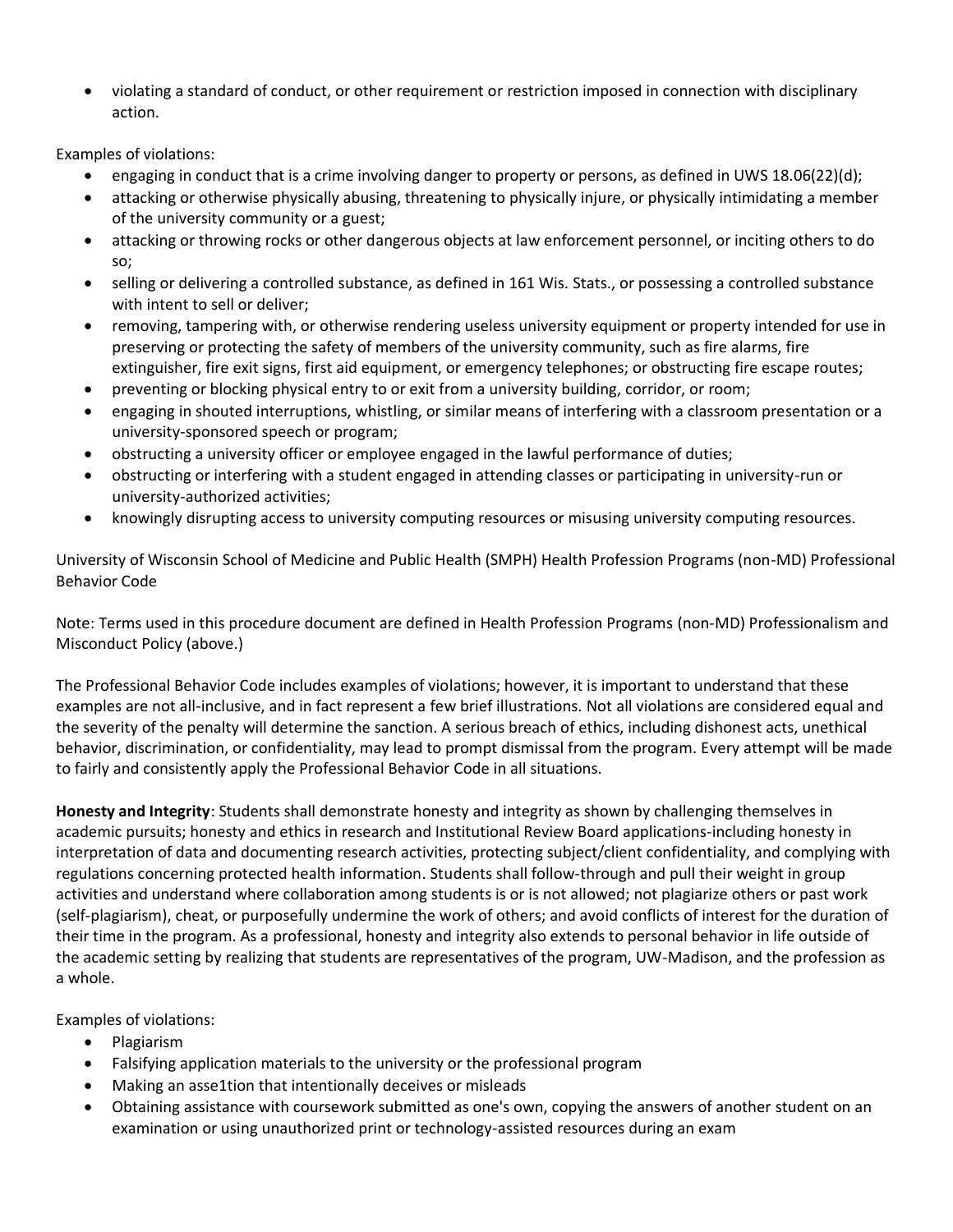- violating a standard of conduct, or other requirement or restriction imposed in connection with disciplinary action.

Examples of violations:

- engaging in conduct that is a crime involving danger to property or persons, as defined in UWS 18.06(22)(d);
- attacking or otherwise physically abusing, threatening to physically injure, or physically intimidating a member of the university community or a guest;
- attacking or throwing rocks or other dangerous objects at law enforcement personnel, or inciting others to do so;
- selling or delivering a controlled substance, as defined in 161 Wis. Stats., or possessing a controlled substance with intent to sell or deliver;
- removing, tampering with, or otherwise rendering useless university equipment or property intended for use in preserving or protecting the safety of members of the university community, such as fire alarms, fire extinguisher, fire exit signs, first aid equipment, or emergency telephones; or obstructing fire escape routes;
- preventing or blocking physical entry to or exit from a university building, corridor, or room;
- engaging in shouted interruptions, whistling, or similar means of interfering with a classroom presentation or a university-sponsored speech or program;
- obstructing a university officer or employee engaged in the lawful performance of duties;
- obstructing or interfering with a student engaged in attending classes or participating in university-run or university-authorized activities;
- knowingly disrupting access to university computing resources or misusing university computing resources.

University of Wisconsin School of Medicine and Public Health (SMPH) Health Profession Programs (non-MD) Professional Behavior Code

Note: Terms used in this procedure document are defined in Health Profession Programs (non-MD) Professionalism and Misconduct Policy (above.)

The Professional Behavior Code includes examples of violations; however, it is important to understand that these examples are not all-inclusive, and in fact represent a few brief illustrations. Not all violations are considered equal and the severity of the penalty will determine the sanction. A serious breach of ethics, including dishonest acts, unethical behavior, discrimination, or confidentiality, may lead to prompt dismissal from the program. Every attempt will be made to fairly and consistently apply the Professional Behavior Code in all situations.

**Honesty and Integrity**: Students shall demonstrate honesty and integrity as shown by challenging themselves in academic pursuits; honesty and ethics in research and Institutional Review Board applications-including honesty in interpretation of data and documenting research activities, protecting subject/client confidentiality, and complying with regulations concerning protected health information. Students shall follow-through and pull their weight in group activities and understand where collaboration among students is or is not allowed; not plagiarize others or past work (self-plagiarism), cheat, or purposefully undermine the work of others; and avoid conflicts of interest for the duration of their time in the program. As a professional, honesty and integrity also extends to personal behavior in life outside of the academic setting by realizing that students are representatives of the program, UW-Madison, and the profession as a whole.

Examples of violations:

- Plagiarism
- Falsifying application materials to the university or the professional program
- Making an asse1tion that intentionally deceives or misleads
- Obtaining assistance with coursework submitted as one's own, copying the answers of another student on an examination or using unauthorized print or technology-assisted resources during an exam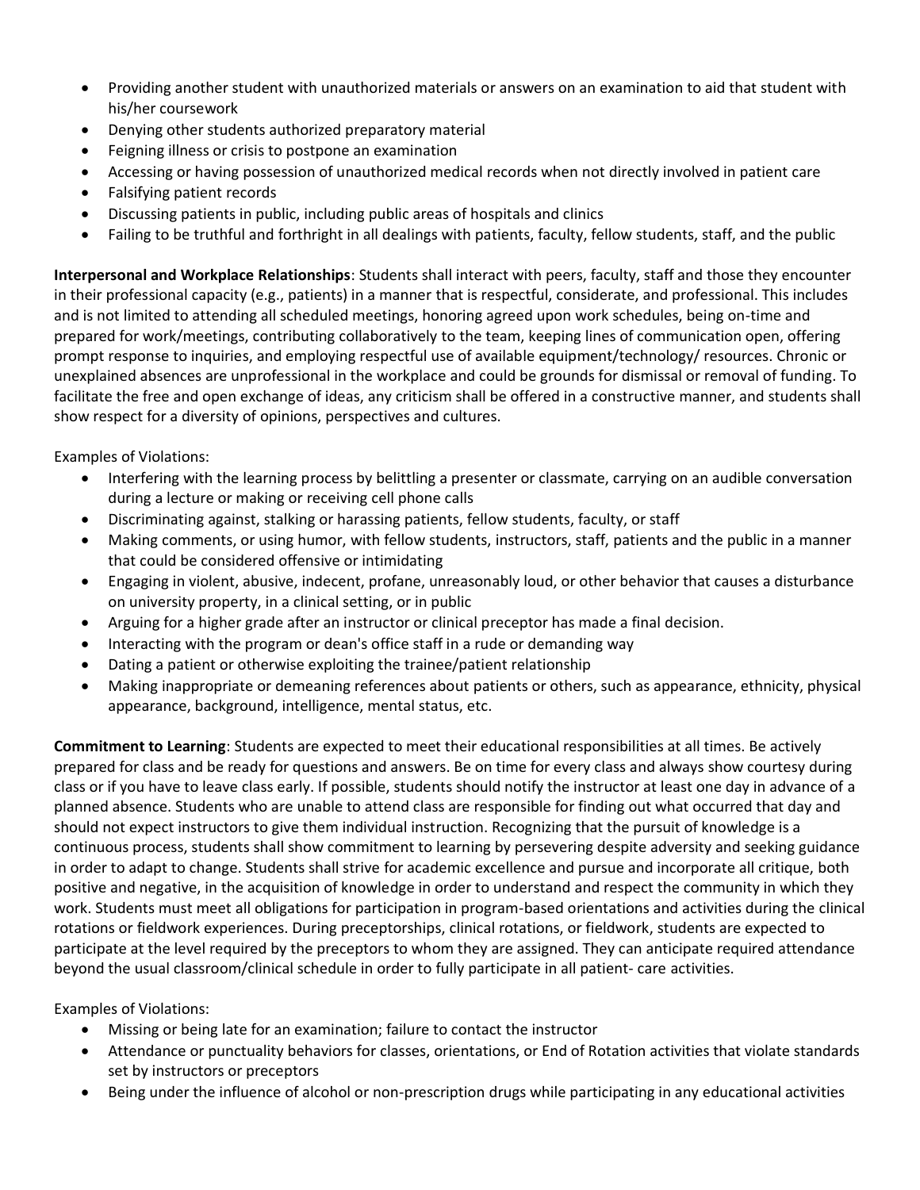- Providing another student with unauthorized materials or answers on an examination to aid that student with his/her coursework
- Denying other students authorized preparatory material
- Feigning illness or crisis to postpone an examination
- Accessing or having possession of unauthorized medical records when not directly involved in patient care
- Falsifying patient records
- Discussing patients in public, including public areas of hospitals and clinics
- Failing to be truthful and forthright in all dealings with patients, faculty, fellow students, staff, and the public

**Interpersonal and Workplace Relationships**: Students shall interact with peers, faculty, staff and those they encounter in their professional capacity (e.g., patients) in a manner that is respectful, considerate, and professional. This includes and is not limited to attending all scheduled meetings, honoring agreed upon work schedules, being on-time and prepared for work/meetings, contributing collaboratively to the team, keeping lines of communication open, offering prompt response to inquiries, and employing respectful use of available equipment/technology/ resources. Chronic or unexplained absences are unprofessional in the workplace and could be grounds for dismissal or removal of funding. To facilitate the free and open exchange of ideas, any criticism shall be offered in a constructive manner, and students shall show respect for a diversity of opinions, perspectives and cultures.

Examples of Violations:

- Interfering with the learning process by belittling a presenter or classmate, carrying on an audible conversation during a lecture or making or receiving cell phone calls
- Discriminating against, stalking or harassing patients, fellow students, faculty, or staff
- Making comments, or using humor, with fellow students, instructors, staff, patients and the public in a manner that could be considered offensive or intimidating
- Engaging in violent, abusive, indecent, profane, unreasonably loud, or other behavior that causes a disturbance on university property, in a clinical setting, or in public
- Arguing for a higher grade after an instructor or clinical preceptor has made a final decision.
- Interacting with the program or dean's office staff in a rude or demanding way
- Dating a patient or otherwise exploiting the trainee/patient relationship
- Making inappropriate or demeaning references about patients or others, such as appearance, ethnicity, physical appearance, background, intelligence, mental status, etc.

**Commitment to Learning**: Students are expected to meet their educational responsibilities at all times. Be actively prepared for class and be ready for questions and answers. Be on time for every class and always show courtesy during class or if you have to leave class early. If possible, students should notify the instructor at least one day in advance of a planned absence. Students who are unable to attend class are responsible for finding out what occurred that day and should not expect instructors to give them individual instruction. Recognizing that the pursuit of knowledge is a continuous process, students shall show commitment to learning by persevering despite adversity and seeking guidance in order to adapt to change. Students shall strive for academic excellence and pursue and incorporate all critique, both positive and negative, in the acquisition of knowledge in order to understand and respect the community in which they work. Students must meet all obligations for participation in program-based orientations and activities during the clinical rotations or fieldwork experiences. During preceptorships, clinical rotations, or fieldwork, students are expected to participate at the level required by the preceptors to whom they are assigned. They can anticipate required attendance beyond the usual classroom/clinical schedule in order to fully participate in all patient- care activities.

Examples of Violations:

- Missing or being late for an examination; failure to contact the instructor
- Attendance or punctuality behaviors for classes, orientations, or End of Rotation activities that violate standards set by instructors or preceptors
- Being under the influence of alcohol or non-prescription drugs while participating in any educational activities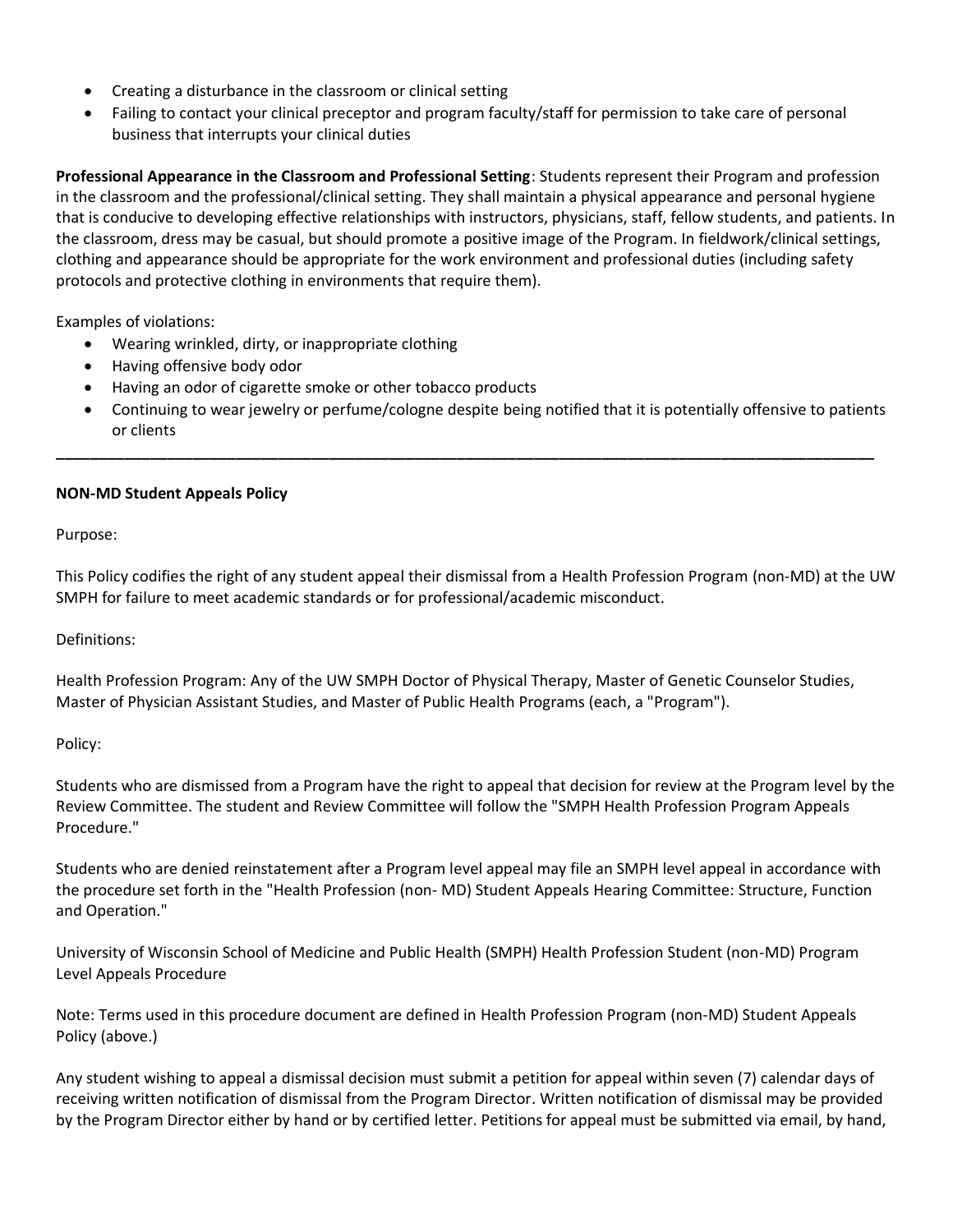- Creating a disturbance in the classroom or clinical setting
- Failing to contact your clinical preceptor and program faculty/staff for permission to take care of personal business that interrupts your clinical duties

**Professional Appearance in the Classroom and Professional Setting**: Students represent their Program and profession in the classroom and the professional/clinical setting. They shall maintain a physical appearance and personal hygiene that is conducive to developing effective relationships with instructors, physicians, staff, fellow students, and patients. In the classroom, dress may be casual, but should promote a positive image of the Program. In fieldwork/clinical settings, clothing and appearance should be appropriate for the work environment and professional duties (including safety protocols and protective clothing in environments that require them).

Examples of violations:

- Wearing wrinkled, dirty, or inappropriate clothing
- Having offensive body odor
- Having an odor of cigarette smoke or other tobacco products
- Continuing to wear jewelry or perfume/cologne despite being notified that it is potentially offensive to patients or clients

---

**NON-MD Student Appeals Policy**

Purpose:

This Policy codifies the right of any student appeal their dismissal from a Health Profession Program (non-MD) at the UW SMPH for failure to meet academic standards or for professional/academic misconduct.

Definitions:

Health Profession Program: Any of the UW SMPH Doctor of Physical Therapy, Master of Genetic Counselor Studies, Master of Physician Assistant Studies, and Master of Public Health Programs (each, a "Program").

Policy:

Students who are dismissed from a Program have the right to appeal that decision for review at the Program level by the Review Committee. The student and Review Committee will follow the "SMPH Health Profession Program Appeals Procedure."

Students who are denied reinstatement after a Program level appeal may file an SMPH level appeal in accordance with the procedure set forth in the "Health Profession (non- MD) Student Appeals Hearing Committee: Structure, Function and Operation."

University of Wisconsin School of Medicine and Public Health (SMPH) Health Profession Student (non-MD) Program Level Appeals Procedure

Note: Terms used in this procedure document are defined in Health Profession Program (non-MD) Student Appeals Policy (above.)

Any student wishing to appeal a dismissal decision must submit a petition for appeal within seven (7) calendar days of receiving written notification of dismissal from the Program Director. Written notification of dismissal may be provided by the Program Director either by hand or by certified letter. Petitions for appeal must be submitted via email, by hand,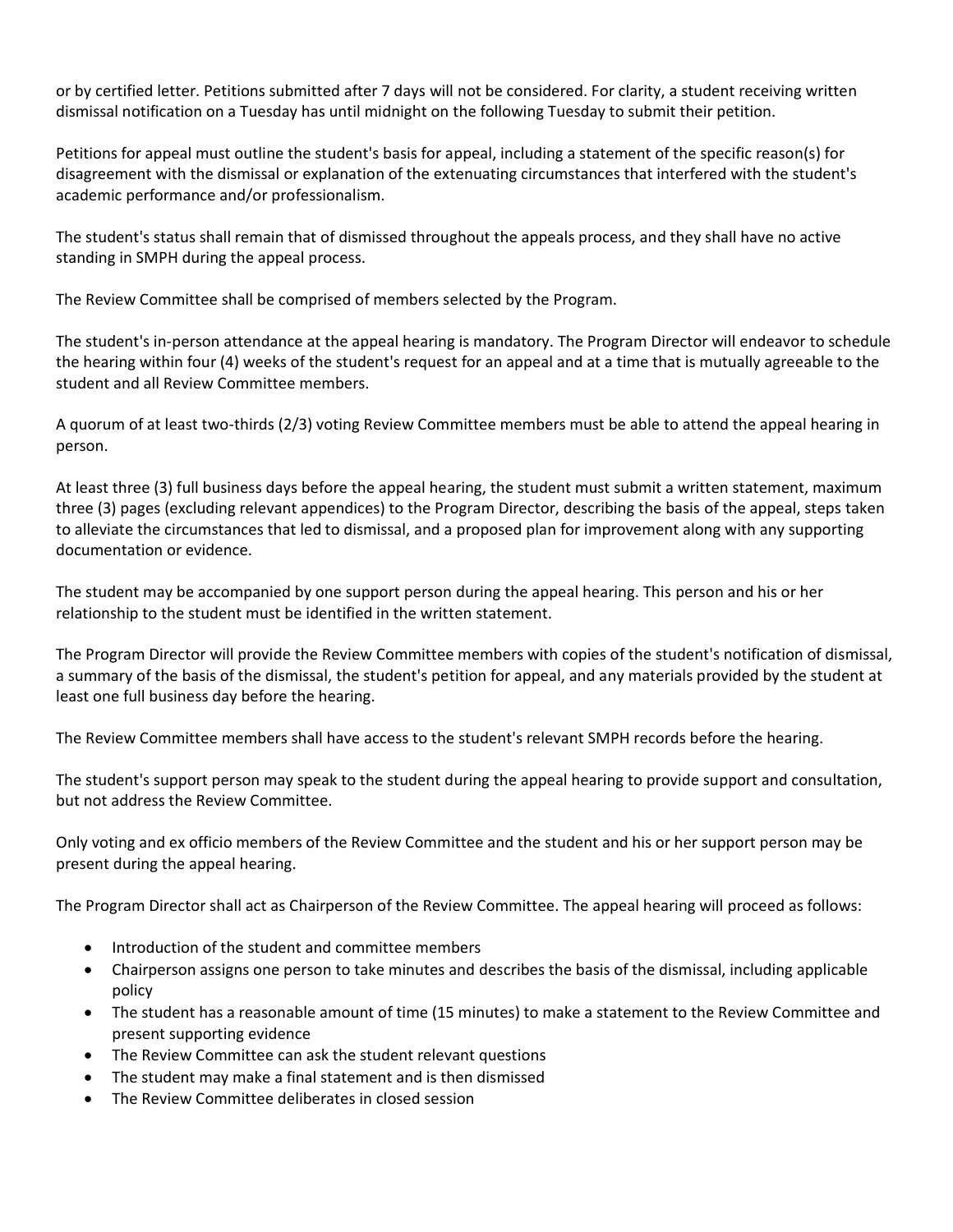or by certified letter. Petitions submitted after 7 days will not be considered. For clarity, a student receiving written dismissal notification on a Tuesday has until midnight on the following Tuesday to submit their petition.

Petitions for appeal must outline the student's basis for appeal, including a statement of the specific reason(s) for disagreement with the dismissal or explanation of the extenuating circumstances that interfered with the student's academic performance and/or professionalism.

The student's status shall remain that of dismissed throughout the appeals process, and they shall have no active standing in SMPH during the appeal process.

The Review Committee shall be comprised of members selected by the Program.

The student's in-person attendance at the appeal hearing is mandatory. The Program Director will endeavor to schedule the hearing within four (4) weeks of the student's request for an appeal and at a time that is mutually agreeable to the student and all Review Committee members.

A quorum of at least two-thirds (2/3) voting Review Committee members must be able to attend the appeal hearing in person.

At least three (3) full business days before the appeal hearing, the student must submit a written statement, maximum three (3) pages (excluding relevant appendices) to the Program Director, describing the basis of the appeal, steps taken to alleviate the circumstances that led to dismissal, and a proposed plan for improvement along with any supporting documentation or evidence.

The student may be accompanied by one support person during the appeal hearing. This person and his or her relationship to the student must be identified in the written statement.

The Program Director will provide the Review Committee members with copies of the student's notification of dismissal, a summary of the basis of the dismissal, the student's petition for appeal, and any materials provided by the student at least one full business day before the hearing.

The Review Committee members shall have access to the student's relevant SMPH records before the hearing.

The student's support person may speak to the student during the appeal hearing to provide support and consultation, but not address the Review Committee.

Only voting and ex officio members of the Review Committee and the student and his or her support person may be present during the appeal hearing.

The Program Director shall act as Chairperson of the Review Committee. The appeal hearing will proceed as follows:

- Introduction of the student and committee members
- Chairperson assigns one person to take minutes and describes the basis of the dismissal, including applicable policy
- The student has a reasonable amount of time (15 minutes) to make a statement to the Review Committee and present supporting evidence
- The Review Committee can ask the student relevant questions
- The student may make a final statement and is then dismissed
- The Review Committee deliberates in closed session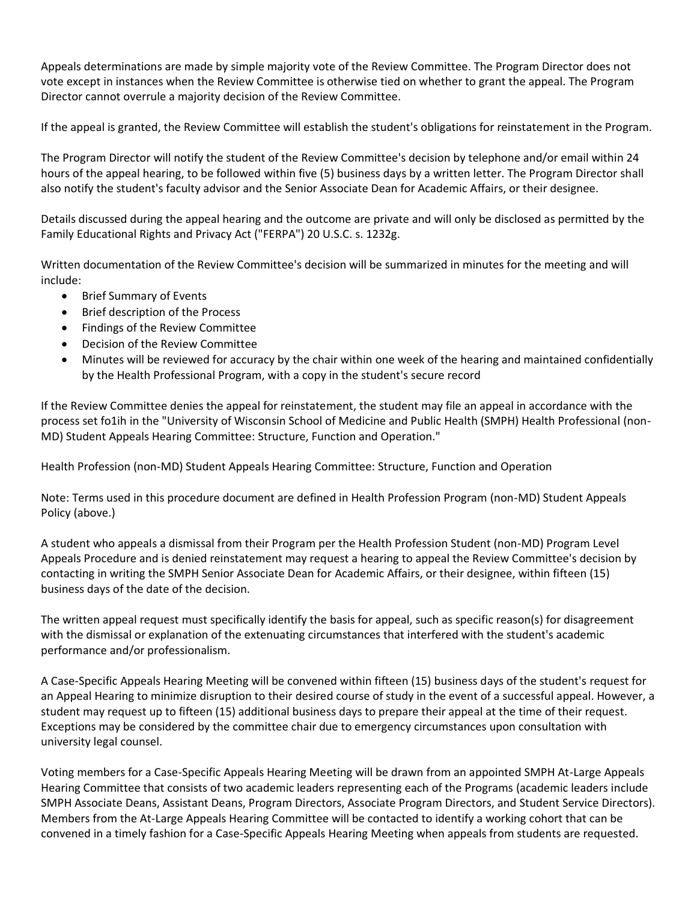Appeals determinations are made by simple majority vote of the Review Committee. The Program Director does not vote except in instances when the Review Committee is otherwise tied on whether to grant the appeal. The Program Director cannot overrule a majority decision of the Review Committee.

If the appeal is granted, the Review Committee will establish the student's obligations for reinstatement in the Program.

The Program Director will notify the student of the Review Committee's decision by telephone and/or email within 24 hours of the appeal hearing, to be followed within five (5) business days by a written letter. The Program Director shall also notify the student's faculty advisor and the Senior Associate Dean for Academic Affairs, or their designee.

Details discussed during the appeal hearing and the outcome are private and will only be disclosed as permitted by the Family Educational Rights and Privacy Act ("FERPA") 20 U.S.C. s. 1232g.

Written documentation of the Review Committee's decision will be summarized in minutes for the meeting and will include:

- Brief Summary of Events
- Brief description of the Process
- Findings of the Review Committee
- Decision of the Review Committee
- Minutes will be reviewed for accuracy by the chair within one week of the hearing and maintained confidentially by the Health Professional Program, with a copy in the student's secure record

If the Review Committee denies the appeal for reinstatement, the student may file an appeal in accordance with the process set fo1ih in the "University of Wisconsin School of Medicine and Public Health (SMPH) Health Professional (non-MD) Student Appeals Hearing Committee: Structure, Function and Operation."

Health Profession (non-MD) Student Appeals Hearing Committee: Structure, Function and Operation

Note: Terms used in this procedure document are defined in Health Profession Program (non-MD) Student Appeals Policy (above.)

A student who appeals a dismissal from their Program per the Health Profession Student (non-MD) Program Level Appeals Procedure and is denied reinstatement may request a hearing to appeal the Review Committee's decision by contacting in writing the SMPH Senior Associate Dean for Academic Affairs, or their designee, within fifteen (15) business days of the date of the decision.

The written appeal request must specifically identify the basis for appeal, such as specific reason(s) for disagreement with the dismissal or explanation of the extenuating circumstances that interfered with the student's academic performance and/or professionalism.

A Case-Specific Appeals Hearing Meeting will be convened within fifteen (15) business days of the student's request for an Appeal Hearing to minimize disruption to their desired course of study in the event of a successful appeal. However, a student may request up to fifteen (15) additional business days to prepare their appeal at the time of their request. Exceptions may be considered by the committee chair due to emergency circumstances upon consultation with university legal counsel.

Voting members for a Case-Specific Appeals Hearing Meeting will be drawn from an appointed SMPH At-Large Appeals Hearing Committee that consists of two academic leaders representing each of the Programs (academic leaders include SMPH Associate Deans, Assistant Deans, Program Directors, Associate Program Directors, and Student Service Directors). Members from the At-Large Appeals Hearing Committee will be contacted to identify a working cohort that can be convened in a timely fashion for a Case-Specific Appeals Hearing Meeting when appeals from students are requested.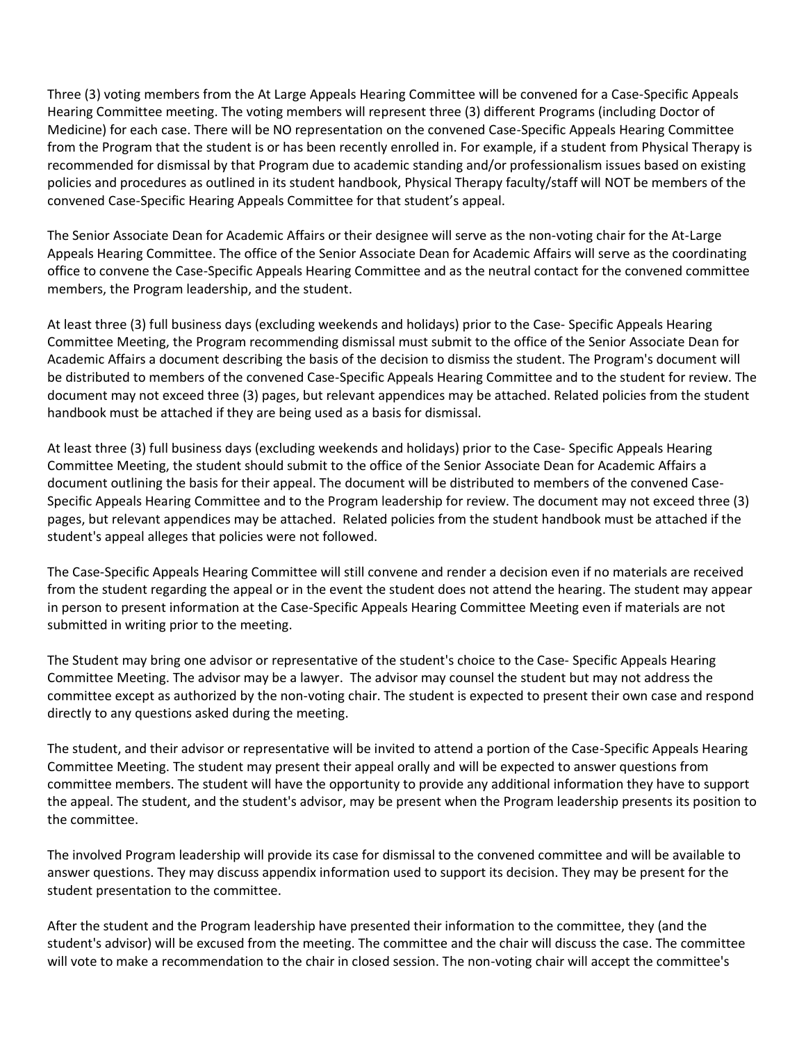Three (3) voting members from the At Large Appeals Hearing Committee will be convened for a Case-Specific Appeals Hearing Committee meeting. The voting members will represent three (3) different Programs (including Doctor of Medicine) for each case. There will be NO representation on the convened Case-Specific Appeals Hearing Committee from the Program that the student is or has been recently enrolled in. For example, if a student from Physical Therapy is recommended for dismissal by that Program due to academic standing and/or professionalism issues based on existing policies and procedures as outlined in its student handbook, Physical Therapy faculty/staff will NOT be members of the convened Case-Specific Hearing Appeals Committee for that student's appeal.

The Senior Associate Dean for Academic Affairs or their designee will serve as the non-voting chair for the At-Large Appeals Hearing Committee. The office of the Senior Associate Dean for Academic Affairs will serve as the coordinating office to convene the Case-Specific Appeals Hearing Committee and as the neutral contact for the convened committee members, the Program leadership, and the student.

At least three (3) full business days (excluding weekends and holidays) prior to the Case- Specific Appeals Hearing Committee Meeting, the Program recommending dismissal must submit to the office of the Senior Associate Dean for Academic Affairs a document describing the basis of the decision to dismiss the student. The Program's document will be distributed to members of the convened Case-Specific Appeals Hearing Committee and to the student for review. The document may not exceed three (3) pages, but relevant appendices may be attached. Related policies from the student handbook must be attached if they are being used as a basis for dismissal.

At least three (3) full business days (excluding weekends and holidays) prior to the Case- Specific Appeals Hearing Committee Meeting, the student should submit to the office of the Senior Associate Dean for Academic Affairs a document outlining the basis for their appeal. The document will be distributed to members of the convened Case-Specific Appeals Hearing Committee and to the Program leadership for review. The document may not exceed three (3) pages, but relevant appendices may be attached. Related policies from the student handbook must be attached if the student's appeal alleges that policies were not followed.

The Case-Specific Appeals Hearing Committee will still convene and render a decision even if no materials are received from the student regarding the appeal or in the event the student does not attend the hearing. The student may appear in person to present information at the Case-Specific Appeals Hearing Committee Meeting even if materials are not submitted in writing prior to the meeting.

The Student may bring one advisor or representative of the student's choice to the Case- Specific Appeals Hearing Committee Meeting. The advisor may be a lawyer. The advisor may counsel the student but may not address the committee except as authorized by the non-voting chair. The student is expected to present their own case and respond directly to any questions asked during the meeting.

The student, and their advisor or representative will be invited to attend a portion of the Case-Specific Appeals Hearing Committee Meeting. The student may present their appeal orally and will be expected to answer questions from committee members. The student will have the opportunity to provide any additional information they have to support the appeal. The student, and the student's advisor, may be present when the Program leadership presents its position to the committee.

The involved Program leadership will provide its case for dismissal to the convened committee and will be available to answer questions. They may discuss appendix information used to support its decision. They may be present for the student presentation to the committee.

After the student and the Program leadership have presented their information to the committee, they (and the student's advisor) will be excused from the meeting. The committee and the chair will discuss the case. The committee will vote to make a recommendation to the chair in closed session. The non-voting chair will accept the committee's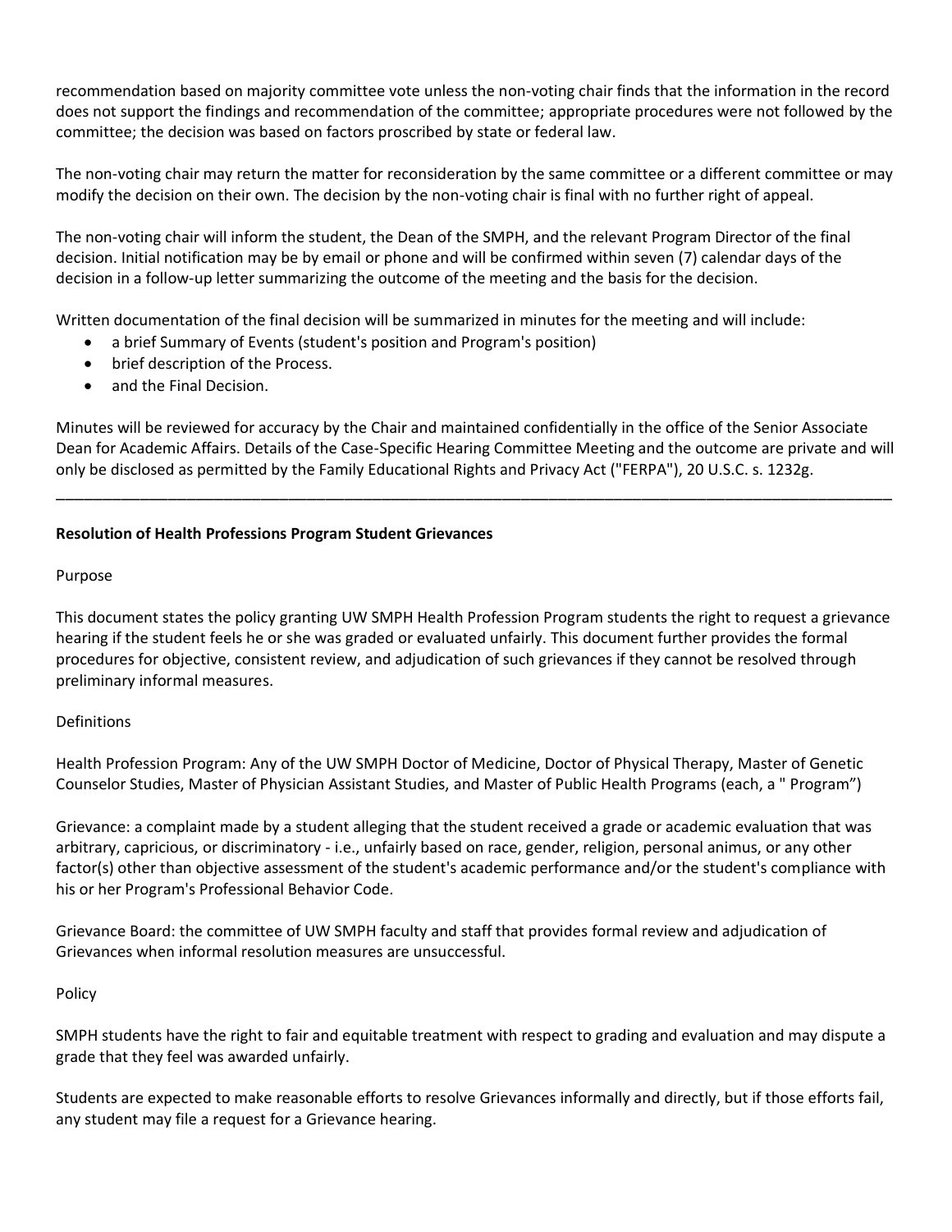recommendation based on majority committee vote unless the non-voting chair finds that the information in the record does not support the findings and recommendation of the committee; appropriate procedures were not followed by the committee; the decision was based on factors proscribed by state or federal law.

The non-voting chair may return the matter for reconsideration by the same committee or a different committee or may modify the decision on their own. The decision by the non-voting chair is final with no further right of appeal.

The non-voting chair will inform the student, the Dean of the SMPH, and the relevant Program Director of the final decision. Initial notification may be by email or phone and will be confirmed within seven (7) calendar days of the decision in a follow-up letter summarizing the outcome of the meeting and the basis for the decision.

Written documentation of the final decision will be summarized in minutes for the meeting and will include:

- a brief Summary of Events (student's position and Program's position)
- brief description of the Process.
- and the Final Decision.

Minutes will be reviewed for accuracy by the Chair and maintained confidentially in the office of the Senior Associate Dean for Academic Affairs. Details of the Case-Specific Hearing Committee Meeting and the outcome are private and will only be disclosed as permitted by the Family Educational Rights and Privacy Act ("FERPA"), 20 U.S.C. s. 1232g.

---

**Resolution of Health Professions Program Student Grievances**

Purpose

This document states the policy granting UW SMPH Health Profession Program students the right to request a grievance hearing if the student feels he or she was graded or evaluated unfairly. This document further provides the formal procedures for objective, consistent review, and adjudication of such grievances if they cannot be resolved through preliminary informal measures.

Definitions

Health Profession Program: Any of the UW SMPH Doctor of Medicine, Doctor of Physical Therapy, Master of Genetic Counselor Studies, Master of Physician Assistant Studies, and Master of Public Health Programs (each, a " Program")

Grievance: a complaint made by a student alleging that the student received a grade or academic evaluation that was arbitrary, capricious, or discriminatory - i.e., unfairly based on race, gender, religion, personal animus, or any other factor(s) other than objective assessment of the student's academic performance and/or the student's compliance with his or her Program's Professional Behavior Code.

Grievance Board: the committee of UW SMPH faculty and staff that provides formal review and adjudication of Grievances when informal resolution measures are unsuccessful.

Policy

SMPH students have the right to fair and equitable treatment with respect to grading and evaluation and may dispute a grade that they feel was awarded unfairly.

Students are expected to make reasonable efforts to resolve Grievances informally and directly, but if those efforts fail, any student may file a request for a Grievance hearing.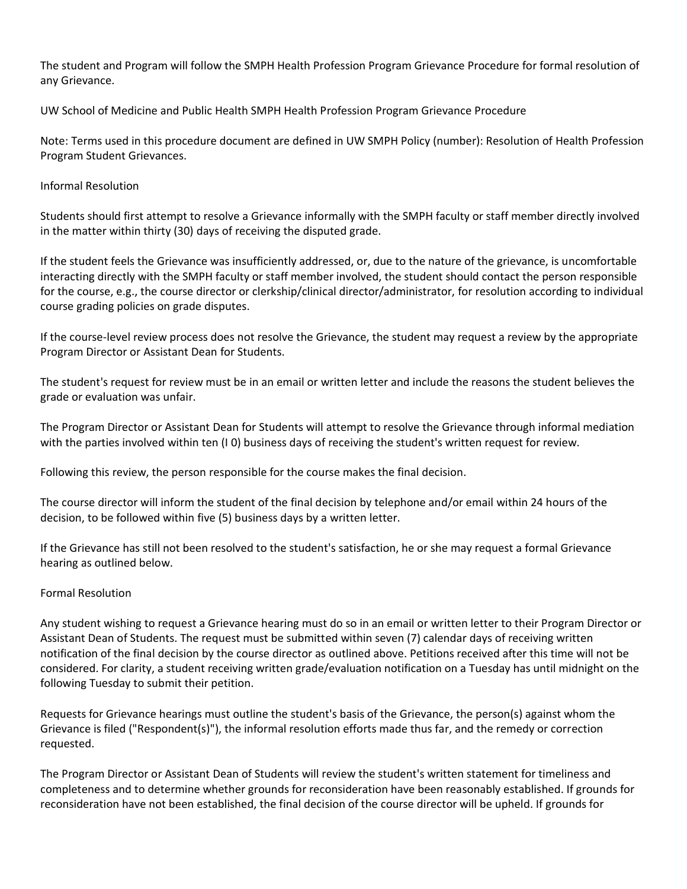The student and Program will follow the SMPH Health Profession Program Grievance Procedure for formal resolution of any Grievance.

UW School of Medicine and Public Health SMPH Health Profession Program Grievance Procedure

Note: Terms used in this procedure document are defined in UW SMPH Policy (number): Resolution of Health Profession Program Student Grievances.

## Informal Resolution

Students should first attempt to resolve a Grievance informally with the SMPH faculty or staff member directly involved in the matter within thirty (30) days of receiving the disputed grade.

If the student feels the Grievance was insufficiently addressed, or, due to the nature of the grievance, is uncomfortable interacting directly with the SMPH faculty or staff member involved, the student should contact the person responsible for the course, e.g., the course director or clerkship/clinical director/administrator, for resolution according to individual course grading policies on grade disputes.

If the course-level review process does not resolve the Grievance, the student may request a review by the appropriate Program Director or Assistant Dean for Students.

The student's request for review must be in an email or written letter and include the reasons the student believes the grade or evaluation was unfair.

The Program Director or Assistant Dean for Students will attempt to resolve the Grievance through informal mediation with the parties involved within ten (I 0) business days of receiving the student's written request for review.

Following this review, the person responsible for the course makes the final decision.

The course director will inform the student of the final decision by telephone and/or email within 24 hours of the decision, to be followed within five (5) business days by a written letter.

If the Grievance has still not been resolved to the student's satisfaction, he or she may request a formal Grievance hearing as outlined below.

## Formal Resolution

Any student wishing to request a Grievance hearing must do so in an email or written letter to their Program Director or Assistant Dean of Students. The request must be submitted within seven (7) calendar days of receiving written notification of the final decision by the course director as outlined above. Petitions received after this time will not be considered. For clarity, a student receiving written grade/evaluation notification on a Tuesday has until midnight on the following Tuesday to submit their petition.

Requests for Grievance hearings must outline the student's basis of the Grievance, the person(s) against whom the Grievance is filed ("Respondent(s)"), the informal resolution efforts made thus far, and the remedy or correction requested.

The Program Director or Assistant Dean of Students will review the student's written statement for timeliness and completeness and to determine whether grounds for reconsideration have been reasonably established. If grounds for reconsideration have not been established, the final decision of the course director will be upheld. If grounds for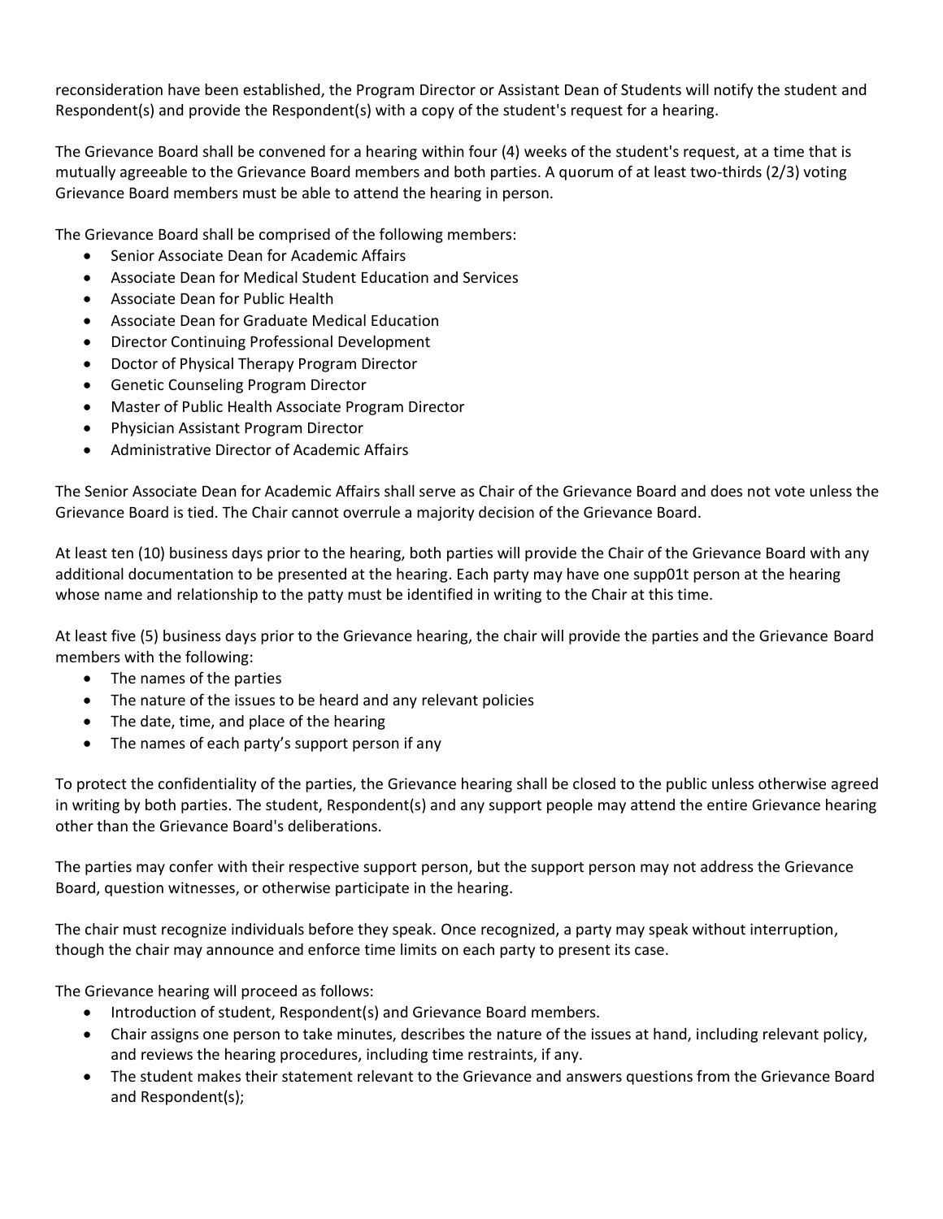reconsideration have been established, the Program Director or Assistant Dean of Students will notify the student and Respondent(s) and provide the Respondent(s) with a copy of the student's request for a hearing.

The Grievance Board shall be convened for a hearing within four (4) weeks of the student's request, at a time that is mutually agreeable to the Grievance Board members and both parties. A quorum of at least two-thirds (2/3) voting Grievance Board members must be able to attend the hearing in person.

The Grievance Board shall be comprised of the following members:

- Senior Associate Dean for Academic Affairs
- Associate Dean for Medical Student Education and Services
- Associate Dean for Public Health
- Associate Dean for Graduate Medical Education
- Director Continuing Professional Development
- Doctor of Physical Therapy Program Director
- Genetic Counseling Program Director
- Master of Public Health Associate Program Director
- Physician Assistant Program Director
- Administrative Director of Academic Affairs

The Senior Associate Dean for Academic Affairs shall serve as Chair of the Grievance Board and does not vote unless the Grievance Board is tied. The Chair cannot overrule a majority decision of the Grievance Board.

At least ten (10) business days prior to the hearing, both parties will provide the Chair of the Grievance Board with any additional documentation to be presented at the hearing. Each party may have one supp01t person at the hearing whose name and relationship to the patty must be identified in writing to the Chair at this time.

At least five (5) business days prior to the Grievance hearing, the chair will provide the parties and the Grievance Board members with the following:

- The names of the parties
- The nature of the issues to be heard and any relevant policies
- The date, time, and place of the hearing
- The names of each party's support person if any

To protect the confidentiality of the parties, the Grievance hearing shall be closed to the public unless otherwise agreed in writing by both parties. The student, Respondent(s) and any support people may attend the entire Grievance hearing other than the Grievance Board's deliberations.

The parties may confer with their respective support person, but the support person may not address the Grievance Board, question witnesses, or otherwise participate in the hearing.

The chair must recognize individuals before they speak. Once recognized, a party may speak without interruption, though the chair may announce and enforce time limits on each party to present its case.

The Grievance hearing will proceed as follows:

- Introduction of student, Respondent(s) and Grievance Board members.
- Chair assigns one person to take minutes, describes the nature of the issues at hand, including relevant policy, and reviews the hearing procedures, including time restraints, if any.
- The student makes their statement relevant to the Grievance and answers questions from the Grievance Board and Respondent(s);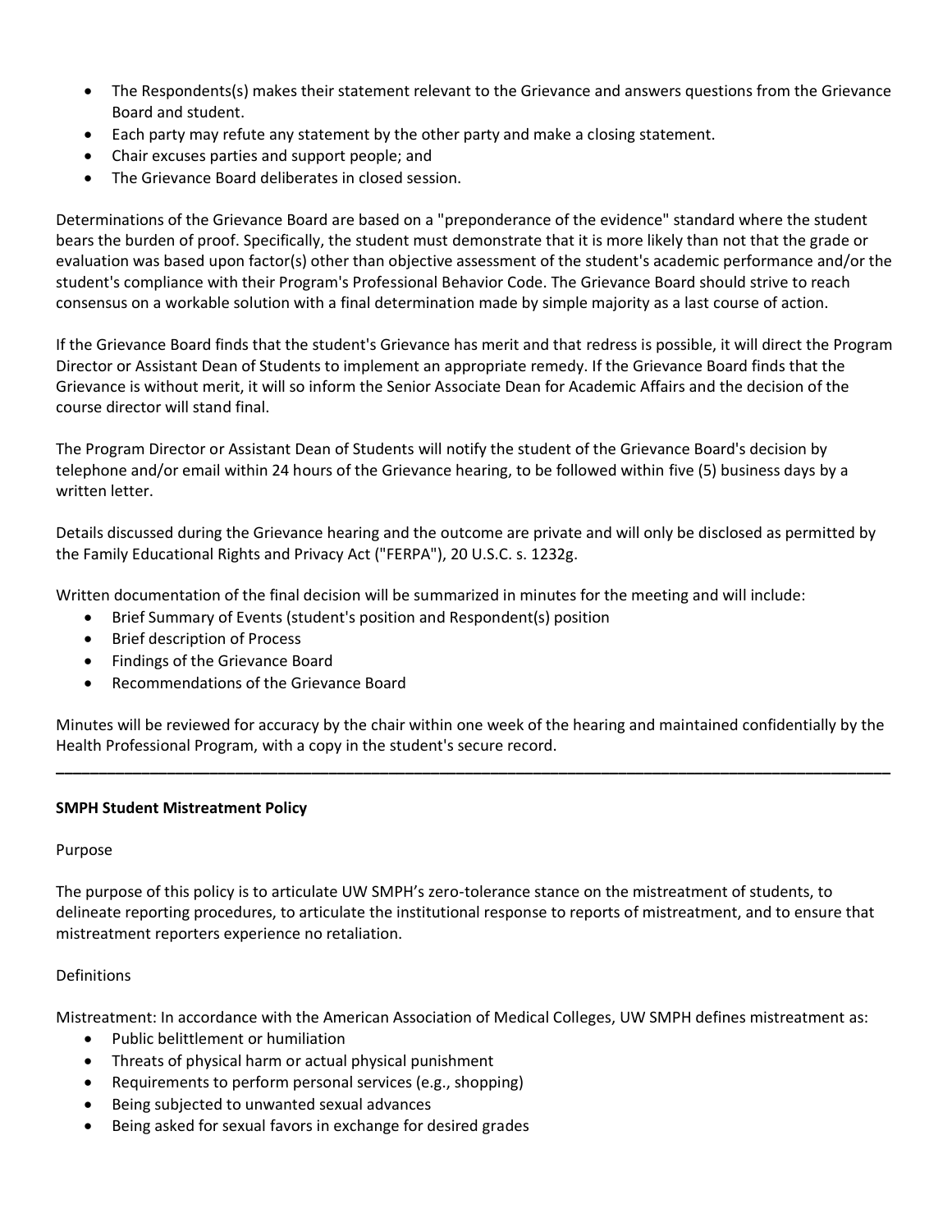- The Respondents(s) makes their statement relevant to the Grievance and answers questions from the Grievance Board and student.
- Each party may refute any statement by the other party and make a closing statement.
- Chair excuses parties and support people; and
- The Grievance Board deliberates in closed session.

Determinations of the Grievance Board are based on a "preponderance of the evidence" standard where the student bears the burden of proof. Specifically, the student must demonstrate that it is more likely than not that the grade or evaluation was based upon factor(s) other than objective assessment of the student's academic performance and/or the student's compliance with their Program's Professional Behavior Code. The Grievance Board should strive to reach consensus on a workable solution with a final determination made by simple majority as a last course of action.

If the Grievance Board finds that the student's Grievance has merit and that redress is possible, it will direct the Program Director or Assistant Dean of Students to implement an appropriate remedy. If the Grievance Board finds that the Grievance is without merit, it will so inform the Senior Associate Dean for Academic Affairs and the decision of the course director will stand final.

The Program Director or Assistant Dean of Students will notify the student of the Grievance Board's decision by telephone and/or email within 24 hours of the Grievance hearing, to be followed within five (5) business days by a written letter.

Details discussed during the Grievance hearing and the outcome are private and will only be disclosed as permitted by the Family Educational Rights and Privacy Act ("FERPA"), 20 U.S.C. s. 1232g.

Written documentation of the final decision will be summarized in minutes for the meeting and will include:

- Brief Summary of Events (student's position and Respondent(s) position
- Brief description of Process
- Findings of the Grievance Board
- Recommendations of the Grievance Board

Minutes will be reviewed for accuracy by the chair within one week of the hearing and maintained confidentially by the Health Professional Program, with a copy in the student's secure record.

---

**SMPH Student Mistreatment Policy**

Purpose

The purpose of this policy is to articulate UW SMPH's zero-tolerance stance on the mistreatment of students, to delineate reporting procedures, to articulate the institutional response to reports of mistreatment, and to ensure that mistreatment reporters experience no retaliation.

Definitions

Mistreatment: In accordance with the American Association of Medical Colleges, UW SMPH defines mistreatment as:

- Public belittlement or humiliation
- Threats of physical harm or actual physical punishment
- Requirements to perform personal services (e.g., shopping)
- Being subjected to unwanted sexual advances
- Being asked for sexual favors in exchange for desired grades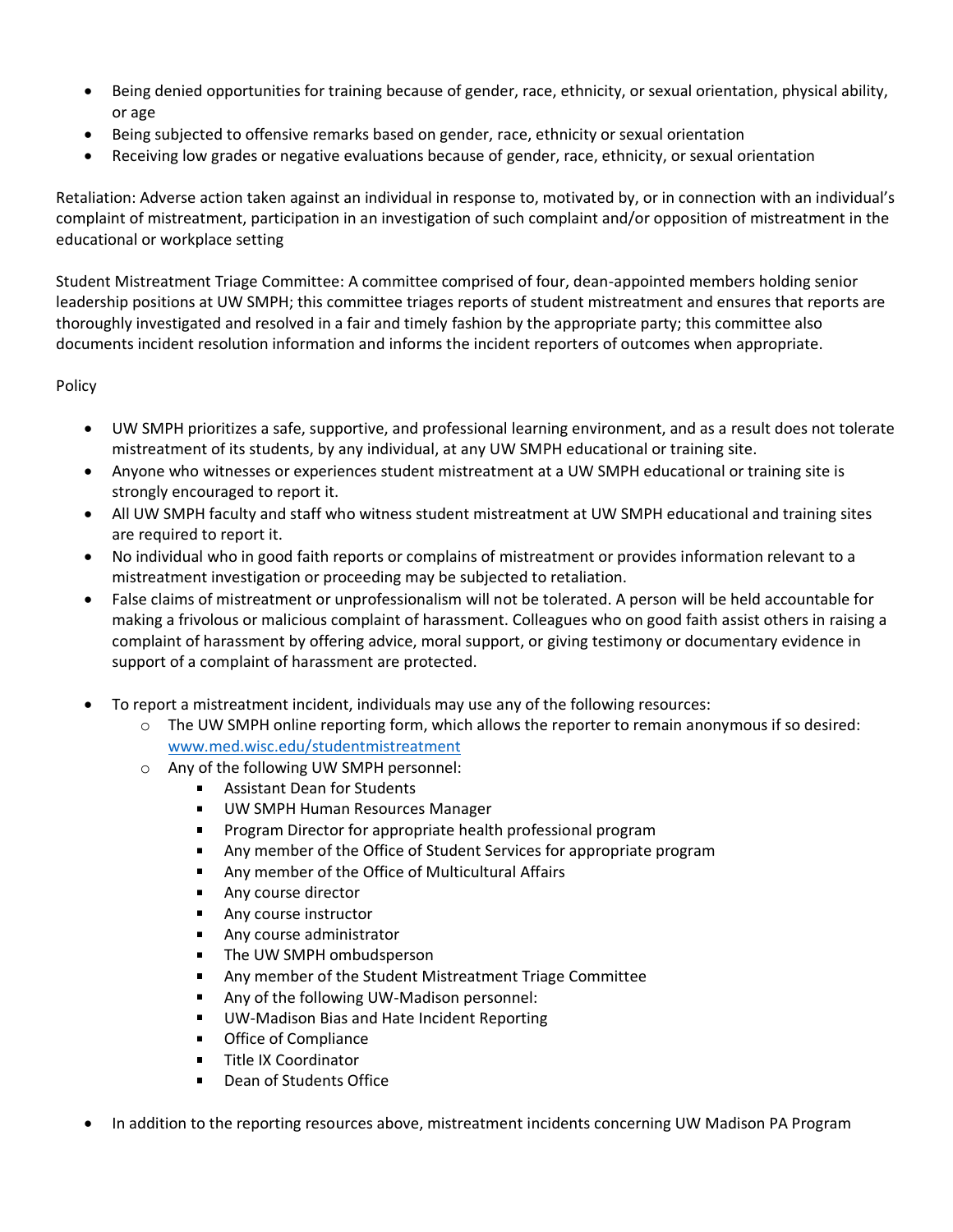- Being denied opportunities for training because of gender, race, ethnicity, or sexual orientation, physical ability, or age
- Being subjected to offensive remarks based on gender, race, ethnicity or sexual orientation
- Receiving low grades or negative evaluations because of gender, race, ethnicity, or sexual orientation

Retaliation: Adverse action taken against an individual in response to, motivated by, or in connection with an individual's complaint of mistreatment, participation in an investigation of such complaint and/or opposition of mistreatment in the educational or workplace setting

Student Mistreatment Triage Committee: A committee comprised of four, dean-appointed members holding senior leadership positions at UW SMPH; this committee triages reports of student mistreatment and ensures that reports are thoroughly investigated and resolved in a fair and timely fashion by the appropriate party; this committee also documents incident resolution information and informs the incident reporters of outcomes when appropriate.

Policy

- UW SMPH prioritizes a safe, supportive, and professional learning environment, and as a result does not tolerate mistreatment of its students, by any individual, at any UW SMPH educational or training site.
- Anyone who witnesses or experiences student mistreatment at a UW SMPH educational or training site is strongly encouraged to report it.
- All UW SMPH faculty and staff who witness student mistreatment at UW SMPH educational and training sites are required to report it.
- No individual who in good faith reports or complains of mistreatment or provides information relevant to a mistreatment investigation or proceeding may be subjected to retaliation.
- False claims of mistreatment or unprofessionalism will not be tolerated. A person will be held accountable for making a frivolous or malicious complaint of harassment. Colleagues who on good faith assist others in raising a complaint of harassment by offering advice, moral support, or giving testimony or documentary evidence in support of a complaint of harassment are protected.

- To report a mistreatment incident, individuals may use any of the following resources:
  - The UW SMPH online reporting form, which allows the reporter to remain anonymous if so desired: [www.med.wisc.edu/studentmistreatment](http://www.med.wisc.edu/studentmistreatment)
  - Any of the following UW SMPH personnel:
    - Assistant Dean for Students
    - UW SMPH Human Resources Manager
    - Program Director for appropriate health professional program
    - Any member of the Office of Student Services for appropriate program
    - Any member of the Office of Multicultural Affairs
    - Any course director
    - Any course instructor
    - Any course administrator
    - The UW SMPH ombudsperson
    - Any member of the Student Mistreatment Triage Committee
    - Any of the following UW-Madison personnel:
    - UW-Madison Bias and Hate Incident Reporting
    - Office of Compliance
    - Title IX Coordinator
    - Dean of Students Office

- In addition to the reporting resources above, mistreatment incidents concerning UW Madison PA Program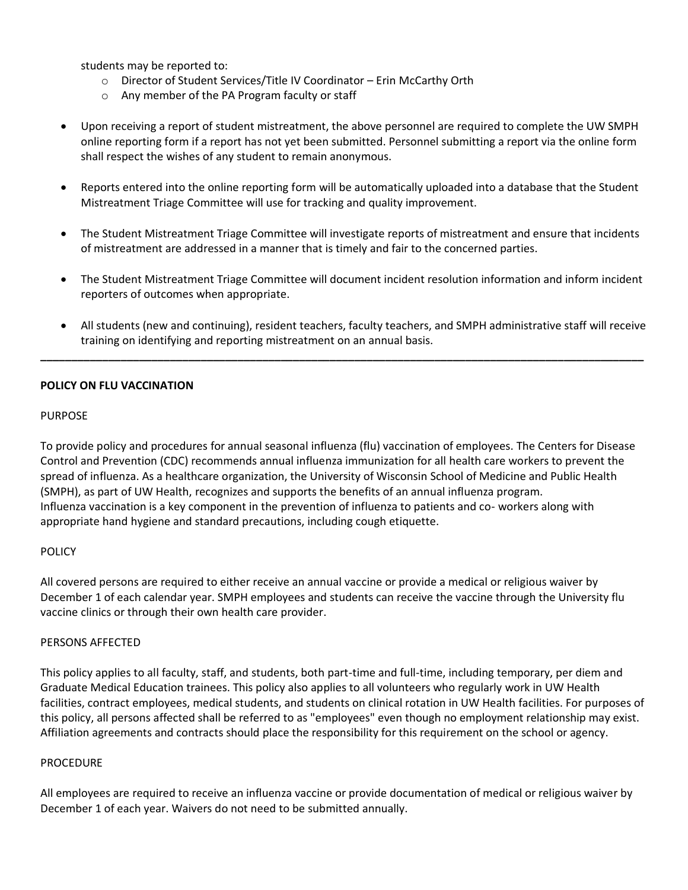students may be reported to:

- Director of Student Services/Title IV Coordinator – Erin McCarthy Orth
- Any member of the PA Program faculty or staff

- Upon receiving a report of student mistreatment, the above personnel are required to complete the UW SMPH online reporting form if a report has not yet been submitted. Personnel submitting a report via the online form shall respect the wishes of any student to remain anonymous.

- Reports entered into the online reporting form will be automatically uploaded into a database that the Student Mistreatment Triage Committee will use for tracking and quality improvement.

- The Student Mistreatment Triage Committee will investigate reports of mistreatment and ensure that incidents of mistreatment are addressed in a manner that is timely and fair to the concerned parties.

- The Student Mistreatment Triage Committee will document incident resolution information and inform incident reporters of outcomes when appropriate.

- All students (new and continuing), resident teachers, faculty teachers, and SMPH administrative staff will receive training on identifying and reporting mistreatment on an annual basis.

---

**POLICY ON FLU VACCINATION**

PURPOSE

To provide policy and procedures for annual seasonal influenza (flu) vaccination of employees. The Centers for Disease Control and Prevention (CDC) recommends annual influenza immunization for all health care workers to prevent the spread of influenza. As a healthcare organization, the University of Wisconsin School of Medicine and Public Health (SMPH), as part of UW Health, recognizes and supports the benefits of an annual influenza program. Influenza vaccination is a key component in the prevention of influenza to patients and co- workers along with appropriate hand hygiene and standard precautions, including cough etiquette.

POLICY

All covered persons are required to either receive an annual vaccine or provide a medical or religious waiver by December 1 of each calendar year. SMPH employees and students can receive the vaccine through the University flu vaccine clinics or through their own health care provider.

PERSONS AFFECTED

This policy applies to all faculty, staff, and students, both part-time and full-time, including temporary, per diem and Graduate Medical Education trainees. This policy also applies to all volunteers who regularly work in UW Health facilities, contract employees, medical students, and students on clinical rotation in UW Health facilities. For purposes of this policy, all persons affected shall be referred to as "employees" even though no employment relationship may exist. Affiliation agreements and contracts should place the responsibility for this requirement on the school or agency.

PROCEDURE

All employees are required to receive an influenza vaccine or provide documentation of medical or religious waiver by December 1 of each year. Waivers do not need to be submitted annually.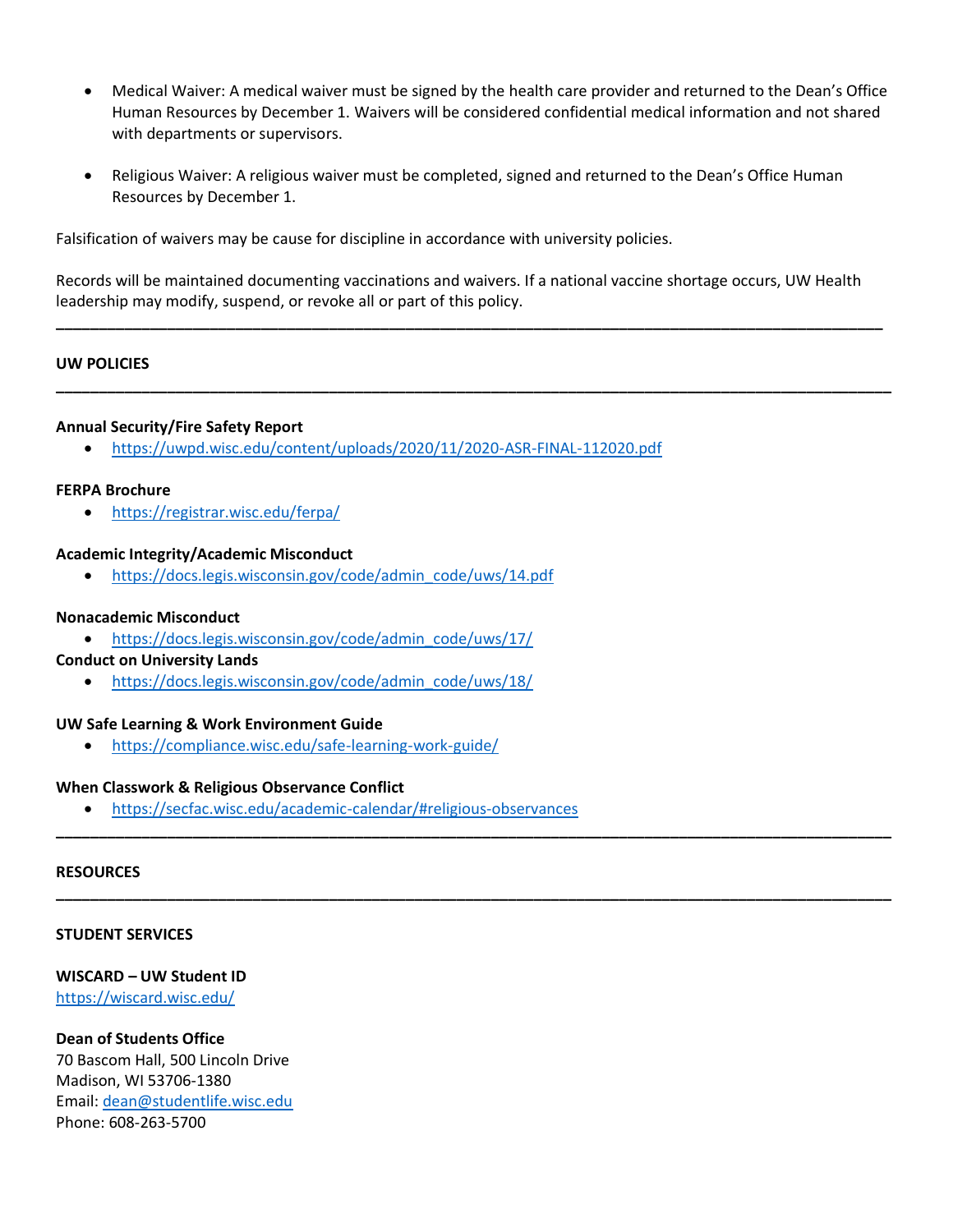- Medical Waiver: A medical waiver must be signed by the health care provider and returned to the Dean's Office Human Resources by December 1. Waivers will be considered confidential medical information and not shared with departments or supervisors.

- Religious Waiver: A religious waiver must be completed, signed and returned to the Dean's Office Human Resources by December 1.

Falsification of waivers may be cause for discipline in accordance with university policies.

Records will be maintained documenting vaccinations and waivers. If a national vaccine shortage occurs, UW Health leadership may modify, suspend, or revoke all or part of this policy.

---

## UW POLICIES

---

**Annual Security/Fire Safety Report**

- https://uwpd.wisc.edu/content/uploads/2020/11/2020-ASR-FINAL-112020.pdf

**FERPA Brochure**

- https://registrar.wisc.edu/ferpa/

**Academic Integrity/Academic Misconduct**

- https://docs.legis.wisconsin.gov/code/admin_code/uws/14.pdf

**Nonacademic Misconduct**

- https://docs.legis.wisconsin.gov/code/admin_code/uws/17/

**Conduct on University Lands**

- https://docs.legis.wisconsin.gov/code/admin_code/uws/18/

**UW Safe Learning & Work Environment Guide**

- https://compliance.wisc.edu/safe-learning-work-guide/

**When Classwork & Religious Observance Conflict**

- https://secfac.wisc.edu/academic-calendar/#religious-observances

---

## RESOURCES

---

### STUDENT SERVICES

**WISCARD – UW Student ID**
https://wiscard.wisc.edu/

**Dean of Students Office**
70 Bascom Hall, 500 Lincoln Drive
Madison, WI 53706-1380
Email: dean@studentlife.wisc.edu
Phone: 608-263-5700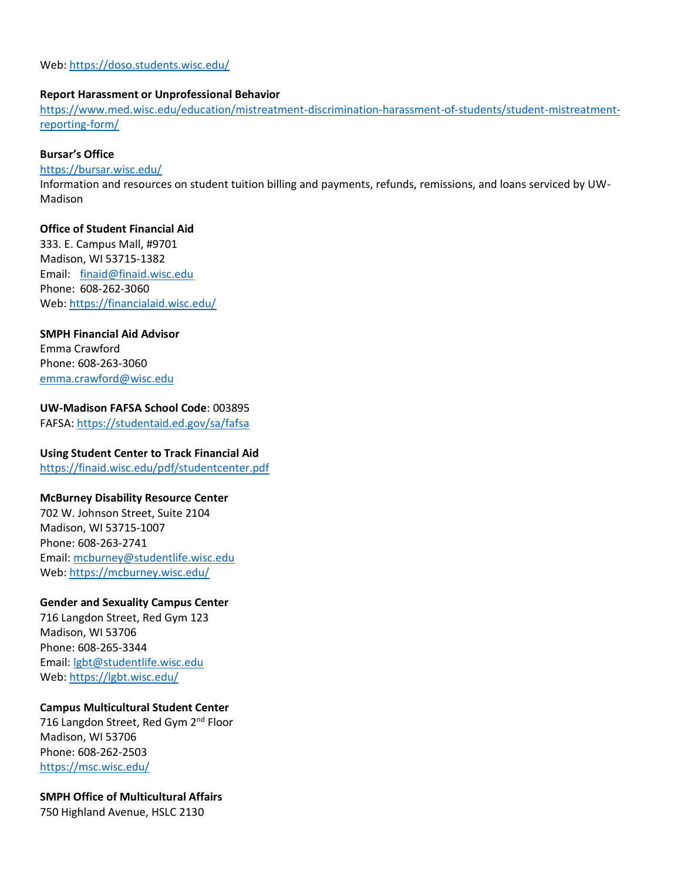Web: https://doso.students.wisc.edu/

**Report Harassment or Unprofessional Behavior**
https://www.med.wisc.edu/education/mistreatment-discrimination-harassment-of-students/student-mistreatment-reporting-form/

**Bursar's Office**
https://bursar.wisc.edu/
Information and resources on student tuition billing and payments, refunds, remissions, and loans serviced by UW-Madison

**Office of Student Financial Aid**
333. E. Campus Mall, #9701
Madison, WI 53715-1382
Email: finaid@finaid.wisc.edu
Phone: 608-262-3060
Web: https://financialaid.wisc.edu/

**SMPH Financial Aid Advisor**
Emma Crawford
Phone: 608-263-3060
emma.crawford@wisc.edu

**UW-Madison FAFSA School Code**: 003895
FAFSA: https://studentaid.ed.gov/sa/fafsa

**Using Student Center to Track Financial Aid**
https://finaid.wisc.edu/pdf/studentcenter.pdf

**McBurney Disability Resource Center**
702 W. Johnson Street, Suite 2104
Madison, WI 53715-1007
Phone: 608-263-2741
Email: mcburney@studentlife.wisc.edu
Web: https://mcburney.wisc.edu/

**Gender and Sexuality Campus Center**
716 Langdon Street, Red Gym 123
Madison, WI 53706
Phone: 608-265-3344
Email: lgbt@studentlife.wisc.edu
Web: https://lgbt.wisc.edu/

**Campus Multicultural Student Center**
716 Langdon Street, Red Gym 2nd Floor
Madison, WI 53706
Phone: 608-262-2503
https://msc.wisc.edu/

**SMPH Office of Multicultural Affairs**
750 Highland Avenue, HSLC 2130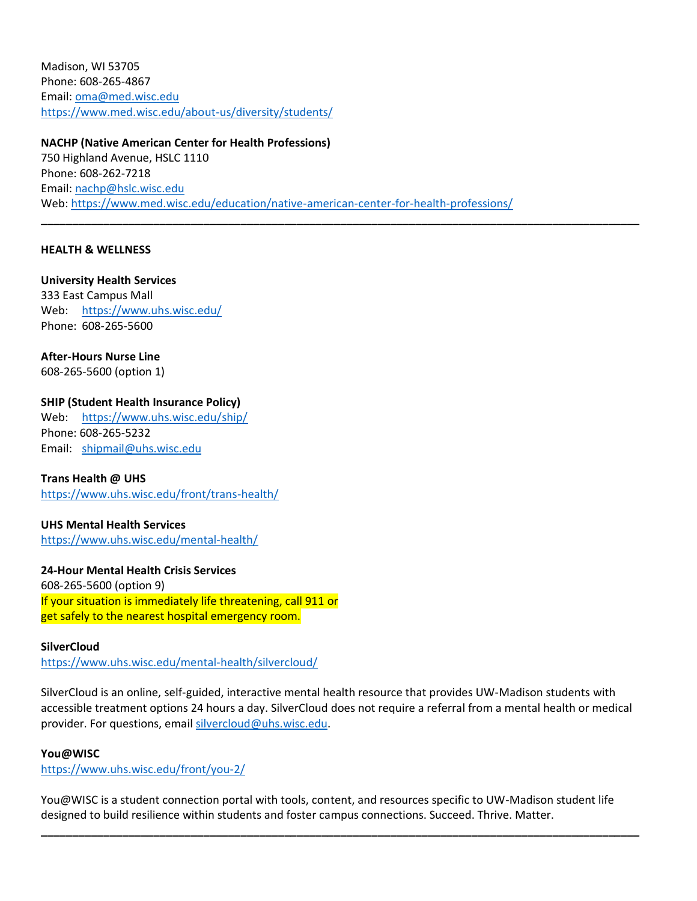Madison, WI 53705
Phone: 608-265-4867
Email: oma@med.wisc.edu
https://www.med.wisc.edu/about-us/diversity/students/

**NACHP (Native American Center for Health Professions)**
750 Highland Avenue, HSLC 1110
Phone: 608-262-7218
Email: nachp@hslc.wisc.edu
Web: https://www.med.wisc.edu/education/native-american-center-for-health-professions/

---

**HEALTH & WELLNESS**

**University Health Services**
333 East Campus Mall
Web: https://www.uhs.wisc.edu/
Phone: 608-265-5600

**After-Hours Nurse Line**
608-265-5600 (option 1)

**SHIP (Student Health Insurance Policy)**
Web: https://www.uhs.wisc.edu/ship/
Phone: 608-265-5232
Email: shipmail@uhs.wisc.edu

**Trans Health @ UHS**
https://www.uhs.wisc.edu/front/trans-health/

**UHS Mental Health Services**
https://www.uhs.wisc.edu/mental-health/

**24-Hour Mental Health Crisis Services**
608-265-5600 (option 9)
If your situation is immediately life threatening, call 911 or get safely to the nearest hospital emergency room.

**SilverCloud**
https://www.uhs.wisc.edu/mental-health/silvercloud/

SilverCloud is an online, self-guided, interactive mental health resource that provides UW-Madison students with accessible treatment options 24 hours a day. SilverCloud does not require a referral from a mental health or medical provider. For questions, email silvercloud@uhs.wisc.edu.

**You@WISC**
https://www.uhs.wisc.edu/front/you-2/

You@WISC is a student connection portal with tools, content, and resources specific to UW-Madison student life designed to build resilience within students and foster campus connections. Succeed. Thrive. Matter.

---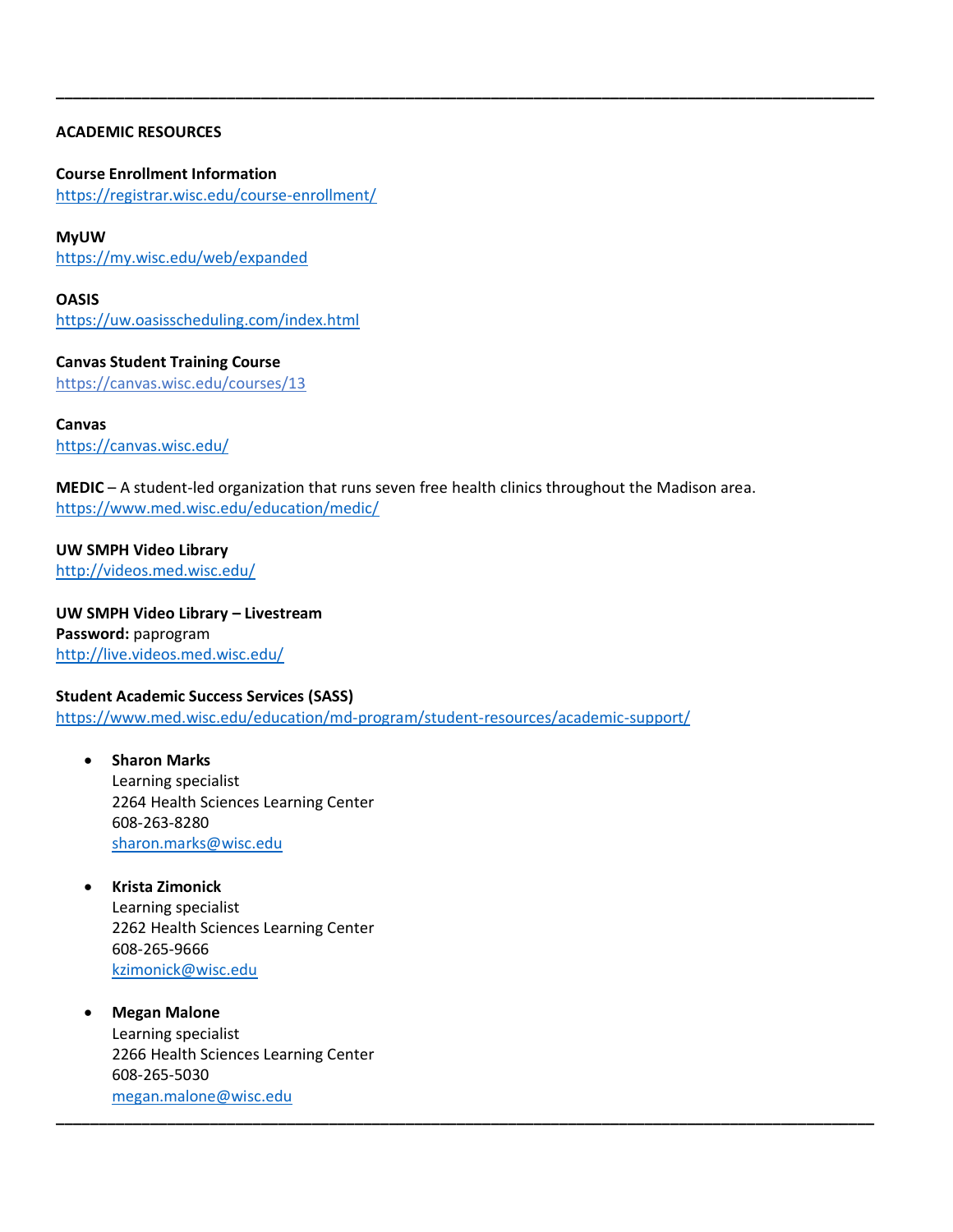---

**ACADEMIC RESOURCES**

**Course Enrollment Information**
https://registrar.wisc.edu/course-enrollment/

**MyUW**
https://my.wisc.edu/web/expanded

**OASIS**
https://uw.oasisscheduling.com/index.html

**Canvas Student Training Course**
https://canvas.wisc.edu/courses/13

**Canvas**
https://canvas.wisc.edu/

**MEDIC** – A student-led organization that runs seven free health clinics throughout the Madison area.
https://www.med.wisc.edu/education/medic/

**UW SMPH Video Library**
http://videos.med.wisc.edu/

**UW SMPH Video Library – Livestream**
**Password:** paprogram
http://live.videos.med.wisc.edu/

**Student Academic Success Services (SASS)**
https://www.med.wisc.edu/education/md-program/student-resources/academic-support/

- **Sharon Marks**
  Learning specialist
  2264 Health Sciences Learning Center
  608-263-8280
  sharon.marks@wisc.edu

- **Krista Zimonick**
  Learning specialist
  2262 Health Sciences Learning Center
  608-265-9666
  kzimonick@wisc.edu

- **Megan Malone**
  Learning specialist
  2266 Health Sciences Learning Center
  608-265-5030
  megan.malone@wisc.edu

---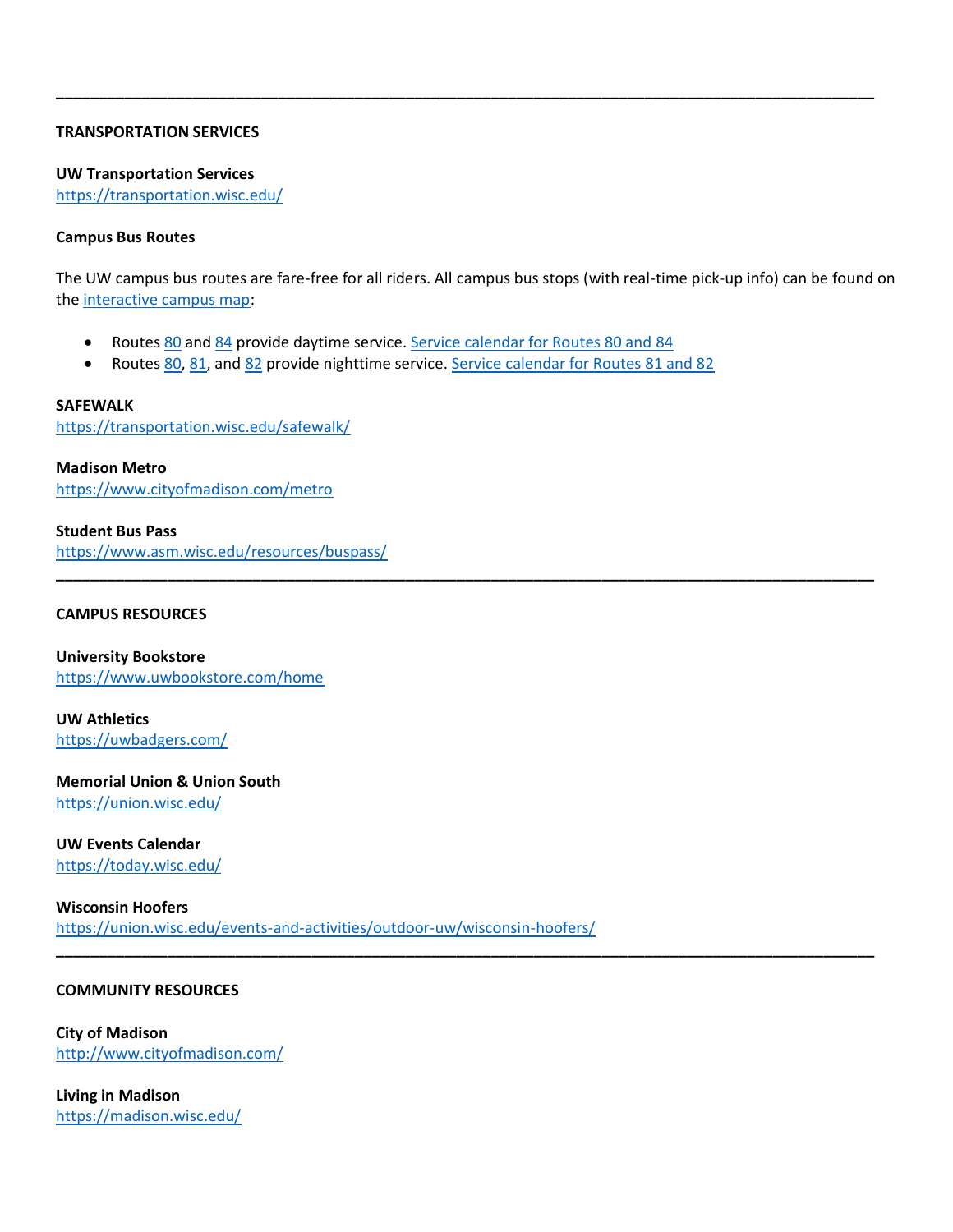---

## TRANSPORTATION SERVICES

**UW Transportation Services**
https://transportation.wisc.edu/

**Campus Bus Routes**

The UW campus bus routes are fare-free for all riders. All campus bus stops (with real-time pick-up info) can be found on the interactive campus map:

- Routes 80 and 84 provide daytime service. Service calendar for Routes 80 and 84
- Routes 80, 81, and 82 provide nighttime service. Service calendar for Routes 81 and 82

**SAFEWALK**
https://transportation.wisc.edu/safewalk/

**Madison Metro**
https://www.cityofmadison.com/metro

**Student Bus Pass**
https://www.asm.wisc.edu/resources/buspass/

---

## CAMPUS RESOURCES

**University Bookstore**
https://www.uwbookstore.com/home

**UW Athletics**
https://uwbadgers.com/

**Memorial Union & Union South**
https://union.wisc.edu/

**UW Events Calendar**
https://today.wisc.edu/

**Wisconsin Hoofers**
https://union.wisc.edu/events-and-activities/outdoor-uw/wisconsin-hoofers/

---

## COMMUNITY RESOURCES

**City of Madison**
http://www.cityofmadison.com/

**Living in Madison**
https://madison.wisc.edu/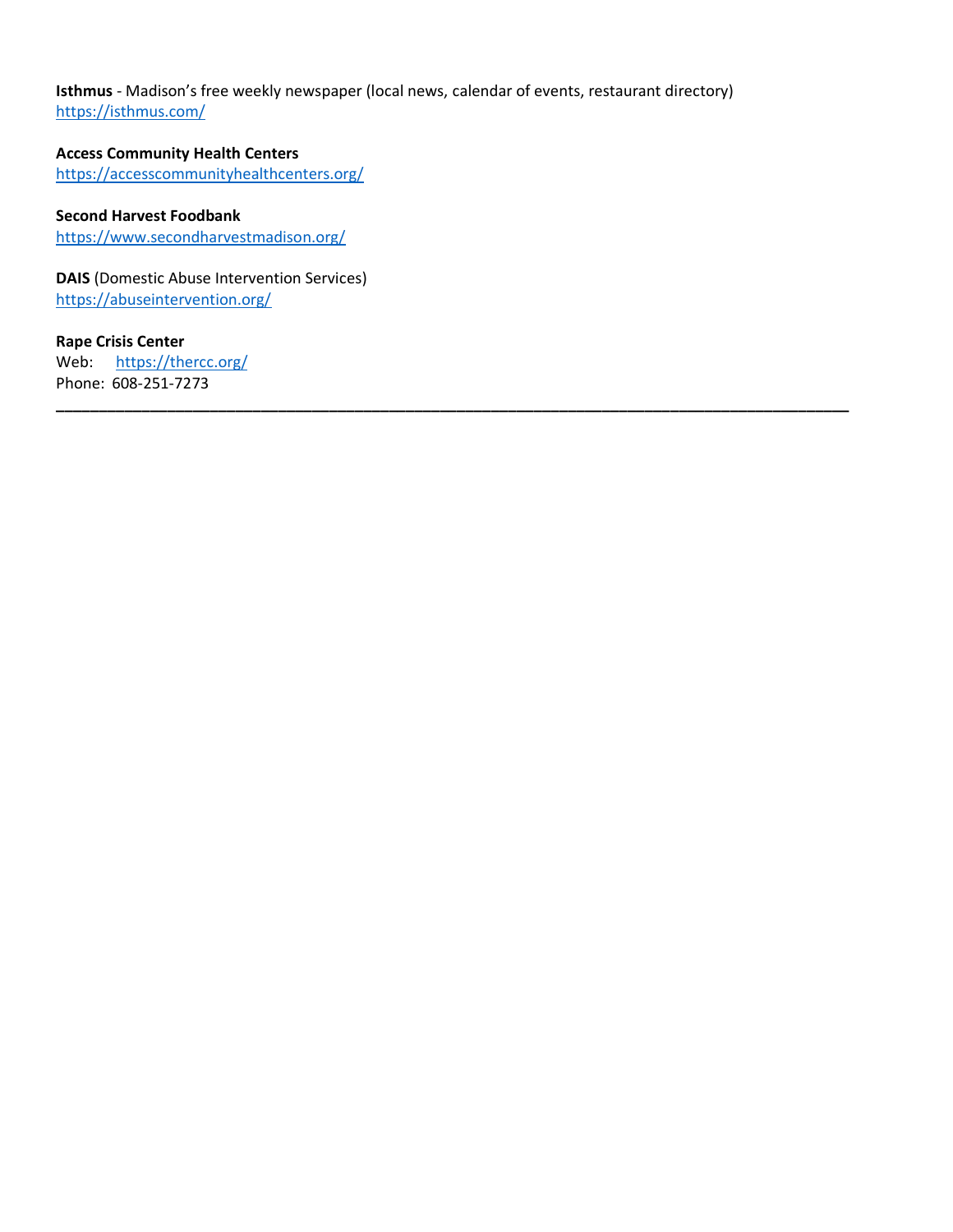**Isthmus** - Madison's free weekly newspaper (local news, calendar of events, restaurant directory)
https://isthmus.com/

**Access Community Health Centers**
https://accesscommunityhealthcenters.org/

**Second Harvest Foodbank**
https://www.secondharvestmadison.org/

**DAIS** (Domestic Abuse Intervention Services)
https://abuseintervention.org/

**Rape Crisis Center**
Web: https://thercc.org/
Phone: 608-251-7273

---